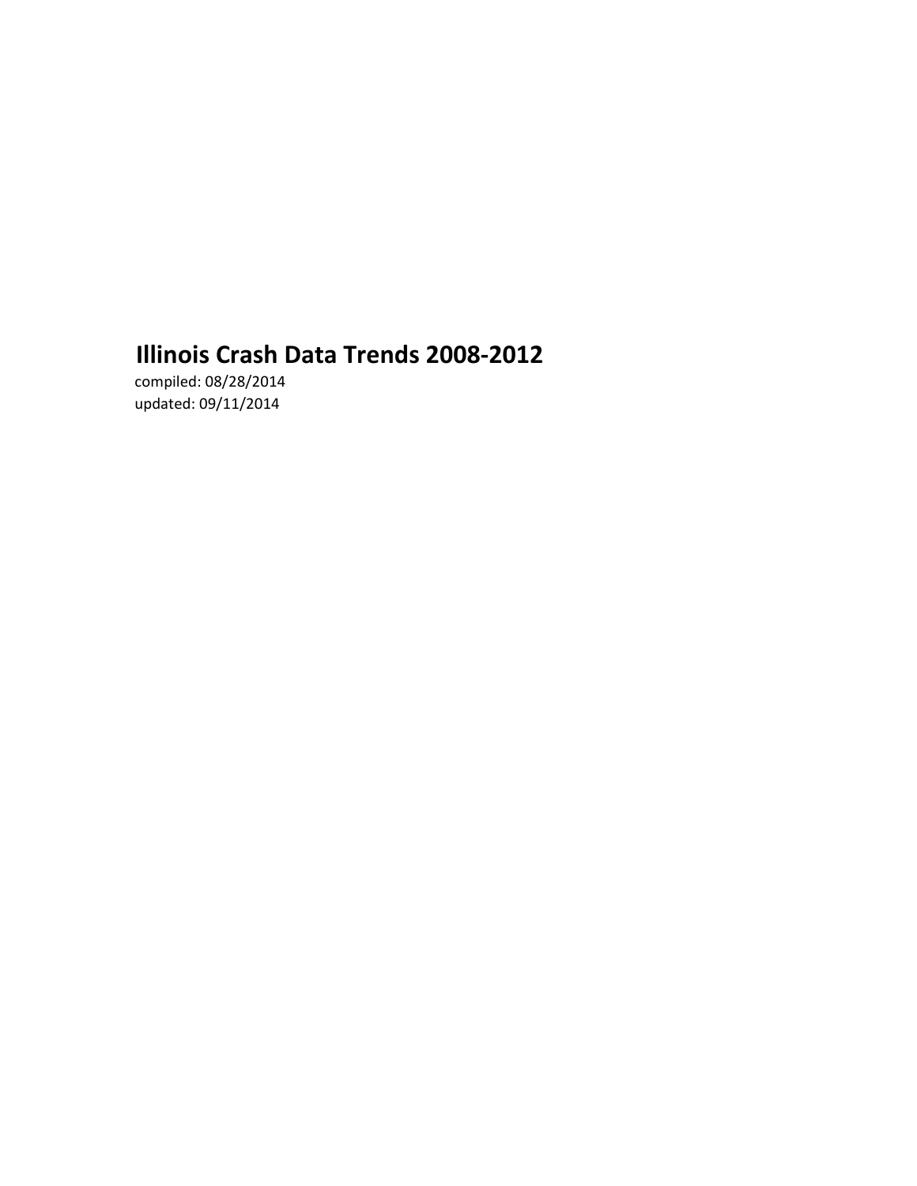# Illinois Crash Data Trends 2008-2012

compiled: 08/28/2014
updated: 09/11/2014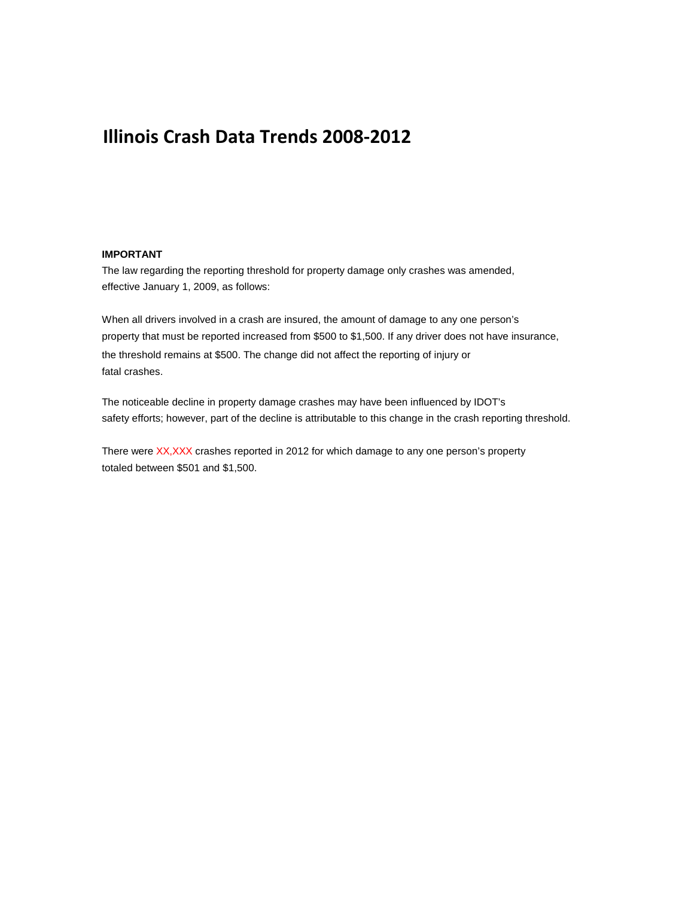# Illinois Crash Data Trends 2008-2012

**IMPORTANT**

The law regarding the reporting threshold for property damage only crashes was amended, effective January 1, 2009, as follows:

When all drivers involved in a crash are insured, the amount of damage to any one person's property that must be reported increased from $500 to $1,500. If any driver does not have insurance, the threshold remains at $500. The change did not affect the reporting of injury or fatal crashes.

The noticeable decline in property damage crashes may have been influenced by IDOT's safety efforts; however, part of the decline is attributable to this change in the crash reporting threshold.

There were XX,XXX crashes reported in 2012 for which damage to any one person's property totaled between $501 and $1,500.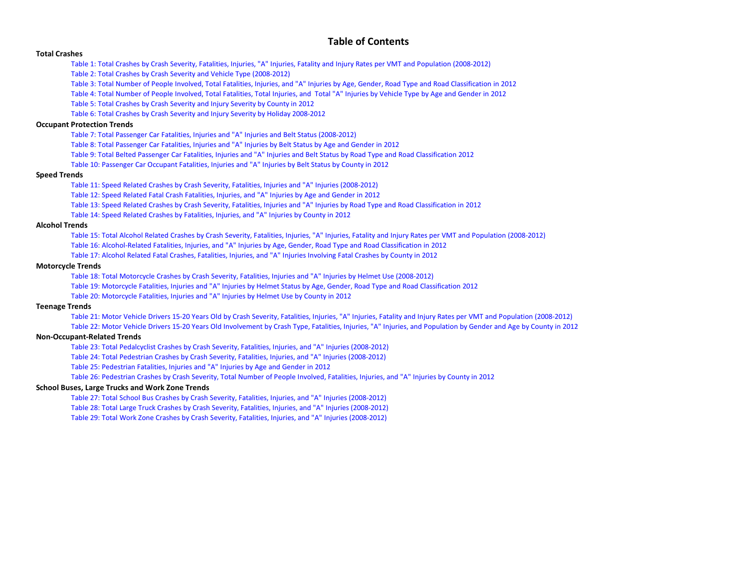# Table of Contents

**Total Crashes**

- Table 1: Total Crashes by Crash Severity, Fatalities, Injuries, "A" Injuries, Fatality and Injury Rates per VMT and Population (2008-2012)
- Table 2: Total Crashes by Crash Severity and Vehicle Type (2008-2012)
- Table 3: Total Number of People Involved, Total Fatalities, Injuries, and "A" Injuries by Age, Gender, Road Type and Road Classification in 2012
- Table 4: Total Number of People Involved, Total Fatalities, Total Injuries, and Total "A" Injuries by Vehicle Type by Age and Gender in 2012
- Table 5: Total Crashes by Crash Severity and Injury Severity by County in 2012
- Table 6: Total Crashes by Crash Severity and Injury Severity by Holiday 2008-2012

**Occupant Protection Trends**

- Table 7: Total Passenger Car Fatalities, Injuries and "A" Injuries and Belt Status (2008-2012)
- Table 8: Total Passenger Car Fatalities, Injuries and "A" Injuries by Belt Status by Age and Gender in 2012
- Table 9: Total Belted Passenger Car Fatalities, Injuries and "A" Injuries and Belt Status by Road Type and Road Classification 2012
- Table 10: Passenger Car Occupant Fatalities, Injuries and "A" Injuries by Belt Status by County in 2012

**Speed Trends**

- Table 11: Speed Related Crashes by Crash Severity, Fatalities, Injuries and "A" Injuries (2008-2012)
- Table 12: Speed Related Fatal Crash Fatalities, Injuries, and "A" Injuries by Age and Gender in 2012
- Table 13: Speed Related Crashes by Crash Severity, Fatalities, Injuries and "A" Injuries by Road Type and Road Classification in 2012
- Table 14: Speed Related Crashes by Fatalities, Injuries, and "A" Injuries by County in 2012

**Alcohol Trends**

- Table 15: Total Alcohol Related Crashes by Crash Severity, Fatalities, Injuries, "A" Injuries, Fatality and Injury Rates per VMT and Population (2008-2012)
- Table 16: Alcohol-Related Fatalities, Injuries, and "A" Injuries by Age, Gender, Road Type and Road Classification in 2012
- Table 17: Alcohol Related Fatal Crashes, Fatalities, Injuries, and "A" Injuries Involving Fatal Crashes by County in 2012

**Motorcycle Trends**

- Table 18: Total Motorcycle Crashes by Crash Severity, Fatalities, Injuries and "A" Injuries by Helmet Use (2008-2012)
- Table 19: Motorcycle Fatalities, Injuries and "A" Injuries by Helmet Status by Age, Gender, Road Type and Road Classification 2012
- Table 20: Motorcycle Fatalities, Injuries and "A" Injuries by Helmet Use by County in 2012

**Teenage Trends**

- Table 21: Motor Vehicle Drivers 15-20 Years Old by Crash Severity, Fatalities, Injuries, "A" Injuries, Fatality and Injury Rates per VMT and Population (2008-2012)
- Table 22: Motor Vehicle Drivers 15-20 Years Old Involvement by Crash Type, Fatalities, Injuries, "A" Injuries, and Population by Gender and Age by County in 2012

**Non-Occupant-Related Trends**

- Table 23: Total Pedalcyclist Crashes by Crash Severity, Fatalities, Injuries, and "A" Injuries (2008-2012)
- Table 24: Total Pedestrian Crashes by Crash Severity, Fatalities, Injuries, and "A" Injuries (2008-2012)
- Table 25: Pedestrian Fatalities, Injuries and "A" Injuries by Age and Gender in 2012
- Table 26: Pedestrian Crashes by Crash Severity, Total Number of People Involved, Fatalities, Injuries, and "A" Injuries by County in 2012

**School Buses, Large Trucks and Work Zone Trends**

- Table 27: Total School Bus Crashes by Crash Severity, Fatalities, Injuries, and "A" Injuries (2008-2012)
- Table 28: Total Large Truck Crashes by Crash Severity, Fatalities, Injuries, and "A" Injuries (2008-2012)
- Table 29: Total Work Zone Crashes by Crash Severity, Fatalities, Injuries, and "A" Injuries (2008-2012)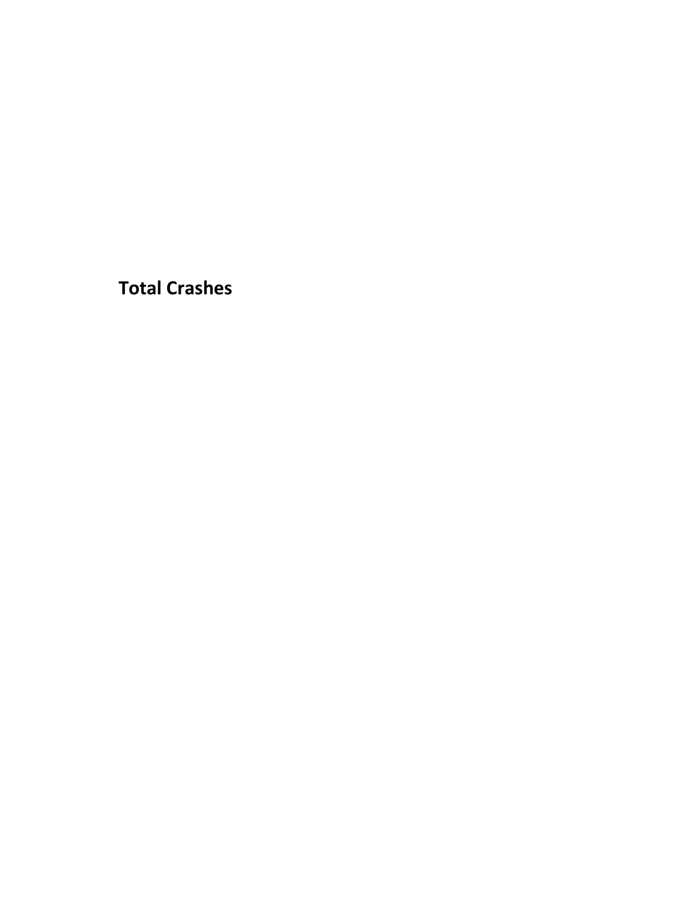# Total Crashes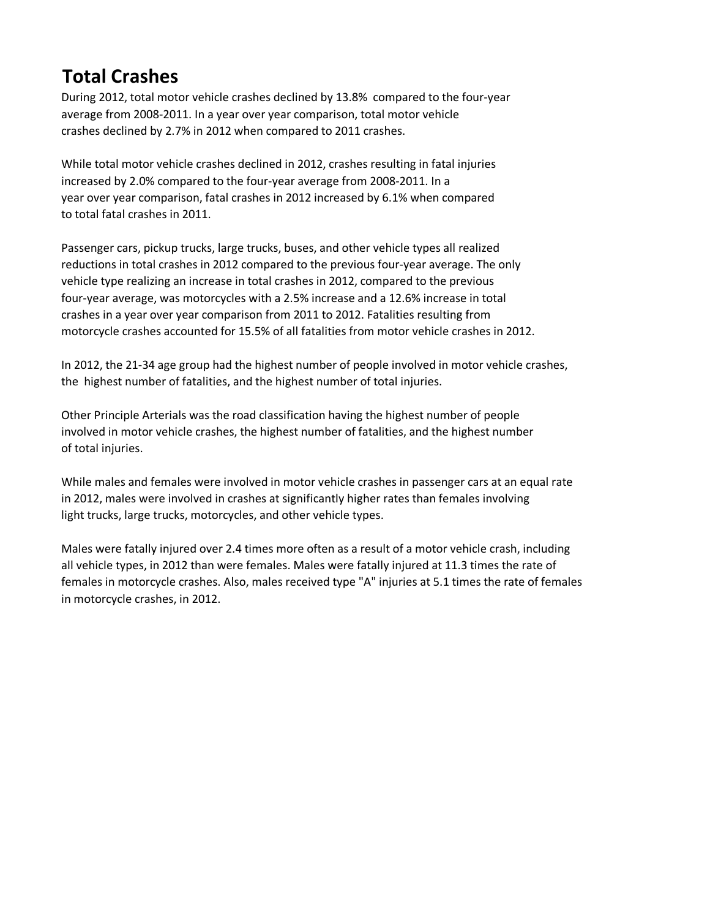# Total Crashes

During 2012, total motor vehicle crashes declined by 13.8% compared to the four-year average from 2008-2011. In a year over year comparison, total motor vehicle crashes declined by 2.7% in 2012 when compared to 2011 crashes.

While total motor vehicle crashes declined in 2012, crashes resulting in fatal injuries increased by 2.0% compared to the four-year average from 2008-2011. In a year over year comparison, fatal crashes in 2012 increased by 6.1% when compared to total fatal crashes in 2011.

Passenger cars, pickup trucks, large trucks, buses, and other vehicle types all realized reductions in total crashes in 2012 compared to the previous four-year average. The only vehicle type realizing an increase in total crashes in 2012, compared to the previous four-year average, was motorcycles with a 2.5% increase and a 12.6% increase in total crashes in a year over year comparison from 2011 to 2012. Fatalities resulting from motorcycle crashes accounted for 15.5% of all fatalities from motor vehicle crashes in 2012.

In 2012, the 21-34 age group had the highest number of people involved in motor vehicle crashes, the highest number of fatalities, and the highest number of total injuries.

Other Principle Arterials was the road classification having the highest number of people involved in motor vehicle crashes, the highest number of fatalities, and the highest number of total injuries.

While males and females were involved in motor vehicle crashes in passenger cars at an equal rate in 2012, males were involved in crashes at significantly higher rates than females involving light trucks, large trucks, motorcycles, and other vehicle types.

Males were fatally injured over 2.4 times more often as a result of a motor vehicle crash, including all vehicle types, in 2012 than were females. Males were fatally injured at 11.3 times the rate of females in motorcycle crashes. Also, males received type "A" injuries at 5.1 times the rate of females in motorcycle crashes, in 2012.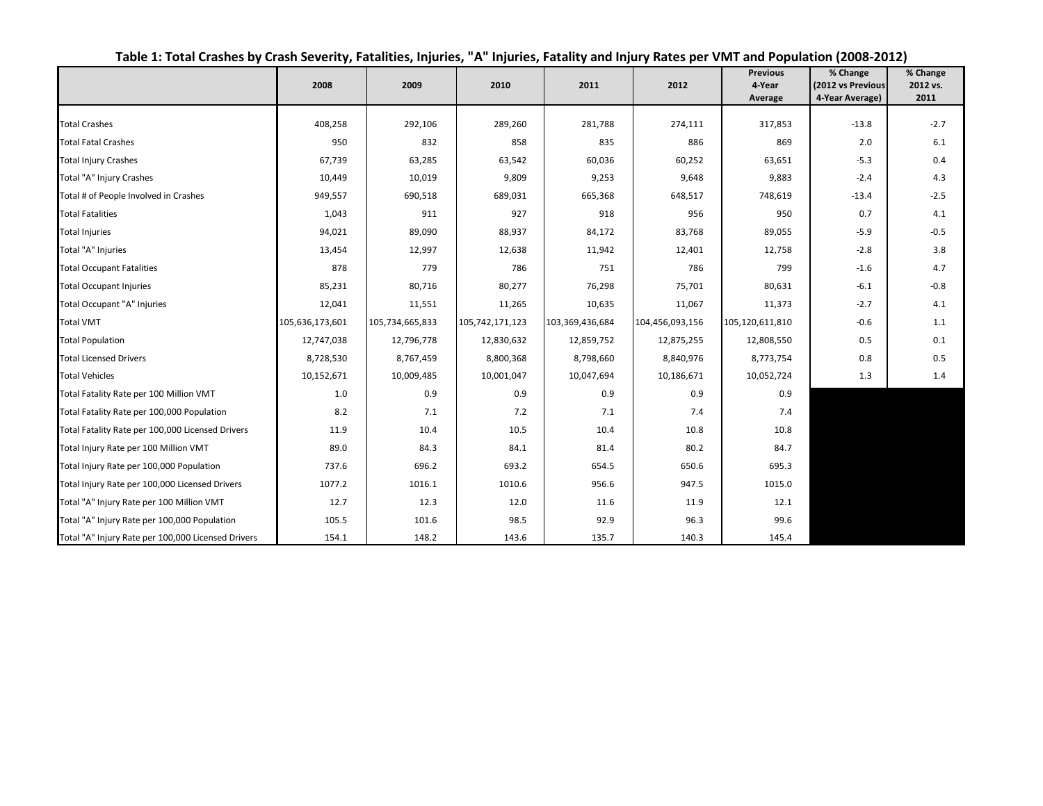**Table 1: Total Crashes by Crash Severity, Fatalities, Injuries, "A" Injuries, Fatality and Injury Rates per VMT and Population (2008-2012)**

| | 2008 | 2009 | 2010 | 2011 | 2012 | Previous 4-Year Average | % Change (2012 vs Previous 4-Year Average) | % Change 2012 vs. 2011 |
|---|---|---|---|---|---|---|---|---|
| Total Crashes | 408,258 | 292,106 | 289,260 | 281,788 | 274,111 | 317,853 | -13.8 | -2.7 |
| Total Fatal Crashes | 950 | 832 | 858 | 835 | 886 | 869 | 2.0 | 6.1 |
| Total Injury Crashes | 67,739 | 63,285 | 63,542 | 60,036 | 60,252 | 63,651 | -5.3 | 0.4 |
| Total "A" Injury Crashes | 10,449 | 10,019 | 9,809 | 9,253 | 9,648 | 9,883 | -2.4 | 4.3 |
| Total # of People Involved in Crashes | 949,557 | 690,518 | 689,031 | 665,368 | 648,517 | 748,619 | -13.4 | -2.5 |
| Total Fatalities | 1,043 | 911 | 927 | 918 | 956 | 950 | 0.7 | 4.1 |
| Total Injuries | 94,021 | 89,090 | 88,937 | 84,172 | 83,768 | 89,055 | -5.9 | -0.5 |
| Total "A" Injuries | 13,454 | 12,997 | 12,638 | 11,942 | 12,401 | 12,758 | -2.8 | 3.8 |
| Total Occupant Fatalities | 878 | 779 | 786 | 751 | 786 | 799 | -1.6 | 4.7 |
| Total Occupant Injuries | 85,231 | 80,716 | 80,277 | 76,298 | 75,701 | 80,631 | -6.1 | -0.8 |
| Total Occupant "A" Injuries | 12,041 | 11,551 | 11,265 | 10,635 | 11,067 | 11,373 | -2.7 | 4.1 |
| Total VMT | 105,636,173,601 | 105,734,665,833 | 105,742,171,123 | 103,369,436,684 | 104,456,093,156 | 105,120,611,810 | -0.6 | 1.1 |
| Total Population | 12,747,038 | 12,796,778 | 12,830,632 | 12,859,752 | 12,875,255 | 12,808,550 | 0.5 | 0.1 |
| Total Licensed Drivers | 8,728,530 | 8,767,459 | 8,800,368 | 8,798,660 | 8,840,976 | 8,773,754 | 0.8 | 0.5 |
| Total Vehicles | 10,152,671 | 10,009,485 | 10,001,047 | 10,047,694 | 10,186,671 | 10,052,724 | 1.3 | 1.4 |
| Total Fatality Rate per 100 Million VMT | 1.0 | 0.9 | 0.9 | 0.9 | 0.9 | 0.9 | | |
| Total Fatality Rate per 100,000 Population | 8.2 | 7.1 | 7.2 | 7.1 | 7.4 | 7.4 | | |
| Total Fatality Rate per 100,000 Licensed Drivers | 11.9 | 10.4 | 10.5 | 10.4 | 10.8 | 10.8 | | |
| Total Injury Rate per 100 Million VMT | 89.0 | 84.3 | 84.1 | 81.4 | 80.2 | 84.7 | | |
| Total Injury Rate per 100,000 Population | 737.6 | 696.2 | 693.2 | 654.5 | 650.6 | 695.3 | | |
| Total Injury Rate per 100,000 Licensed Drivers | 1077.2 | 1016.1 | 1010.6 | 956.6 | 947.5 | 1015.0 | | |
| Total "A" Injury Rate per 100 Million VMT | 12.7 | 12.3 | 12.0 | 11.6 | 11.9 | 12.1 | | |
| Total "A" Injury Rate per 100,000 Population | 105.5 | 101.6 | 98.5 | 92.9 | 96.3 | 99.6 | | |
| Total "A" Injury Rate per 100,000 Licensed Drivers | 154.1 | 148.2 | 143.6 | 135.7 | 140.3 | 145.4 | | |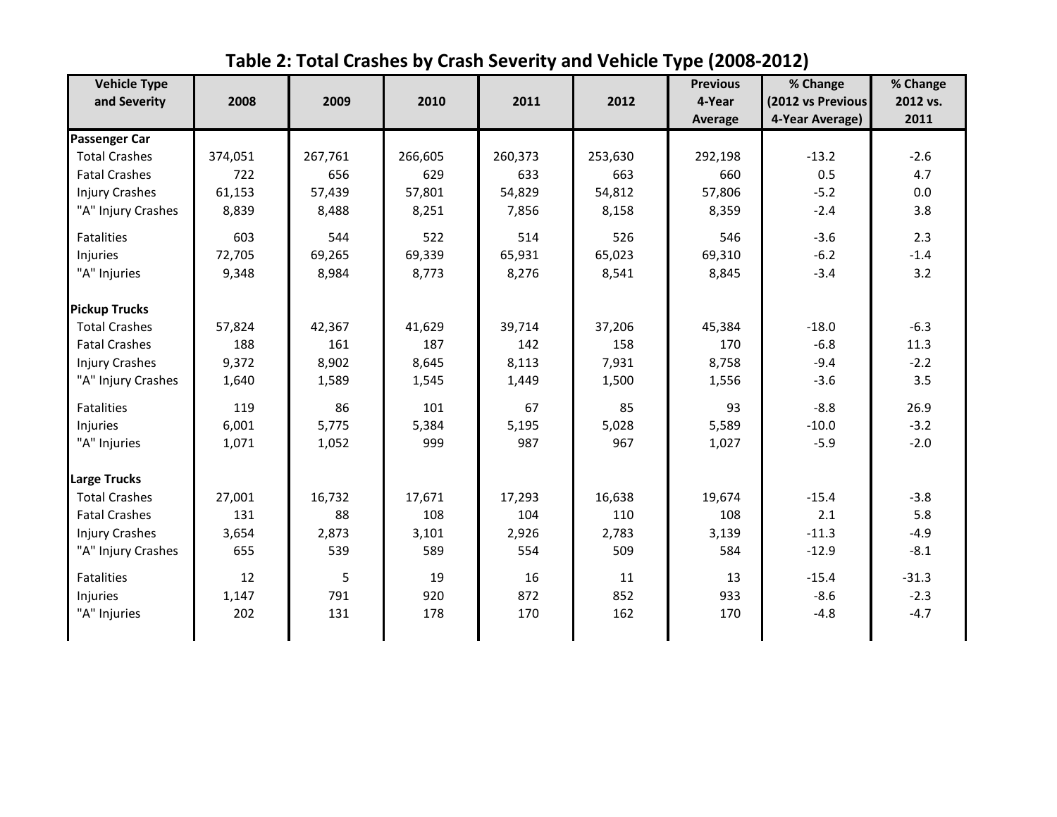## Table 2: Total Crashes by Crash Severity and Vehicle Type (2008-2012)

| Vehicle Type and Severity | 2008 | 2009 | 2010 | 2011 | 2012 | Previous 4-Year Average | % Change (2012 vs Previous 4-Year Average) | % Change 2012 vs. 2011 |
|---|---|---|---|---|---|---|---|---|
| **Passenger Car** | | | | | | | | |
| Total Crashes | 374,051 | 267,761 | 266,605 | 260,373 | 253,630 | 292,198 | -13.2 | -2.6 |
| Fatal Crashes | 722 | 656 | 629 | 633 | 663 | 660 | 0.5 | 4.7 |
| Injury Crashes | 61,153 | 57,439 | 57,801 | 54,829 | 54,812 | 57,806 | -5.2 | 0.0 |
| "A" Injury Crashes | 8,839 | 8,488 | 8,251 | 7,856 | 8,158 | 8,359 | -2.4 | 3.8 |
| Fatalities | 603 | 544 | 522 | 514 | 526 | 546 | -3.6 | 2.3 |
| Injuries | 72,705 | 69,265 | 69,339 | 65,931 | 65,023 | 69,310 | -6.2 | -1.4 |
| "A" Injuries | 9,348 | 8,984 | 8,773 | 8,276 | 8,541 | 8,845 | -3.4 | 3.2 |
| **Pickup Trucks** | | | | | | | | |
| Total Crashes | 57,824 | 42,367 | 41,629 | 39,714 | 37,206 | 45,384 | -18.0 | -6.3 |
| Fatal Crashes | 188 | 161 | 187 | 142 | 158 | 170 | -6.8 | 11.3 |
| Injury Crashes | 9,372 | 8,902 | 8,645 | 8,113 | 7,931 | 8,758 | -9.4 | -2.2 |
| "A" Injury Crashes | 1,640 | 1,589 | 1,545 | 1,449 | 1,500 | 1,556 | -3.6 | 3.5 |
| Fatalities | 119 | 86 | 101 | 67 | 85 | 93 | -8.8 | 26.9 |
| Injuries | 6,001 | 5,775 | 5,384 | 5,195 | 5,028 | 5,589 | -10.0 | -3.2 |
| "A" Injuries | 1,071 | 1,052 | 999 | 987 | 967 | 1,027 | -5.9 | -2.0 |
| **Large Trucks** | | | | | | | | |
| Total Crashes | 27,001 | 16,732 | 17,671 | 17,293 | 16,638 | 19,674 | -15.4 | -3.8 |
| Fatal Crashes | 131 | 88 | 108 | 104 | 110 | 108 | 2.1 | 5.8 |
| Injury Crashes | 3,654 | 2,873 | 3,101 | 2,926 | 2,783 | 3,139 | -11.3 | -4.9 |
| "A" Injury Crashes | 655 | 539 | 589 | 554 | 509 | 584 | -12.9 | -8.1 |
| Fatalities | 12 | 5 | 19 | 16 | 11 | 13 | -15.4 | -31.3 |
| Injuries | 1,147 | 791 | 920 | 872 | 852 | 933 | -8.6 | -2.3 |
| "A" Injuries | 202 | 131 | 178 | 170 | 162 | 170 | -4.8 | -4.7 |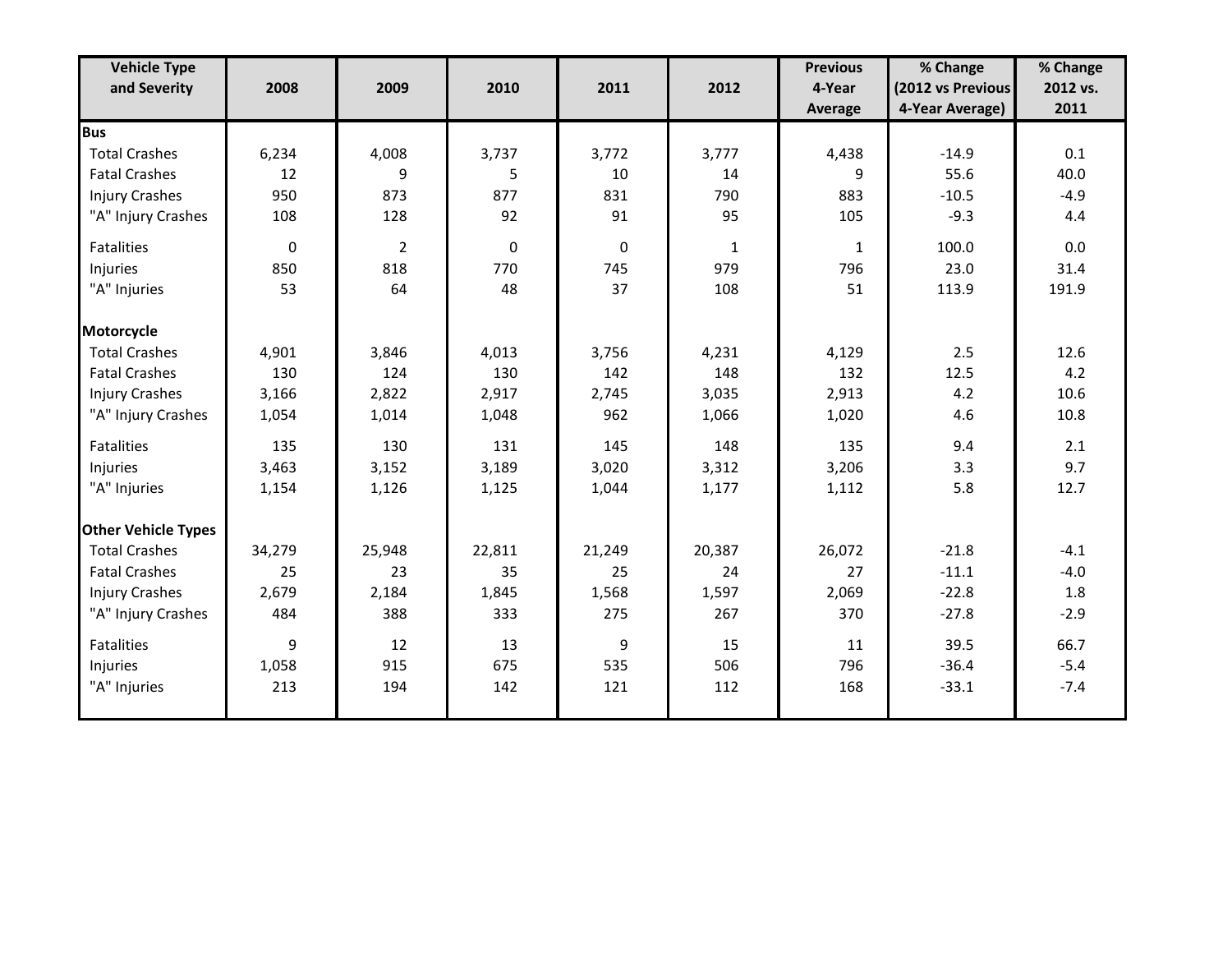| Vehicle Type and Severity | 2008 | 2009 | 2010 | 2011 | 2012 | Previous 4-Year Average | % Change (2012 vs Previous 4-Year Average) | % Change 2012 vs. 2011 |
|---|---|---|---|---|---|---|---|---|
| **Bus** | | | | | | | | |
| Total Crashes | 6,234 | 4,008 | 3,737 | 3,772 | 3,777 | 4,438 | -14.9 | 0.1 |
| Fatal Crashes | 12 | 9 | 5 | 10 | 14 | 9 | 55.6 | 40.0 |
| Injury Crashes | 950 | 873 | 877 | 831 | 790 | 883 | -10.5 | -4.9 |
| "A" Injury Crashes | 108 | 128 | 92 | 91 | 95 | 105 | -9.3 | 4.4 |
| Fatalities | 0 | 2 | 0 | 0 | 1 | 1 | 100.0 | 0.0 |
| Injuries | 850 | 818 | 770 | 745 | 979 | 796 | 23.0 | 31.4 |
| "A" Injuries | 53 | 64 | 48 | 37 | 108 | 51 | 113.9 | 191.9 |
| **Motorcycle** | | | | | | | | |
| Total Crashes | 4,901 | 3,846 | 4,013 | 3,756 | 4,231 | 4,129 | 2.5 | 12.6 |
| Fatal Crashes | 130 | 124 | 130 | 142 | 148 | 132 | 12.5 | 4.2 |
| Injury Crashes | 3,166 | 2,822 | 2,917 | 2,745 | 3,035 | 2,913 | 4.2 | 10.6 |
| "A" Injury Crashes | 1,054 | 1,014 | 1,048 | 962 | 1,066 | 1,020 | 4.6 | 10.8 |
| Fatalities | 135 | 130 | 131 | 145 | 148 | 135 | 9.4 | 2.1 |
| Injuries | 3,463 | 3,152 | 3,189 | 3,020 | 3,312 | 3,206 | 3.3 | 9.7 |
| "A" Injuries | 1,154 | 1,126 | 1,125 | 1,044 | 1,177 | 1,112 | 5.8 | 12.7 |
| **Other Vehicle Types** | | | | | | | | |
| Total Crashes | 34,279 | 25,948 | 22,811 | 21,249 | 20,387 | 26,072 | -21.8 | -4.1 |
| Fatal Crashes | 25 | 23 | 35 | 25 | 24 | 27 | -11.1 | -4.0 |
| Injury Crashes | 2,679 | 2,184 | 1,845 | 1,568 | 1,597 | 2,069 | -22.8 | 1.8 |
| "A" Injury Crashes | 484 | 388 | 333 | 275 | 267 | 370 | -27.8 | -2.9 |
| Fatalities | 9 | 12 | 13 | 9 | 15 | 11 | 39.5 | 66.7 |
| Injuries | 1,058 | 915 | 675 | 535 | 506 | 796 | -36.4 | -5.4 |
| "A" Injuries | 213 | 194 | 142 | 121 | 112 | 168 | -33.1 | -7.4 |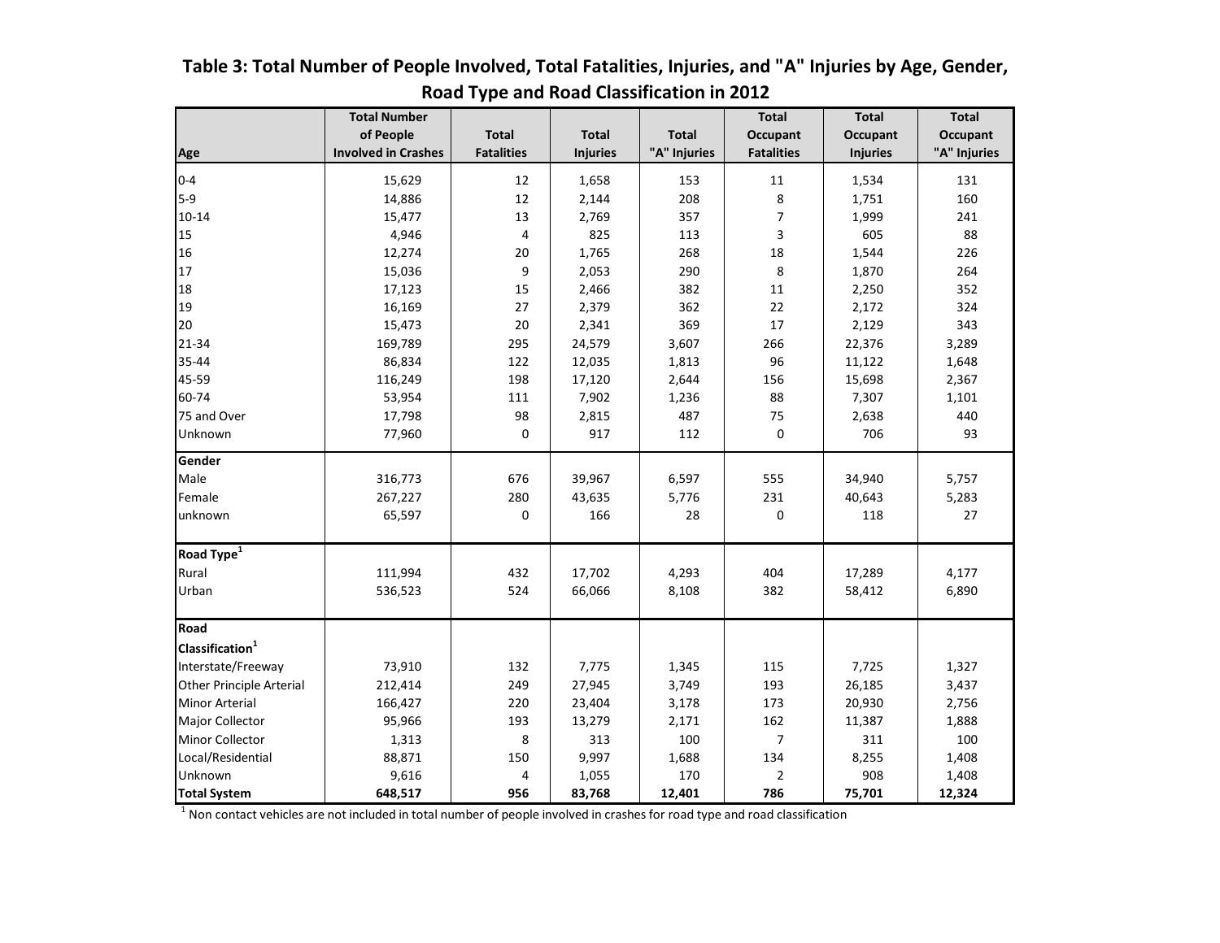**Table 3: Total Number of People Involved, Total Fatalities, Injuries, and "A" Injuries by Age, Gender, Road Type and Road Classification in 2012**

| Age | Total Number of People Involved in Crashes | Total Fatalities | Total Injuries | Total "A" Injuries | Total Occupant Fatalities | Total Occupant Injuries | Total Occupant "A" Injuries |
|---|---|---|---|---|---|---|---|
| 0-4 | 15,629 | 12 | 1,658 | 153 | 11 | 1,534 | 131 |
| 5-9 | 14,886 | 12 | 2,144 | 208 | 8 | 1,751 | 160 |
| 10-14 | 15,477 | 13 | 2,769 | 357 | 7 | 1,999 | 241 |
| 15 | 4,946 | 4 | 825 | 113 | 3 | 605 | 88 |
| 16 | 12,274 | 20 | 1,765 | 268 | 18 | 1,544 | 226 |
| 17 | 15,036 | 9 | 2,053 | 290 | 8 | 1,870 | 264 |
| 18 | 17,123 | 15 | 2,466 | 382 | 11 | 2,250 | 352 |
| 19 | 16,169 | 27 | 2,379 | 362 | 22 | 2,172 | 324 |
| 20 | 15,473 | 20 | 2,341 | 369 | 17 | 2,129 | 343 |
| 21-34 | 169,789 | 295 | 24,579 | 3,607 | 266 | 22,376 | 3,289 |
| 35-44 | 86,834 | 122 | 12,035 | 1,813 | 96 | 11,122 | 1,648 |
| 45-59 | 116,249 | 198 | 17,120 | 2,644 | 156 | 15,698 | 2,367 |
| 60-74 | 53,954 | 111 | 7,902 | 1,236 | 88 | 7,307 | 1,101 |
| 75 and Over | 17,798 | 98 | 2,815 | 487 | 75 | 2,638 | 440 |
| Unknown | 77,960 | 0 | 917 | 112 | 0 | 706 | 93 |
| **Gender** | | | | | | | |
| Male | 316,773 | 676 | 39,967 | 6,597 | 555 | 34,940 | 5,757 |
| Female | 267,227 | 280 | 43,635 | 5,776 | 231 | 40,643 | 5,283 |
| unknown | 65,597 | 0 | 166 | 28 | 0 | 118 | 27 |
| **Road Type[1]** | | | | | | | |
| Rural | 111,994 | 432 | 17,702 | 4,293 | 404 | 17,289 | 4,177 |
| Urban | 536,523 | 524 | 66,066 | 8,108 | 382 | 58,412 | 6,890 |
| **Road Classification[1]** | | | | | | | |
| Interstate/Freeway | 73,910 | 132 | 7,775 | 1,345 | 115 | 7,725 | 1,327 |
| Other Principle Arterial | 212,414 | 249 | 27,945 | 3,749 | 193 | 26,185 | 3,437 |
| Minor Arterial | 166,427 | 220 | 23,404 | 3,178 | 173 | 20,930 | 2,756 |
| Major Collector | 95,966 | 193 | 13,279 | 2,171 | 162 | 11,387 | 1,888 |
| Minor Collector | 1,313 | 8 | 313 | 100 | 7 | 311 | 100 |
| Local/Residential | 88,871 | 150 | 9,997 | 1,688 | 134 | 8,255 | 1,408 |
| Unknown | 9,616 | 4 | 1,055 | 170 | 2 | 908 | 1,408 |
| **Total System** | **648,517** | **956** | **83,768** | **12,401** | **786** | **75,701** | **12,324** |

[1] Non contact vehicles are not included in total number of people involved in crashes for road type and road classification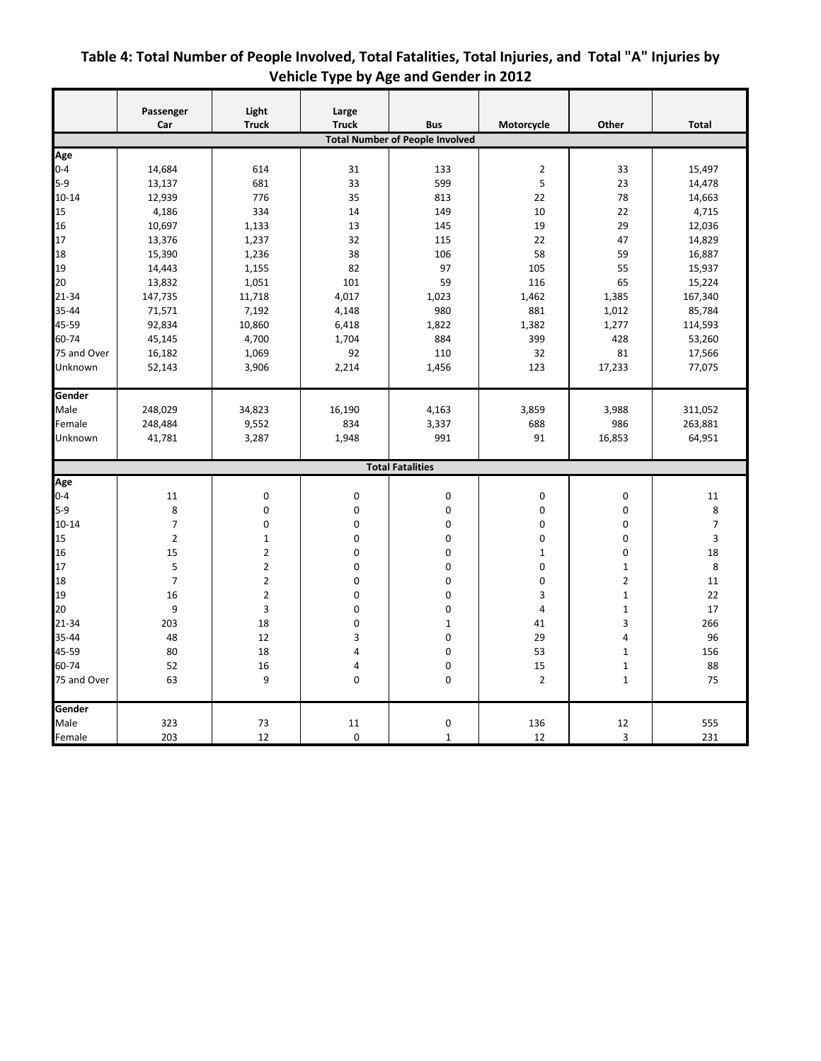# Table 4: Total Number of People Involved, Total Fatalities, Total Injuries, and Total "A" Injuries by Vehicle Type by Age and Gender in 2012

| | Passenger Car | Light Truck | Large Truck | Bus | Motorcycle | Other | Total |
|---|---|---|---|---|---|---|---|
| **Total Number of People Involved** | | | | | | | |
| **Age** | | | | | | | |
| 0-4 | 14,684 | 614 | 31 | 133 | 2 | 33 | 15,497 |
| 5-9 | 13,137 | 681 | 33 | 599 | 5 | 23 | 14,478 |
| 10-14 | 12,939 | 776 | 35 | 813 | 22 | 78 | 14,663 |
| 15 | 4,186 | 334 | 14 | 149 | 10 | 22 | 4,715 |
| 16 | 10,697 | 1,133 | 13 | 145 | 19 | 29 | 12,036 |
| 17 | 13,376 | 1,237 | 32 | 115 | 22 | 47 | 14,829 |
| 18 | 15,390 | 1,236 | 38 | 106 | 58 | 59 | 16,887 |
| 19 | 14,443 | 1,155 | 82 | 97 | 105 | 55 | 15,937 |
| 20 | 13,832 | 1,051 | 101 | 59 | 116 | 65 | 15,224 |
| 21-34 | 147,735 | 11,718 | 4,017 | 1,023 | 1,462 | 1,385 | 167,340 |
| 35-44 | 71,571 | 7,192 | 4,148 | 980 | 881 | 1,012 | 85,784 |
| 45-59 | 92,834 | 10,860 | 6,418 | 1,822 | 1,382 | 1,277 | 114,593 |
| 60-74 | 45,145 | 4,700 | 1,704 | 884 | 399 | 428 | 53,260 |
| 75 and Over | 16,182 | 1,069 | 92 | 110 | 32 | 81 | 17,566 |
| Unknown | 52,143 | 3,906 | 2,214 | 1,456 | 123 | 17,233 | 77,075 |
| **Gender** | | | | | | | |
| Male | 248,029 | 34,823 | 16,190 | 4,163 | 3,859 | 3,988 | 311,052 |
| Female | 248,484 | 9,552 | 834 | 3,337 | 688 | 986 | 263,881 |
| Unknown | 41,781 | 3,287 | 1,948 | 991 | 91 | 16,853 | 64,951 |
| **Total Fatalities** | | | | | | | |
| **Age** | | | | | | | |
| 0-4 | 11 | 0 | 0 | 0 | 0 | 0 | 11 |
| 5-9 | 8 | 0 | 0 | 0 | 0 | 0 | 8 |
| 10-14 | 7 | 0 | 0 | 0 | 0 | 0 | 7 |
| 15 | 2 | 1 | 0 | 0 | 0 | 0 | 3 |
| 16 | 15 | 2 | 0 | 0 | 1 | 0 | 18 |
| 17 | 5 | 2 | 0 | 0 | 0 | 1 | 8 |
| 18 | 7 | 2 | 0 | 0 | 0 | 2 | 11 |
| 19 | 16 | 2 | 0 | 0 | 3 | 1 | 22 |
| 20 | 9 | 3 | 0 | 0 | 4 | 1 | 17 |
| 21-34 | 203 | 18 | 0 | 1 | 41 | 3 | 266 |
| 35-44 | 48 | 12 | 3 | 0 | 29 | 4 | 96 |
| 45-59 | 80 | 18 | 4 | 0 | 53 | 1 | 156 |
| 60-74 | 52 | 16 | 4 | 0 | 15 | 1 | 88 |
| 75 and Over | 63 | 9 | 0 | 0 | 2 | 1 | 75 |
| **Gender** | | | | | | | |
| Male | 323 | 73 | 11 | 0 | 136 | 12 | 555 |
| Female | 203 | 12 | 0 | 1 | 12 | 3 | 231 |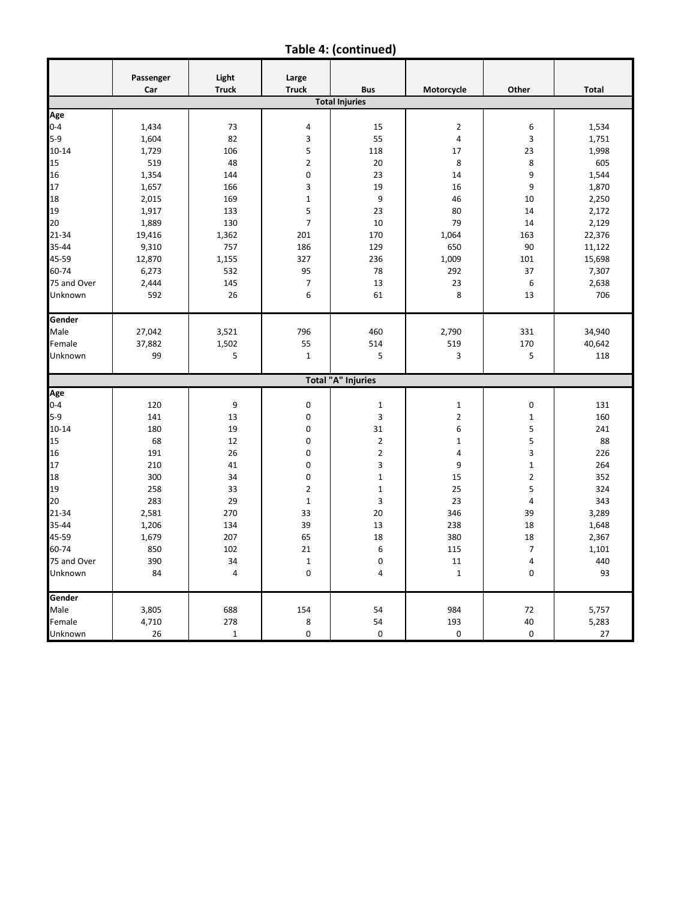## Table 4: (continued)

| | Passenger Car | Light Truck | Large Truck | Bus | Motorcycle | Other | Total |
|---|---|---|---|---|---|---|---|
| | | | | **Total Injuries** | | | |
| **Age** | | | | | | | |
| 0-4 | 1,434 | 73 | 4 | 15 | 2 | 6 | 1,534 |
| 5-9 | 1,604 | 82 | 3 | 55 | 4 | 3 | 1,751 |
| 10-14 | 1,729 | 106 | 5 | 118 | 17 | 23 | 1,998 |
| 15 | 519 | 48 | 2 | 20 | 8 | 8 | 605 |
| 16 | 1,354 | 144 | 0 | 23 | 14 | 9 | 1,544 |
| 17 | 1,657 | 166 | 3 | 19 | 16 | 9 | 1,870 |
| 18 | 2,015 | 169 | 1 | 9 | 46 | 10 | 2,250 |
| 19 | 1,917 | 133 | 5 | 23 | 80 | 14 | 2,172 |
| 20 | 1,889 | 130 | 7 | 10 | 79 | 14 | 2,129 |
| 21-34 | 19,416 | 1,362 | 201 | 170 | 1,064 | 163 | 22,376 |
| 35-44 | 9,310 | 757 | 186 | 129 | 650 | 90 | 11,122 |
| 45-59 | 12,870 | 1,155 | 327 | 236 | 1,009 | 101 | 15,698 |
| 60-74 | 6,273 | 532 | 95 | 78 | 292 | 37 | 7,307 |
| 75 and Over | 2,444 | 145 | 7 | 13 | 23 | 6 | 2,638 |
| Unknown | 592 | 26 | 6 | 61 | 8 | 13 | 706 |
| **Gender** | | | | | | | |
| Male | 27,042 | 3,521 | 796 | 460 | 2,790 | 331 | 34,940 |
| Female | 37,882 | 1,502 | 55 | 514 | 519 | 170 | 40,642 |
| Unknown | 99 | 5 | 1 | 5 | 3 | 5 | 118 |
| | | | | **Total "A" Injuries** | | | |
| **Age** | | | | | | | |
| 0-4 | 120 | 9 | 0 | 1 | 1 | 0 | 131 |
| 5-9 | 141 | 13 | 0 | 3 | 2 | 1 | 160 |
| 10-14 | 180 | 19 | 0 | 31 | 6 | 5 | 241 |
| 15 | 68 | 12 | 0 | 2 | 1 | 5 | 88 |
| 16 | 191 | 26 | 0 | 2 | 4 | 3 | 226 |
| 17 | 210 | 41 | 0 | 3 | 9 | 1 | 264 |
| 18 | 300 | 34 | 0 | 1 | 15 | 2 | 352 |
| 19 | 258 | 33 | 2 | 1 | 25 | 5 | 324 |
| 20 | 283 | 29 | 1 | 3 | 23 | 4 | 343 |
| 21-34 | 2,581 | 270 | 33 | 20 | 346 | 39 | 3,289 |
| 35-44 | 1,206 | 134 | 39 | 13 | 238 | 18 | 1,648 |
| 45-59 | 1,679 | 207 | 65 | 18 | 380 | 18 | 2,367 |
| 60-74 | 850 | 102 | 21 | 6 | 115 | 7 | 1,101 |
| 75 and Over | 390 | 34 | 1 | 0 | 11 | 4 | 440 |
| Unknown | 84 | 4 | 0 | 4 | 1 | 0 | 93 |
| **Gender** | | | | | | | |
| Male | 3,805 | 688 | 154 | 54 | 984 | 72 | 5,757 |
| Female | 4,710 | 278 | 8 | 54 | 193 | 40 | 5,283 |
| Unknown | 26 | 1 | 0 | 0 | 0 | 0 | 27 |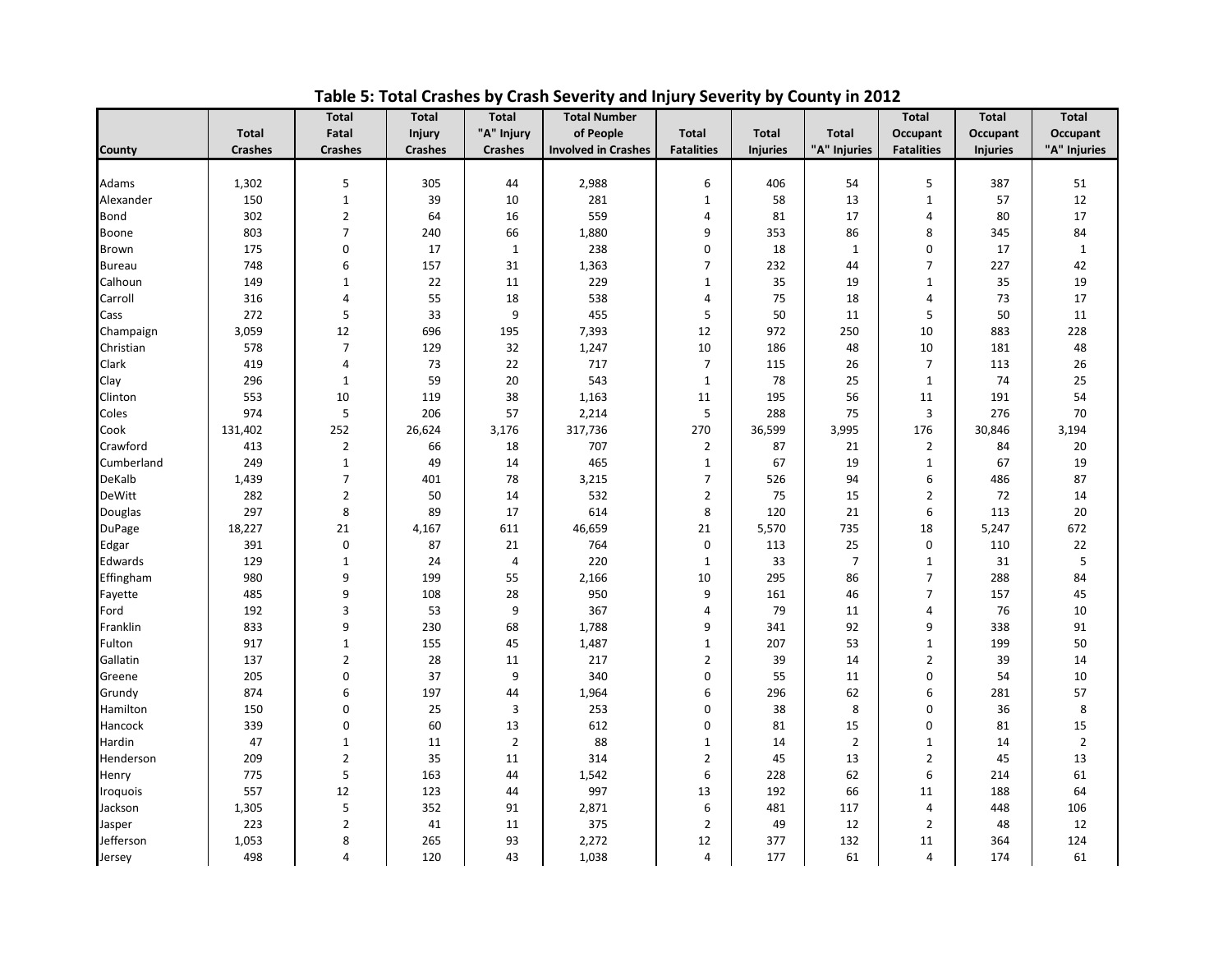# Table 5: Total Crashes by Crash Severity and Injury Severity by County in 2012

| County | Total Crashes | Total Fatal Crashes | Total Injury Crashes | Total "A" Injury Crashes | Total Number of People Involved in Crashes | Total Fatalities | Total Injuries | Total "A" Injuries | Total Occupant Fatalities | Total Occupant Injuries | Total Occupant "A" Injuries |
|---|---|---|---|---|---|---|---|---|---|---|---|
| Adams | 1,302 | 5 | 305 | 44 | 2,988 | 6 | 406 | 54 | 5 | 387 | 51 |
| Alexander | 150 | 1 | 39 | 10 | 281 | 1 | 58 | 13 | 1 | 57 | 12 |
| Bond | 302 | 2 | 64 | 16 | 559 | 4 | 81 | 17 | 4 | 80 | 17 |
| Boone | 803 | 7 | 240 | 66 | 1,880 | 9 | 353 | 86 | 8 | 345 | 84 |
| Brown | 175 | 0 | 17 | 1 | 238 | 0 | 18 | 1 | 0 | 17 | 1 |
| Bureau | 748 | 6 | 157 | 31 | 1,363 | 7 | 232 | 44 | 7 | 227 | 42 |
| Calhoun | 149 | 1 | 22 | 11 | 229 | 1 | 35 | 19 | 1 | 35 | 19 |
| Carroll | 316 | 4 | 55 | 18 | 538 | 4 | 75 | 18 | 4 | 73 | 17 |
| Cass | 272 | 5 | 33 | 9 | 455 | 5 | 50 | 11 | 5 | 50 | 11 |
| Champaign | 3,059 | 12 | 696 | 195 | 7,393 | 12 | 972 | 250 | 10 | 883 | 228 |
| Christian | 578 | 7 | 129 | 32 | 1,247 | 10 | 186 | 48 | 10 | 181 | 48 |
| Clark | 419 | 4 | 73 | 22 | 717 | 7 | 115 | 26 | 7 | 113 | 26 |
| Clay | 296 | 1 | 59 | 20 | 543 | 1 | 78 | 25 | 1 | 74 | 25 |
| Clinton | 553 | 10 | 119 | 38 | 1,163 | 11 | 195 | 56 | 11 | 191 | 54 |
| Coles | 974 | 5 | 206 | 57 | 2,214 | 5 | 288 | 75 | 3 | 276 | 70 |
| Cook | 131,402 | 252 | 26,624 | 3,176 | 317,736 | 270 | 36,599 | 3,995 | 176 | 30,846 | 3,194 |
| Crawford | 413 | 2 | 66 | 18 | 707 | 2 | 87 | 21 | 2 | 84 | 20 |
| Cumberland | 249 | 1 | 49 | 14 | 465 | 1 | 67 | 19 | 1 | 67 | 19 |
| DeKalb | 1,439 | 7 | 401 | 78 | 3,215 | 7 | 526 | 94 | 6 | 486 | 87 |
| DeWitt | 282 | 2 | 50 | 14 | 532 | 2 | 75 | 15 | 2 | 72 | 14 |
| Douglas | 297 | 8 | 89 | 17 | 614 | 8 | 120 | 21 | 6 | 113 | 20 |
| DuPage | 18,227 | 21 | 4,167 | 611 | 46,659 | 21 | 5,570 | 735 | 18 | 5,247 | 672 |
| Edgar | 391 | 0 | 87 | 21 | 764 | 0 | 113 | 25 | 0 | 110 | 22 |
| Edwards | 129 | 1 | 24 | 4 | 220 | 1 | 33 | 7 | 1 | 31 | 5 |
| Effingham | 980 | 9 | 199 | 55 | 2,166 | 10 | 295 | 86 | 7 | 288 | 84 |
| Fayette | 485 | 9 | 108 | 28 | 950 | 9 | 161 | 46 | 7 | 157 | 45 |
| Ford | 192 | 3 | 53 | 9 | 367 | 4 | 79 | 11 | 4 | 76 | 10 |
| Franklin | 833 | 9 | 230 | 68 | 1,788 | 9 | 341 | 92 | 9 | 338 | 91 |
| Fulton | 917 | 1 | 155 | 45 | 1,487 | 1 | 207 | 53 | 1 | 199 | 50 |
| Gallatin | 137 | 2 | 28 | 11 | 217 | 2 | 39 | 14 | 2 | 39 | 14 |
| Greene | 205 | 0 | 37 | 9 | 340 | 0 | 55 | 11 | 0 | 54 | 10 |
| Grundy | 874 | 6 | 197 | 44 | 1,964 | 6 | 296 | 62 | 6 | 281 | 57 |
| Hamilton | 150 | 0 | 25 | 3 | 253 | 0 | 38 | 8 | 0 | 36 | 8 |
| Hancock | 339 | 0 | 60 | 13 | 612 | 0 | 81 | 15 | 0 | 81 | 15 |
| Hardin | 47 | 1 | 11 | 2 | 88 | 1 | 14 | 2 | 1 | 14 | 2 |
| Henderson | 209 | 2 | 35 | 11 | 314 | 2 | 45 | 13 | 2 | 45 | 13 |
| Henry | 775 | 5 | 163 | 44 | 1,542 | 6 | 228 | 62 | 6 | 214 | 61 |
| Iroquois | 557 | 12 | 123 | 44 | 997 | 13 | 192 | 66 | 11 | 188 | 64 |
| Jackson | 1,305 | 5 | 352 | 91 | 2,871 | 6 | 481 | 117 | 4 | 448 | 106 |
| Jasper | 223 | 2 | 41 | 11 | 375 | 2 | 49 | 12 | 2 | 48 | 12 |
| Jefferson | 1,053 | 8 | 265 | 93 | 2,272 | 12 | 377 | 132 | 11 | 364 | 124 |
| Jersey | 498 | 4 | 120 | 43 | 1,038 | 4 | 177 | 61 | 4 | 174 | 61 |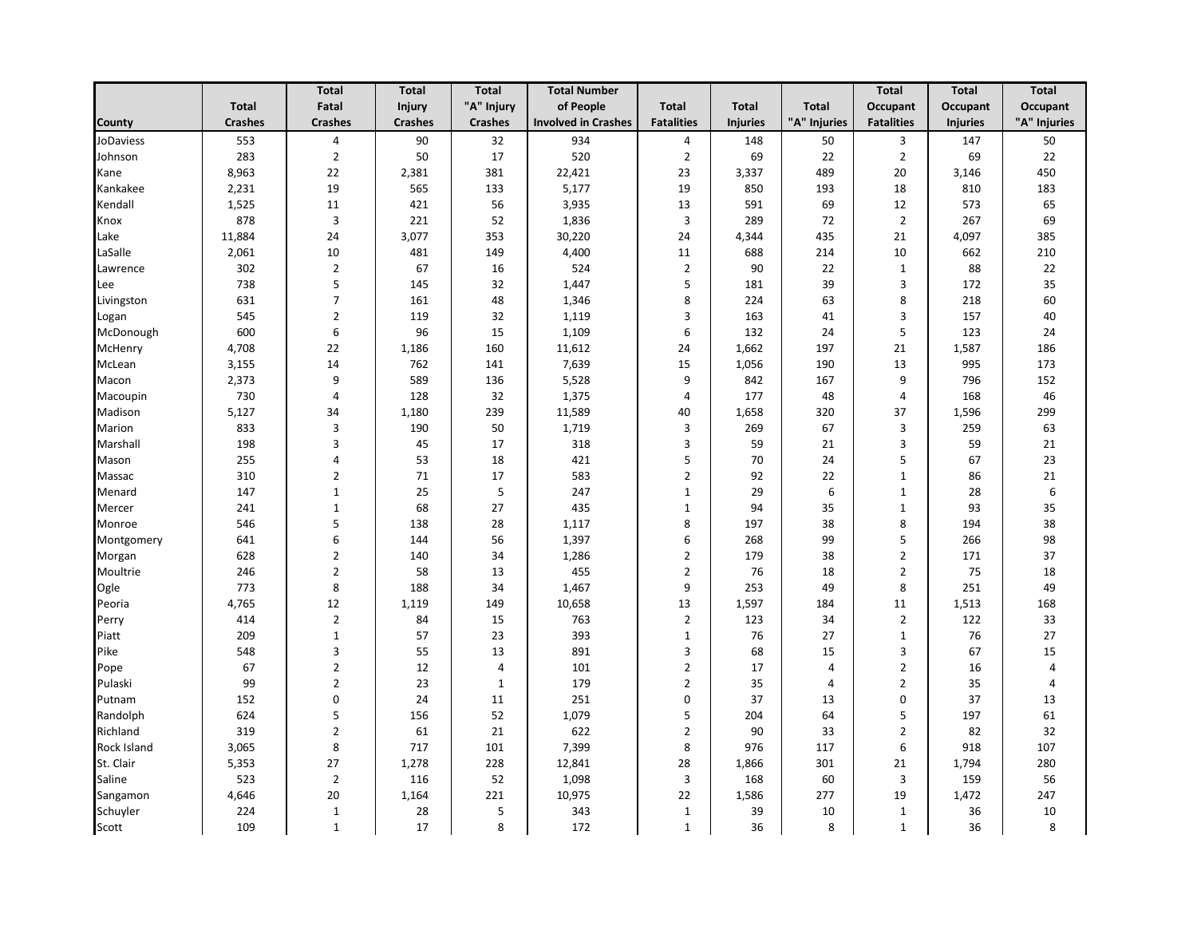| County | Total Crashes | Total Fatal Crashes | Total Injury Crashes | Total "A" Injury Crashes | Total Number of People Involved in Crashes | Total Fatalities | Total Injuries | Total "A" Injuries | Total Occupant Fatalities | Total Occupant Injuries | Total Occupant "A" Injuries |
|---|---|---|---|---|---|---|---|---|---|---|---|
| JoDaviess | 553 | 4 | 90 | 32 | 934 | 4 | 148 | 50 | 3 | 147 | 50 |
| Johnson | 283 | 2 | 50 | 17 | 520 | 2 | 69 | 22 | 2 | 69 | 22 |
| Kane | 8,963 | 22 | 2,381 | 381 | 22,421 | 23 | 3,337 | 489 | 20 | 3,146 | 450 |
| Kankakee | 2,231 | 19 | 565 | 133 | 5,177 | 19 | 850 | 193 | 18 | 810 | 183 |
| Kendall | 1,525 | 11 | 421 | 56 | 3,935 | 13 | 591 | 69 | 12 | 573 | 65 |
| Knox | 878 | 3 | 221 | 52 | 1,836 | 3 | 289 | 72 | 2 | 267 | 69 |
| Lake | 11,884 | 24 | 3,077 | 353 | 30,220 | 24 | 4,344 | 435 | 21 | 4,097 | 385 |
| LaSalle | 2,061 | 10 | 481 | 149 | 4,400 | 11 | 688 | 214 | 10 | 662 | 210 |
| Lawrence | 302 | 2 | 67 | 16 | 524 | 2 | 90 | 22 | 1 | 88 | 22 |
| Lee | 738 | 5 | 145 | 32 | 1,447 | 5 | 181 | 39 | 3 | 172 | 35 |
| Livingston | 631 | 7 | 161 | 48 | 1,346 | 8 | 224 | 63 | 8 | 218 | 60 |
| Logan | 545 | 2 | 119 | 32 | 1,119 | 3 | 163 | 41 | 3 | 157 | 40 |
| McDonough | 600 | 6 | 96 | 15 | 1,109 | 6 | 132 | 24 | 5 | 123 | 24 |
| McHenry | 4,708 | 22 | 1,186 | 160 | 11,612 | 24 | 1,662 | 197 | 21 | 1,587 | 186 |
| McLean | 3,155 | 14 | 762 | 141 | 7,639 | 15 | 1,056 | 190 | 13 | 995 | 173 |
| Macon | 2,373 | 9 | 589 | 136 | 5,528 | 9 | 842 | 167 | 9 | 796 | 152 |
| Macoupin | 730 | 4 | 128 | 32 | 1,375 | 4 | 177 | 48 | 4 | 168 | 46 |
| Madison | 5,127 | 34 | 1,180 | 239 | 11,589 | 40 | 1,658 | 320 | 37 | 1,596 | 299 |
| Marion | 833 | 3 | 190 | 50 | 1,719 | 3 | 269 | 67 | 3 | 259 | 63 |
| Marshall | 198 | 3 | 45 | 17 | 318 | 3 | 59 | 21 | 3 | 59 | 21 |
| Mason | 255 | 4 | 53 | 18 | 421 | 5 | 70 | 24 | 5 | 67 | 23 |
| Massac | 310 | 2 | 71 | 17 | 583 | 2 | 92 | 22 | 1 | 86 | 21 |
| Menard | 147 | 1 | 25 | 5 | 247 | 1 | 29 | 6 | 1 | 28 | 6 |
| Mercer | 241 | 1 | 68 | 27 | 435 | 1 | 94 | 35 | 1 | 93 | 35 |
| Monroe | 546 | 5 | 138 | 28 | 1,117 | 8 | 197 | 38 | 8 | 194 | 38 |
| Montgomery | 641 | 6 | 144 | 56 | 1,397 | 6 | 268 | 99 | 5 | 266 | 98 |
| Morgan | 628 | 2 | 140 | 34 | 1,286 | 2 | 179 | 38 | 2 | 171 | 37 |
| Moultrie | 246 | 2 | 58 | 13 | 455 | 2 | 76 | 18 | 2 | 75 | 18 |
| Ogle | 773 | 8 | 188 | 34 | 1,467 | 9 | 253 | 49 | 8 | 251 | 49 |
| Peoria | 4,765 | 12 | 1,119 | 149 | 10,658 | 13 | 1,597 | 184 | 11 | 1,513 | 168 |
| Perry | 414 | 2 | 84 | 15 | 763 | 2 | 123 | 34 | 2 | 122 | 33 |
| Piatt | 209 | 1 | 57 | 23 | 393 | 1 | 76 | 27 | 1 | 76 | 27 |
| Pike | 548 | 3 | 55 | 13 | 891 | 3 | 68 | 15 | 3 | 67 | 15 |
| Pope | 67 | 2 | 12 | 4 | 101 | 2 | 17 | 4 | 2 | 16 | 4 |
| Pulaski | 99 | 2 | 23 | 1 | 179 | 2 | 35 | 4 | 2 | 35 | 4 |
| Putnam | 152 | 0 | 24 | 11 | 251 | 0 | 37 | 13 | 0 | 37 | 13 |
| Randolph | 624 | 5 | 156 | 52 | 1,079 | 5 | 204 | 64 | 5 | 197 | 61 |
| Richland | 319 | 2 | 61 | 21 | 622 | 2 | 90 | 33 | 2 | 82 | 32 |
| Rock Island | 3,065 | 8 | 717 | 101 | 7,399 | 8 | 976 | 117 | 6 | 918 | 107 |
| St. Clair | 5,353 | 27 | 1,278 | 228 | 12,841 | 28 | 1,866 | 301 | 21 | 1,794 | 280 |
| Saline | 523 | 2 | 116 | 52 | 1,098 | 3 | 168 | 60 | 3 | 159 | 56 |
| Sangamon | 4,646 | 20 | 1,164 | 221 | 10,975 | 22 | 1,586 | 277 | 19 | 1,472 | 247 |
| Schuyler | 224 | 1 | 28 | 5 | 343 | 1 | 39 | 10 | 1 | 36 | 10 |
| Scott | 109 | 1 | 17 | 8 | 172 | 1 | 36 | 8 | 1 | 36 | 8 |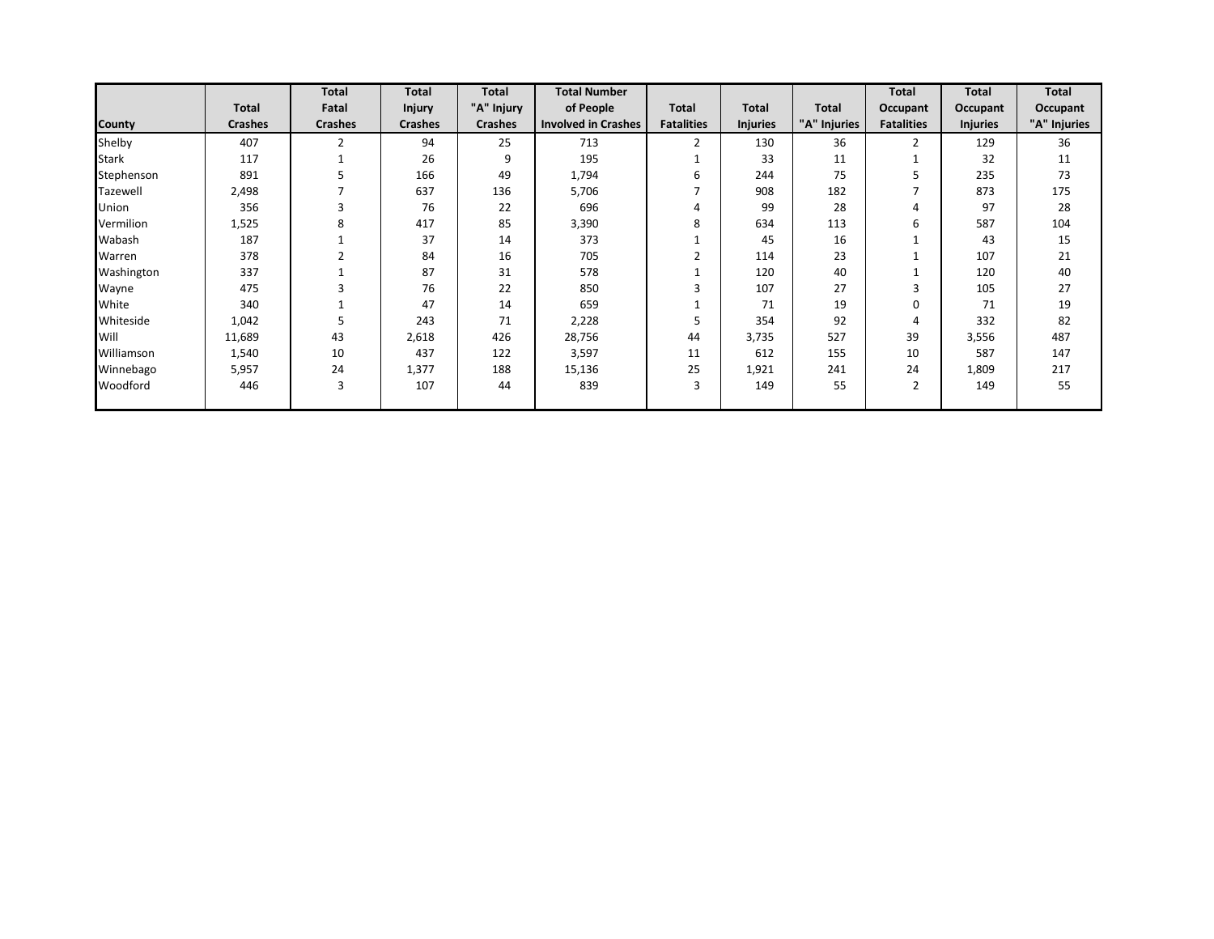| County | Total Crashes | Total Fatal Crashes | Total Injury Crashes | Total "A" Injury Crashes | Total Number of People Involved in Crashes | Total Fatalities | Total Injuries | Total "A" Injuries | Total Occupant Fatalities | Total Occupant Injuries | Total Occupant "A" Injuries |
|---|---|---|---|---|---|---|---|---|---|---|---|
| Shelby | 407 | 2 | 94 | 25 | 713 | 2 | 130 | 36 | 2 | 129 | 36 |
| Stark | 117 | 1 | 26 | 9 | 195 | 1 | 33 | 11 | 1 | 32 | 11 |
| Stephenson | 891 | 5 | 166 | 49 | 1,794 | 6 | 244 | 75 | 5 | 235 | 73 |
| Tazewell | 2,498 | 7 | 637 | 136 | 5,706 | 7 | 908 | 182 | 7 | 873 | 175 |
| Union | 356 | 3 | 76 | 22 | 696 | 4 | 99 | 28 | 4 | 97 | 28 |
| Vermilion | 1,525 | 8 | 417 | 85 | 3,390 | 8 | 634 | 113 | 6 | 587 | 104 |
| Wabash | 187 | 1 | 37 | 14 | 373 | 1 | 45 | 16 | 1 | 43 | 15 |
| Warren | 378 | 2 | 84 | 16 | 705 | 2 | 114 | 23 | 1 | 107 | 21 |
| Washington | 337 | 1 | 87 | 31 | 578 | 1 | 120 | 40 | 1 | 120 | 40 |
| Wayne | 475 | 3 | 76 | 22 | 850 | 3 | 107 | 27 | 3 | 105 | 27 |
| White | 340 | 1 | 47 | 14 | 659 | 1 | 71 | 19 | 0 | 71 | 19 |
| Whiteside | 1,042 | 5 | 243 | 71 | 2,228 | 5 | 354 | 92 | 4 | 332 | 82 |
| Will | 11,689 | 43 | 2,618 | 426 | 28,756 | 44 | 3,735 | 527 | 39 | 3,556 | 487 |
| Williamson | 1,540 | 10 | 437 | 122 | 3,597 | 11 | 612 | 155 | 10 | 587 | 147 |
| Winnebago | 5,957 | 24 | 1,377 | 188 | 15,136 | 25 | 1,921 | 241 | 24 | 1,809 | 217 |
| Woodford | 446 | 3 | 107 | 44 | 839 | 3 | 149 | 55 | 2 | 149 | 55 |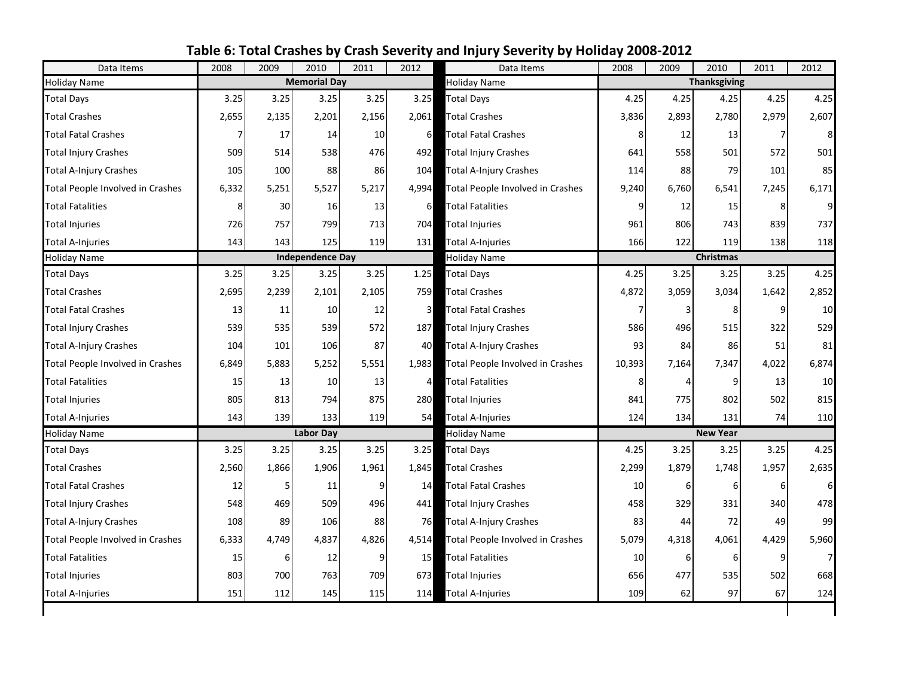# Table 6: Total Crashes by Crash Severity and Injury Severity by Holiday 2008-2012

| Data Items | 2008 | 2009 | 2010 | 2011 | 2012 | Data Items | 2008 | 2009 | 2010 | 2011 | 2012 |
|---|---|---|---|---|---|---|---|---|---|---|---|
| Holiday Name | | | Memorial Day | | | Holiday Name | | | Thanksgiving | | |
| Total Days | 3.25 | 3.25 | 3.25 | 3.25 | 3.25 | Total Days | 4.25 | 4.25 | 4.25 | 4.25 | 4.25 |
| Total Crashes | 2,655 | 2,135 | 2,201 | 2,156 | 2,061 | Total Crashes | 3,836 | 2,893 | 2,780 | 2,979 | 2,607 |
| Total Fatal Crashes | 7 | 17 | 14 | 10 | 6 | Total Fatal Crashes | 8 | 12 | 13 | 7 | 8 |
| Total Injury Crashes | 509 | 514 | 538 | 476 | 492 | Total Injury Crashes | 641 | 558 | 501 | 572 | 501 |
| Total A-Injury Crashes | 105 | 100 | 88 | 86 | 104 | Total A-Injury Crashes | 114 | 88 | 79 | 101 | 85 |
| Total People Involved in Crashes | 6,332 | 5,251 | 5,527 | 5,217 | 4,994 | Total People Involved in Crashes | 9,240 | 6,760 | 6,541 | 7,245 | 6,171 |
| Total Fatalities | 8 | 30 | 16 | 13 | 6 | Total Fatalities | 9 | 12 | 15 | 8 | 9 |
| Total Injuries | 726 | 757 | 799 | 713 | 704 | Total Injuries | 961 | 806 | 743 | 839 | 737 |
| Total A-Injuries | 143 | 143 | 125 | 119 | 131 | Total A-Injuries | 166 | 122 | 119 | 138 | 118 |
| Holiday Name | | | Independence Day | | | Holiday Name | | | Christmas | | |
| Total Days | 3.25 | 3.25 | 3.25 | 3.25 | 1.25 | Total Days | 4.25 | 3.25 | 3.25 | 3.25 | 4.25 |
| Total Crashes | 2,695 | 2,239 | 2,101 | 2,105 | 759 | Total Crashes | 4,872 | 3,059 | 3,034 | 1,642 | 2,852 |
| Total Fatal Crashes | 13 | 11 | 10 | 12 | 3 | Total Fatal Crashes | 7 | 3 | 8 | 9 | 10 |
| Total Injury Crashes | 539 | 535 | 539 | 572 | 187 | Total Injury Crashes | 586 | 496 | 515 | 322 | 529 |
| Total A-Injury Crashes | 104 | 101 | 106 | 87 | 40 | Total A-Injury Crashes | 93 | 84 | 86 | 51 | 81 |
| Total People Involved in Crashes | 6,849 | 5,883 | 5,252 | 5,551 | 1,983 | Total People Involved in Crashes | 10,393 | 7,164 | 7,347 | 4,022 | 6,874 |
| Total Fatalities | 15 | 13 | 10 | 13 | 4 | Total Fatalities | 8 | 4 | 9 | 13 | 10 |
| Total Injuries | 805 | 813 | 794 | 875 | 280 | Total Injuries | 841 | 775 | 802 | 502 | 815 |
| Total A-Injuries | 143 | 139 | 133 | 119 | 54 | Total A-Injuries | 124 | 134 | 131 | 74 | 110 |
| Holiday Name | | | Labor Day | | | Holiday Name | | | New Year | | |
| Total Days | 3.25 | 3.25 | 3.25 | 3.25 | 3.25 | Total Days | 4.25 | 3.25 | 3.25 | 3.25 | 4.25 |
| Total Crashes | 2,560 | 1,866 | 1,906 | 1,961 | 1,845 | Total Crashes | 2,299 | 1,879 | 1,748 | 1,957 | 2,635 |
| Total Fatal Crashes | 12 | 5 | 11 | 9 | 14 | Total Fatal Crashes | 10 | 6 | 6 | 6 | 6 |
| Total Injury Crashes | 548 | 469 | 509 | 496 | 441 | Total Injury Crashes | 458 | 329 | 331 | 340 | 478 |
| Total A-Injury Crashes | 108 | 89 | 106 | 88 | 76 | Total A-Injury Crashes | 83 | 44 | 72 | 49 | 99 |
| Total People Involved in Crashes | 6,333 | 4,749 | 4,837 | 4,826 | 4,514 | Total People Involved in Crashes | 5,079 | 4,318 | 4,061 | 4,429 | 5,960 |
| Total Fatalities | 15 | 6 | 12 | 9 | 15 | Total Fatalities | 10 | 6 | 6 | 9 | 7 |
| Total Injuries | 803 | 700 | 763 | 709 | 673 | Total Injuries | 656 | 477 | 535 | 502 | 668 |
| Total A-Injuries | 151 | 112 | 145 | 115 | 114 | Total A-Injuries | 109 | 62 | 97 | 67 | 124 |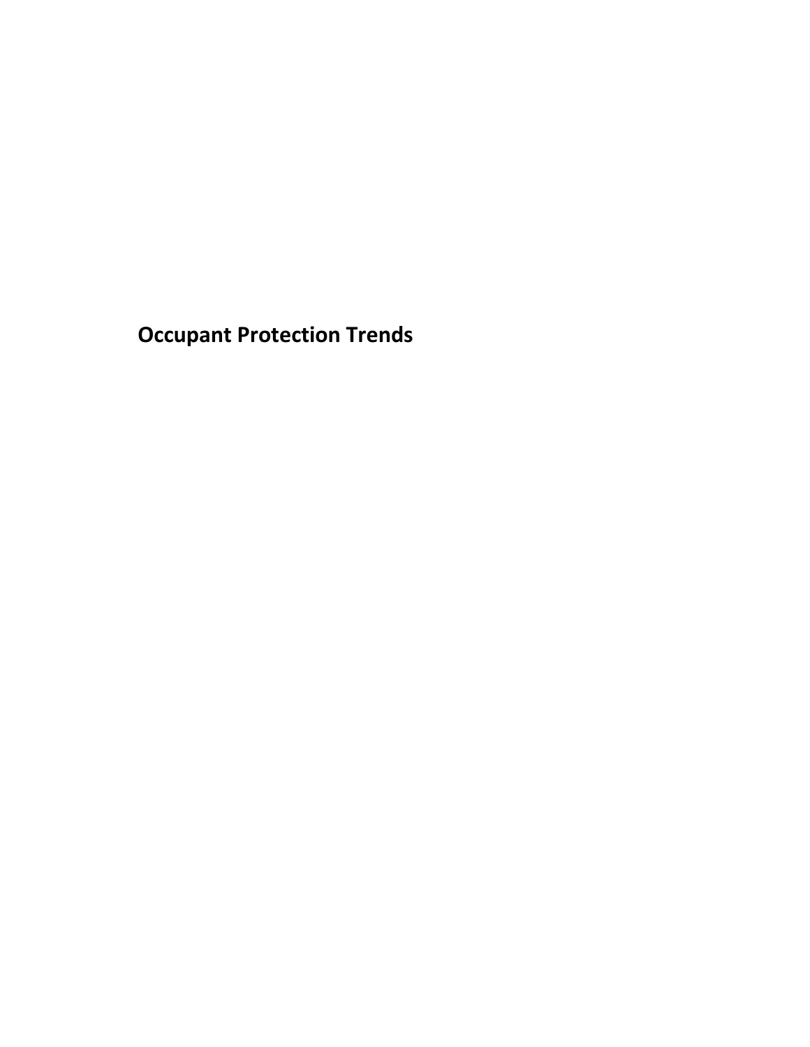# Occupant Protection Trends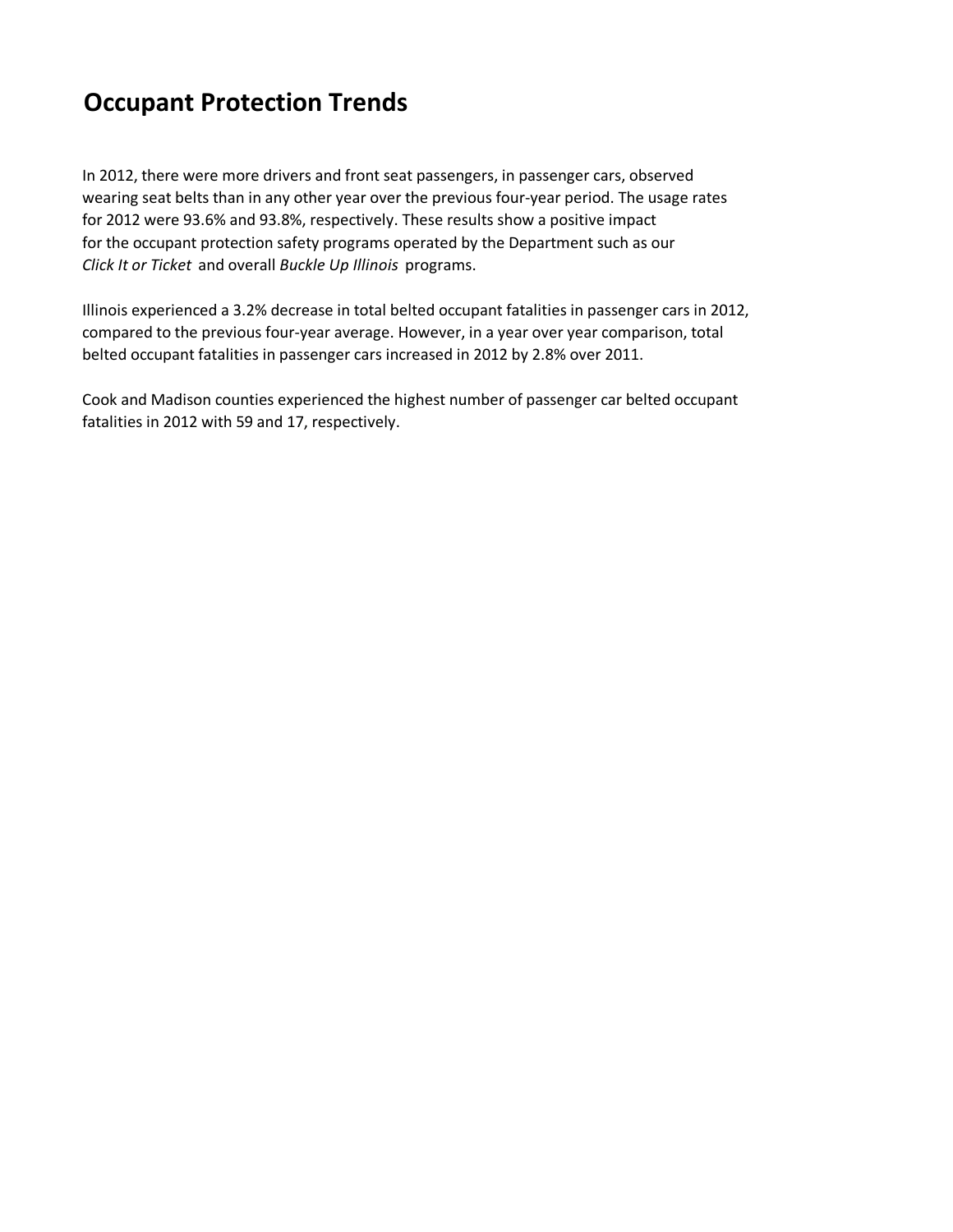# Occupant Protection Trends

In 2012, there were more drivers and front seat passengers, in passenger cars, observed wearing seat belts than in any other year over the previous four-year period. The usage rates for 2012 were 93.6% and 93.8%, respectively. These results show a positive impact for the occupant protection safety programs operated by the Department such as our *Click It or Ticket* and overall *Buckle Up Illinois* programs.

Illinois experienced a 3.2% decrease in total belted occupant fatalities in passenger cars in 2012, compared to the previous four-year average. However, in a year over year comparison, total belted occupant fatalities in passenger cars increased in 2012 by 2.8% over 2011.

Cook and Madison counties experienced the highest number of passenger car belted occupant fatalities in 2012 with 59 and 17, respectively.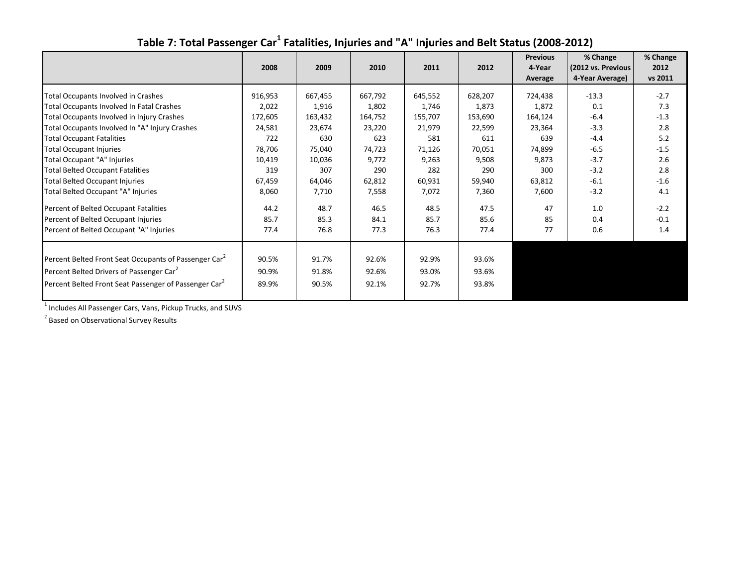## Table 7: Total Passenger Car[1] Fatalities, Injuries and "A" Injuries and Belt Status (2008-2012)

| | 2008 | 2009 | 2010 | 2011 | 2012 | Previous 4-Year Average | % Change (2012 vs. Previous 4-Year Average) | % Change 2012 vs 2011 |
|---|---|---|---|---|---|---|---|---|
| Total Occupants Involved in Crashes | 916,953 | 667,455 | 667,792 | 645,552 | 628,207 | 724,438 | -13.3 | -2.7 |
| Total Occupants Involved In Fatal Crashes | 2,022 | 1,916 | 1,802 | 1,746 | 1,873 | 1,872 | 0.1 | 7.3 |
| Total Occupants Involved in Injury Crashes | 172,605 | 163,432 | 164,752 | 155,707 | 153,690 | 164,124 | -6.4 | -1.3 |
| Total Occupants Involved In "A" Injury Crashes | 24,581 | 23,674 | 23,220 | 21,979 | 22,599 | 23,364 | -3.3 | 2.8 |
| Total Occupant Fatalities | 722 | 630 | 623 | 581 | 611 | 639 | -4.4 | 5.2 |
| Total Occupant Injuries | 78,706 | 75,040 | 74,723 | 71,126 | 70,051 | 74,899 | -6.5 | -1.5 |
| Total Occupant "A" Injuries | 10,419 | 10,036 | 9,772 | 9,263 | 9,508 | 9,873 | -3.7 | 2.6 |
| Total Belted Occupant Fatalities | 319 | 307 | 290 | 282 | 290 | 300 | -3.2 | 2.8 |
| Total Belted Occupant Injuries | 67,459 | 64,046 | 62,812 | 60,931 | 59,940 | 63,812 | -6.1 | -1.6 |
| Total Belted Occupant "A" Injuries | 8,060 | 7,710 | 7,558 | 7,072 | 7,360 | 7,600 | -3.2 | 4.1 |
| Percent of Belted Occupant Fatalities | 44.2 | 48.7 | 46.5 | 48.5 | 47.5 | 47 | 1.0 | -2.2 |
| Percent of Belted Occupant Injuries | 85.7 | 85.3 | 84.1 | 85.7 | 85.6 | 85 | 0.4 | -0.1 |
| Percent of Belted Occupant "A" Injuries | 77.4 | 76.8 | 77.3 | 76.3 | 77.4 | 77 | 0.6 | 1.4 |
| Percent Belted Front Seat Occupants of Passenger Car[2] | 90.5% | 91.7% | 92.6% | 92.9% | 93.6% | | | |
| Percent Belted Drivers of Passenger Car[2] | 90.9% | 91.8% | 92.6% | 93.0% | 93.6% | | | |
| Percent Belted Front Seat Passenger of Passenger Car[2] | 89.9% | 90.5% | 92.1% | 92.7% | 93.8% | | | |

[1] Includes All Passenger Cars, Vans, Pickup Trucks, and SUVS

[2] Based on Observational Survey Results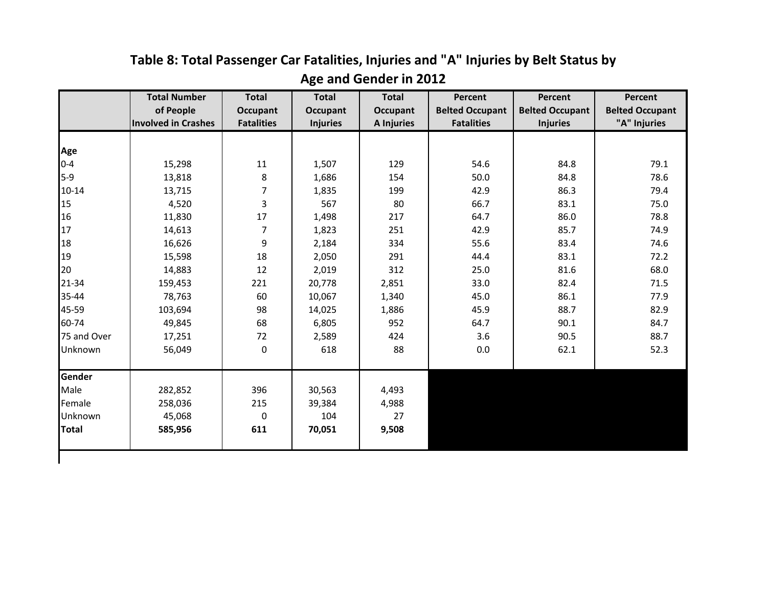## Table 8: Total Passenger Car Fatalities, Injuries and "A" Injuries by Belt Status by Age and Gender in 2012

| | Total Number of People Involved in Crashes | Total Occupant Fatalities | Total Occupant Injuries | Total Occupant A Injuries | Percent Belted Occupant Fatalities | Percent Belted Occupant Injuries | Percent Belted Occupant "A" Injuries |
|---|---|---|---|---|---|---|---|
| **Age** | | | | | | | |
| 0-4 | 15,298 | 11 | 1,507 | 129 | 54.6 | 84.8 | 79.1 |
| 5-9 | 13,818 | 8 | 1,686 | 154 | 50.0 | 84.8 | 78.6 |
| 10-14 | 13,715 | 7 | 1,835 | 199 | 42.9 | 86.3 | 79.4 |
| 15 | 4,520 | 3 | 567 | 80 | 66.7 | 83.1 | 75.0 |
| 16 | 11,830 | 17 | 1,498 | 217 | 64.7 | 86.0 | 78.8 |
| 17 | 14,613 | 7 | 1,823 | 251 | 42.9 | 85.7 | 74.9 |
| 18 | 16,626 | 9 | 2,184 | 334 | 55.6 | 83.4 | 74.6 |
| 19 | 15,598 | 18 | 2,050 | 291 | 44.4 | 83.1 | 72.2 |
| 20 | 14,883 | 12 | 2,019 | 312 | 25.0 | 81.6 | 68.0 |
| 21-34 | 159,453 | 221 | 20,778 | 2,851 | 33.0 | 82.4 | 71.5 |
| 35-44 | 78,763 | 60 | 10,067 | 1,340 | 45.0 | 86.1 | 77.9 |
| 45-59 | 103,694 | 98 | 14,025 | 1,886 | 45.9 | 88.7 | 82.9 |
| 60-74 | 49,845 | 68 | 6,805 | 952 | 64.7 | 90.1 | 84.7 |
| 75 and Over | 17,251 | 72 | 2,589 | 424 | 3.6 | 90.5 | 88.7 |
| Unknown | 56,049 | 0 | 618 | 88 | 0.0 | 62.1 | 52.3 |
| **Gender** | | | | | | | |
| Male | 282,852 | 396 | 30,563 | 4,493 | | | |
| Female | 258,036 | 215 | 39,384 | 4,988 | | | |
| Unknown | 45,068 | 0 | 104 | 27 | | | |
| **Total** | **585,956** | **611** | **70,051** | **9,508** | | | |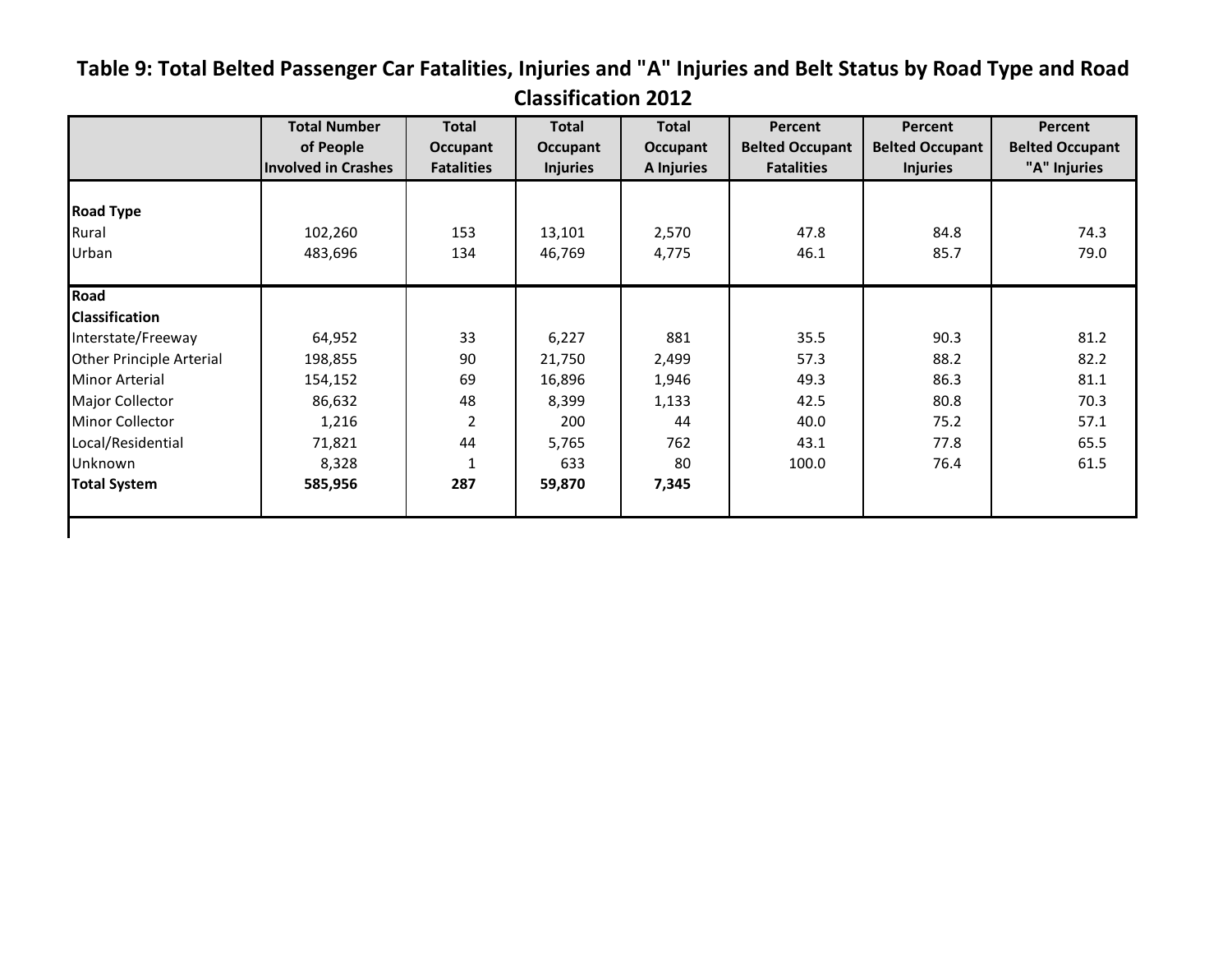## Table 9: Total Belted Passenger Car Fatalities, Injuries and "A" Injuries and Belt Status by Road Type and Road Classification 2012

| | Total Number of People Involved in Crashes | Total Occupant Fatalities | Total Occupant Injuries | Total Occupant A Injuries | Percent Belted Occupant Fatalities | Percent Belted Occupant Injuries | Percent Belted Occupant "A" Injuries |
|---|---|---|---|---|---|---|---|
| **Road Type** | | | | | | | |
| Rural | 102,260 | 153 | 13,101 | 2,570 | 47.8 | 84.8 | 74.3 |
| Urban | 483,696 | 134 | 46,769 | 4,775 | 46.1 | 85.7 | 79.0 |
| **Road Classification** | | | | | | | |
| Interstate/Freeway | 64,952 | 33 | 6,227 | 881 | 35.5 | 90.3 | 81.2 |
| Other Principle Arterial | 198,855 | 90 | 21,750 | 2,499 | 57.3 | 88.2 | 82.2 |
| Minor Arterial | 154,152 | 69 | 16,896 | 1,946 | 49.3 | 86.3 | 81.1 |
| Major Collector | 86,632 | 48 | 8,399 | 1,133 | 42.5 | 80.8 | 70.3 |
| Minor Collector | 1,216 | 2 | 200 | 44 | 40.0 | 75.2 | 57.1 |
| Local/Residential | 71,821 | 44 | 5,765 | 762 | 43.1 | 77.8 | 65.5 |
| Unknown | 8,328 | 1 | 633 | 80 | 100.0 | 76.4 | 61.5 |
| **Total System** | **585,956** | **287** | **59,870** | **7,345** | | | |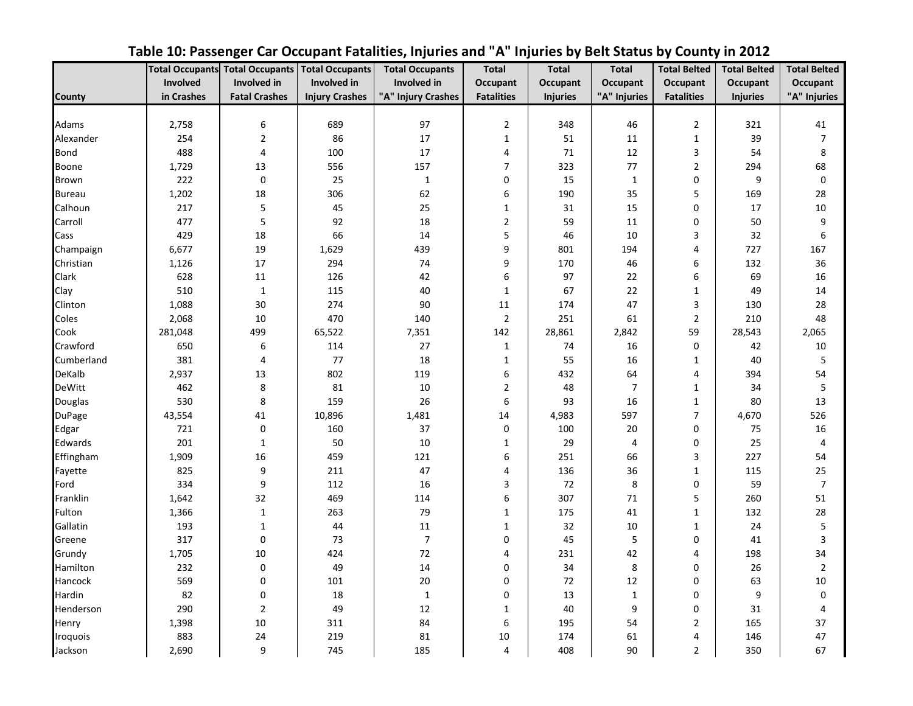## Table 10: Passenger Car Occupant Fatalities, Injuries and "A" Injuries by Belt Status by County in 2012

| County | Total Occupants Involved in Crashes | Total Occupants Involved in Fatal Crashes | Total Occupants Involved in Injury Crashes | Total Occupants Involved in "A" Injury Crashes | Total Occupant Fatalities | Total Occupant Injuries | Total Occupant "A" Injuries | Total Belted Occupant Fatalities | Total Belted Occupant Injuries | Total Belted Occupant "A" Injuries |
|---|---|---|---|---|---|---|---|---|---|---|
| Adams | 2,758 | 6 | 689 | 97 | 2 | 348 | 46 | 2 | 321 | 41 |
| Alexander | 254 | 2 | 86 | 17 | 1 | 51 | 11 | 1 | 39 | 7 |
| Bond | 488 | 4 | 100 | 17 | 4 | 71 | 12 | 3 | 54 | 8 |
| Boone | 1,729 | 13 | 556 | 157 | 7 | 323 | 77 | 2 | 294 | 68 |
| Brown | 222 | 0 | 25 | 1 | 0 | 15 | 1 | 0 | 9 | 0 |
| Bureau | 1,202 | 18 | 306 | 62 | 6 | 190 | 35 | 5 | 169 | 28 |
| Calhoun | 217 | 5 | 45 | 25 | 1 | 31 | 15 | 0 | 17 | 10 |
| Carroll | 477 | 5 | 92 | 18 | 2 | 59 | 11 | 0 | 50 | 9 |
| Cass | 429 | 18 | 66 | 14 | 5 | 46 | 10 | 3 | 32 | 6 |
| Champaign | 6,677 | 19 | 1,629 | 439 | 9 | 801 | 194 | 4 | 727 | 167 |
| Christian | 1,126 | 17 | 294 | 74 | 9 | 170 | 46 | 6 | 132 | 36 |
| Clark | 628 | 11 | 126 | 42 | 6 | 97 | 22 | 6 | 69 | 16 |
| Clay | 510 | 1 | 115 | 40 | 1 | 67 | 22 | 1 | 49 | 14 |
| Clinton | 1,088 | 30 | 274 | 90 | 11 | 174 | 47 | 3 | 130 | 28 |
| Coles | 2,068 | 10 | 470 | 140 | 2 | 251 | 61 | 2 | 210 | 48 |
| Cook | 281,048 | 499 | 65,522 | 7,351 | 142 | 28,861 | 2,842 | 59 | 28,543 | 2,065 |
| Crawford | 650 | 6 | 114 | 27 | 1 | 74 | 16 | 0 | 42 | 10 |
| Cumberland | 381 | 4 | 77 | 18 | 1 | 55 | 16 | 1 | 40 | 5 |
| DeKalb | 2,937 | 13 | 802 | 119 | 6 | 432 | 64 | 4 | 394 | 54 |
| DeWitt | 462 | 8 | 81 | 10 | 2 | 48 | 7 | 1 | 34 | 5 |
| Douglas | 530 | 8 | 159 | 26 | 6 | 93 | 16 | 1 | 80 | 13 |
| DuPage | 43,554 | 41 | 10,896 | 1,481 | 14 | 4,983 | 597 | 7 | 4,670 | 526 |
| Edgar | 721 | 0 | 160 | 37 | 0 | 100 | 20 | 0 | 75 | 16 |
| Edwards | 201 | 1 | 50 | 10 | 1 | 29 | 4 | 0 | 25 | 4 |
| Effingham | 1,909 | 16 | 459 | 121 | 6 | 251 | 66 | 3 | 227 | 54 |
| Fayette | 825 | 9 | 211 | 47 | 4 | 136 | 36 | 1 | 115 | 25 |
| Ford | 334 | 9 | 112 | 16 | 3 | 72 | 8 | 0 | 59 | 7 |
| Franklin | 1,642 | 32 | 469 | 114 | 6 | 307 | 71 | 5 | 260 | 51 |
| Fulton | 1,366 | 1 | 263 | 79 | 1 | 175 | 41 | 1 | 132 | 28 |
| Gallatin | 193 | 1 | 44 | 11 | 1 | 32 | 10 | 1 | 24 | 5 |
| Greene | 317 | 0 | 73 | 7 | 0 | 45 | 5 | 0 | 41 | 3 |
| Grundy | 1,705 | 10 | 424 | 72 | 4 | 231 | 42 | 4 | 198 | 34 |
| Hamilton | 232 | 0 | 49 | 14 | 0 | 34 | 8 | 0 | 26 | 2 |
| Hancock | 569 | 0 | 101 | 20 | 0 | 72 | 12 | 0 | 63 | 10 |
| Hardin | 82 | 0 | 18 | 1 | 0 | 13 | 1 | 0 | 9 | 0 |
| Henderson | 290 | 2 | 49 | 12 | 1 | 40 | 9 | 0 | 31 | 4 |
| Henry | 1,398 | 10 | 311 | 84 | 6 | 195 | 54 | 2 | 165 | 37 |
| Iroquois | 883 | 24 | 219 | 81 | 10 | 174 | 61 | 4 | 146 | 47 |
| Jackson | 2,690 | 9 | 745 | 185 | 4 | 408 | 90 | 2 | 350 | 67 |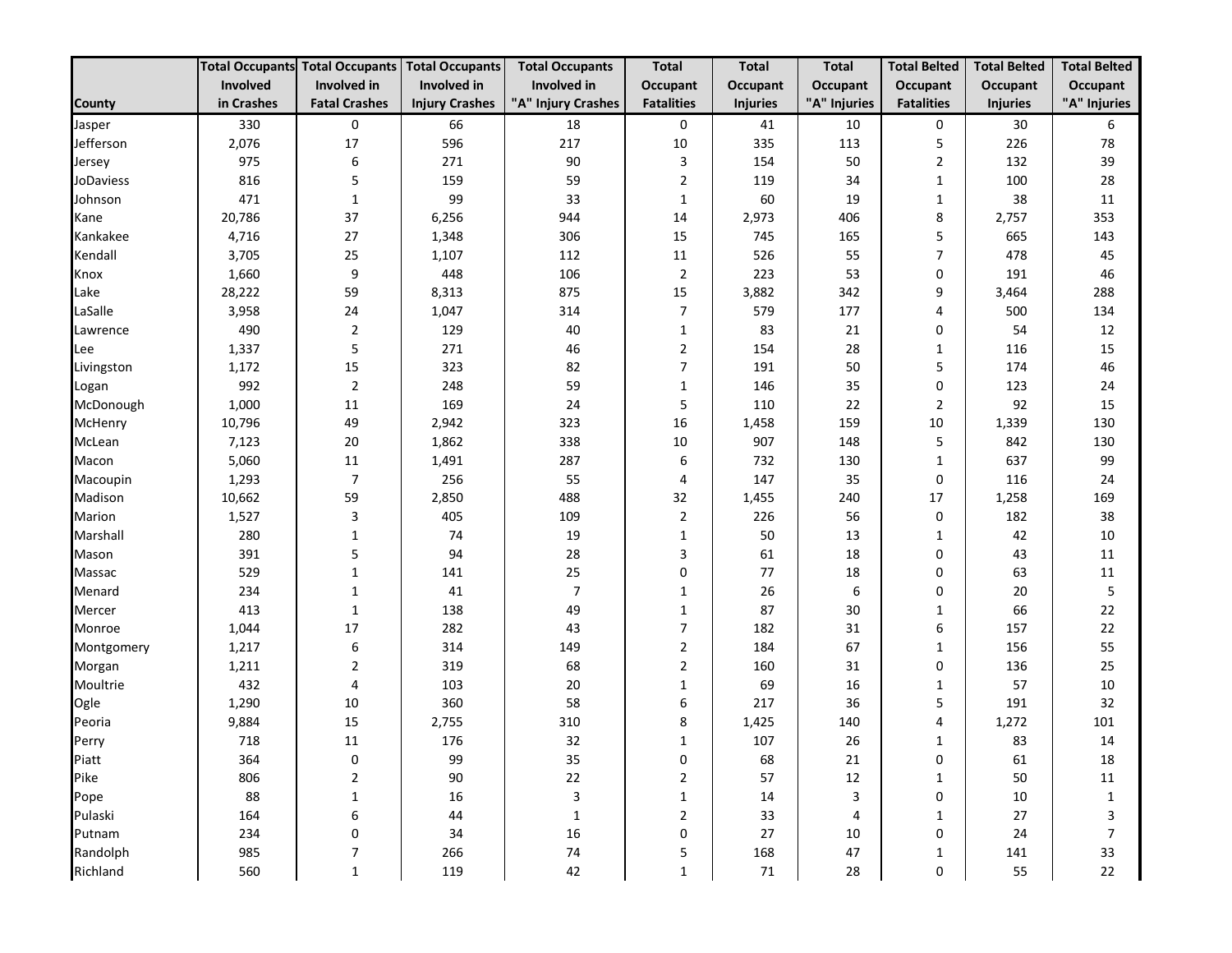| County | Total Occupants Involved in Crashes | Total Occupants Involved in Fatal Crashes | Total Occupants Involved in Injury Crashes | Total Occupants Involved in "A" Injury Crashes | Total Occupant Fatalities | Total Occupant Injuries | Total Occupant "A" Injuries | Total Belted Occupant Fatalities | Total Belted Occupant Injuries | Total Belted Occupant "A" Injuries |
|---|---|---|---|---|---|---|---|---|---|---|
| Jasper | 330 | 0 | 66 | 18 | 0 | 41 | 10 | 0 | 30 | 6 |
| Jefferson | 2,076 | 17 | 596 | 217 | 10 | 335 | 113 | 5 | 226 | 78 |
| Jersey | 975 | 6 | 271 | 90 | 3 | 154 | 50 | 2 | 132 | 39 |
| JoDaviess | 816 | 5 | 159 | 59 | 2 | 119 | 34 | 1 | 100 | 28 |
| Johnson | 471 | 1 | 99 | 33 | 1 | 60 | 19 | 1 | 38 | 11 |
| Kane | 20,786 | 37 | 6,256 | 944 | 14 | 2,973 | 406 | 8 | 2,757 | 353 |
| Kankakee | 4,716 | 27 | 1,348 | 306 | 15 | 745 | 165 | 5 | 665 | 143 |
| Kendall | 3,705 | 25 | 1,107 | 112 | 11 | 526 | 55 | 7 | 478 | 45 |
| Knox | 1,660 | 9 | 448 | 106 | 2 | 223 | 53 | 0 | 191 | 46 |
| Lake | 28,222 | 59 | 8,313 | 875 | 15 | 3,882 | 342 | 9 | 3,464 | 288 |
| LaSalle | 3,958 | 24 | 1,047 | 314 | 7 | 579 | 177 | 4 | 500 | 134 |
| Lawrence | 490 | 2 | 129 | 40 | 1 | 83 | 21 | 0 | 54 | 12 |
| Lee | 1,337 | 5 | 271 | 46 | 2 | 154 | 28 | 1 | 116 | 15 |
| Livingston | 1,172 | 15 | 323 | 82 | 7 | 191 | 50 | 5 | 174 | 46 |
| Logan | 992 | 2 | 248 | 59 | 1 | 146 | 35 | 0 | 123 | 24 |
| McDonough | 1,000 | 11 | 169 | 24 | 5 | 110 | 22 | 2 | 92 | 15 |
| McHenry | 10,796 | 49 | 2,942 | 323 | 16 | 1,458 | 159 | 10 | 1,339 | 130 |
| McLean | 7,123 | 20 | 1,862 | 338 | 10 | 907 | 148 | 5 | 842 | 130 |
| Macon | 5,060 | 11 | 1,491 | 287 | 6 | 732 | 130 | 1 | 637 | 99 |
| Macoupin | 1,293 | 7 | 256 | 55 | 4 | 147 | 35 | 0 | 116 | 24 |
| Madison | 10,662 | 59 | 2,850 | 488 | 32 | 1,455 | 240 | 17 | 1,258 | 169 |
| Marion | 1,527 | 3 | 405 | 109 | 2 | 226 | 56 | 0 | 182 | 38 |
| Marshall | 280 | 1 | 74 | 19 | 1 | 50 | 13 | 1 | 42 | 10 |
| Mason | 391 | 5 | 94 | 28 | 3 | 61 | 18 | 0 | 43 | 11 |
| Massac | 529 | 1 | 141 | 25 | 0 | 77 | 18 | 0 | 63 | 11 |
| Menard | 234 | 1 | 41 | 7 | 1 | 26 | 6 | 0 | 20 | 5 |
| Mercer | 413 | 1 | 138 | 49 | 1 | 87 | 30 | 1 | 66 | 22 |
| Monroe | 1,044 | 17 | 282 | 43 | 7 | 182 | 31 | 6 | 157 | 22 |
| Montgomery | 1,217 | 6 | 314 | 149 | 2 | 184 | 67 | 1 | 156 | 55 |
| Morgan | 1,211 | 2 | 319 | 68 | 2 | 160 | 31 | 0 | 136 | 25 |
| Moultrie | 432 | 4 | 103 | 20 | 1 | 69 | 16 | 1 | 57 | 10 |
| Ogle | 1,290 | 10 | 360 | 58 | 6 | 217 | 36 | 5 | 191 | 32 |
| Peoria | 9,884 | 15 | 2,755 | 310 | 8 | 1,425 | 140 | 4 | 1,272 | 101 |
| Perry | 718 | 11 | 176 | 32 | 1 | 107 | 26 | 1 | 83 | 14 |
| Piatt | 364 | 0 | 99 | 35 | 0 | 68 | 21 | 0 | 61 | 18 |
| Pike | 806 | 2 | 90 | 22 | 2 | 57 | 12 | 1 | 50 | 11 |
| Pope | 88 | 1 | 16 | 3 | 1 | 14 | 3 | 0 | 10 | 1 |
| Pulaski | 164 | 6 | 44 | 1 | 2 | 33 | 4 | 1 | 27 | 3 |
| Putnam | 234 | 0 | 34 | 16 | 0 | 27 | 10 | 0 | 24 | 7 |
| Randolph | 985 | 7 | 266 | 74 | 5 | 168 | 47 | 1 | 141 | 33 |
| Richland | 560 | 1 | 119 | 42 | 1 | 71 | 28 | 0 | 55 | 22 |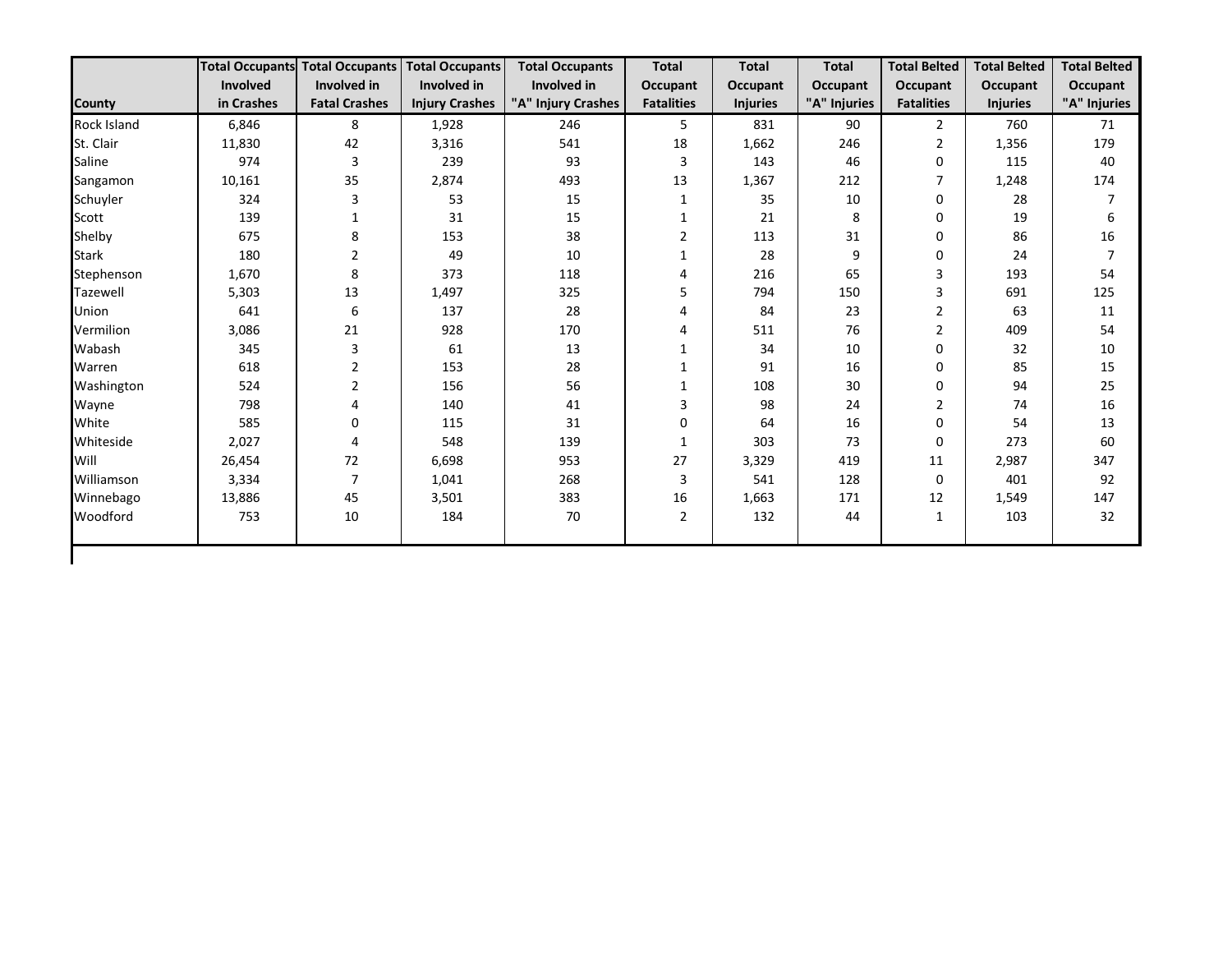| County | Total Occupants Involved in Crashes | Total Occupants Involved in Fatal Crashes | Total Occupants Involved in Injury Crashes | Total Occupants Involved in "A" Injury Crashes | Total Occupant Fatalities | Total Occupant Injuries | Total Occupant "A" Injuries | Total Belted Occupant Fatalities | Total Belted Occupant Injuries | Total Belted Occupant "A" Injuries |
|---|---|---|---|---|---|---|---|---|---|---|
| Rock Island | 6,846 | 8 | 1,928 | 246 | 5 | 831 | 90 | 2 | 760 | 71 |
| St. Clair | 11,830 | 42 | 3,316 | 541 | 18 | 1,662 | 246 | 2 | 1,356 | 179 |
| Saline | 974 | 3 | 239 | 93 | 3 | 143 | 46 | 0 | 115 | 40 |
| Sangamon | 10,161 | 35 | 2,874 | 493 | 13 | 1,367 | 212 | 7 | 1,248 | 174 |
| Schuyler | 324 | 3 | 53 | 15 | 1 | 35 | 10 | 0 | 28 | 7 |
| Scott | 139 | 1 | 31 | 15 | 1 | 21 | 8 | 0 | 19 | 6 |
| Shelby | 675 | 8 | 153 | 38 | 2 | 113 | 31 | 0 | 86 | 16 |
| Stark | 180 | 2 | 49 | 10 | 1 | 28 | 9 | 0 | 24 | 7 |
| Stephenson | 1,670 | 8 | 373 | 118 | 4 | 216 | 65 | 3 | 193 | 54 |
| Tazewell | 5,303 | 13 | 1,497 | 325 | 5 | 794 | 150 | 3 | 691 | 125 |
| Union | 641 | 6 | 137 | 28 | 4 | 84 | 23 | 2 | 63 | 11 |
| Vermilion | 3,086 | 21 | 928 | 170 | 4 | 511 | 76 | 2 | 409 | 54 |
| Wabash | 345 | 3 | 61 | 13 | 1 | 34 | 10 | 0 | 32 | 10 |
| Warren | 618 | 2 | 153 | 28 | 1 | 91 | 16 | 0 | 85 | 15 |
| Washington | 524 | 2 | 156 | 56 | 1 | 108 | 30 | 0 | 94 | 25 |
| Wayne | 798 | 4 | 140 | 41 | 3 | 98 | 24 | 2 | 74 | 16 |
| White | 585 | 0 | 115 | 31 | 0 | 64 | 16 | 0 | 54 | 13 |
| Whiteside | 2,027 | 4 | 548 | 139 | 1 | 303 | 73 | 0 | 273 | 60 |
| Will | 26,454 | 72 | 6,698 | 953 | 27 | 3,329 | 419 | 11 | 2,987 | 347 |
| Williamson | 3,334 | 7 | 1,041 | 268 | 3 | 541 | 128 | 0 | 401 | 92 |
| Winnebago | 13,886 | 45 | 3,501 | 383 | 16 | 1,663 | 171 | 12 | 1,549 | 147 |
| Woodford | 753 | 10 | 184 | 70 | 2 | 132 | 44 | 1 | 103 | 32 |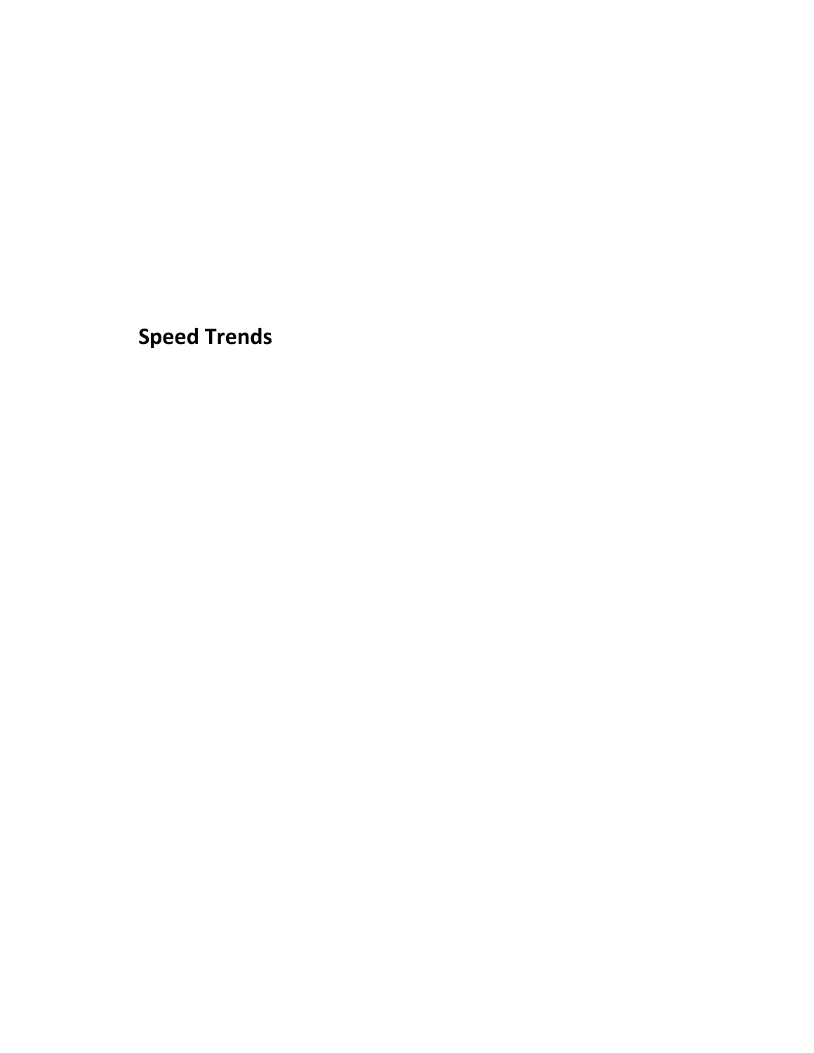# Speed Trends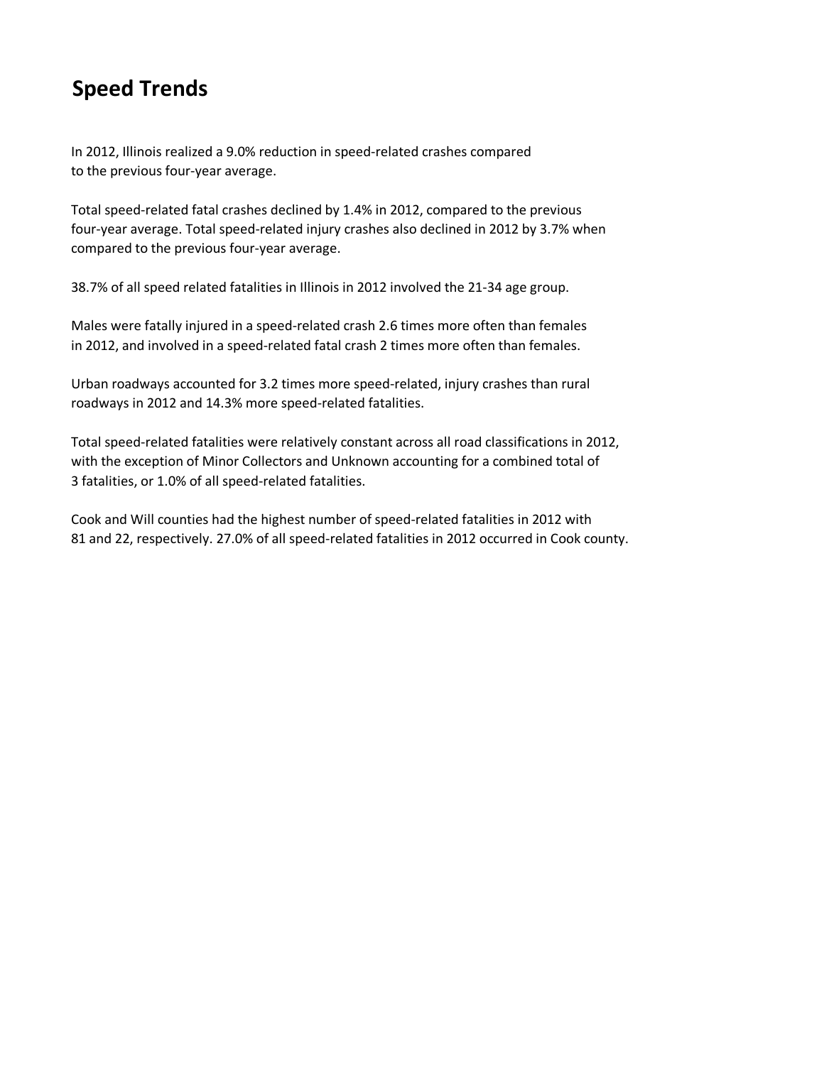# Speed Trends

In 2012, Illinois realized a 9.0% reduction in speed-related crashes compared to the previous four-year average.

Total speed-related fatal crashes declined by 1.4% in 2012, compared to the previous four-year average. Total speed-related injury crashes also declined in 2012 by 3.7% when compared to the previous four-year average.

38.7% of all speed related fatalities in Illinois in 2012 involved the 21-34 age group.

Males were fatally injured in a speed-related crash 2.6 times more often than females in 2012, and involved in a speed-related fatal crash 2 times more often than females.

Urban roadways accounted for 3.2 times more speed-related, injury crashes than rural roadways in 2012 and 14.3% more speed-related fatalities.

Total speed-related fatalities were relatively constant across all road classifications in 2012, with the exception of Minor Collectors and Unknown accounting for a combined total of 3 fatalities, or 1.0% of all speed-related fatalities.

Cook and Will counties had the highest number of speed-related fatalities in 2012 with 81 and 22, respectively. 27.0% of all speed-related fatalities in 2012 occurred in Cook county.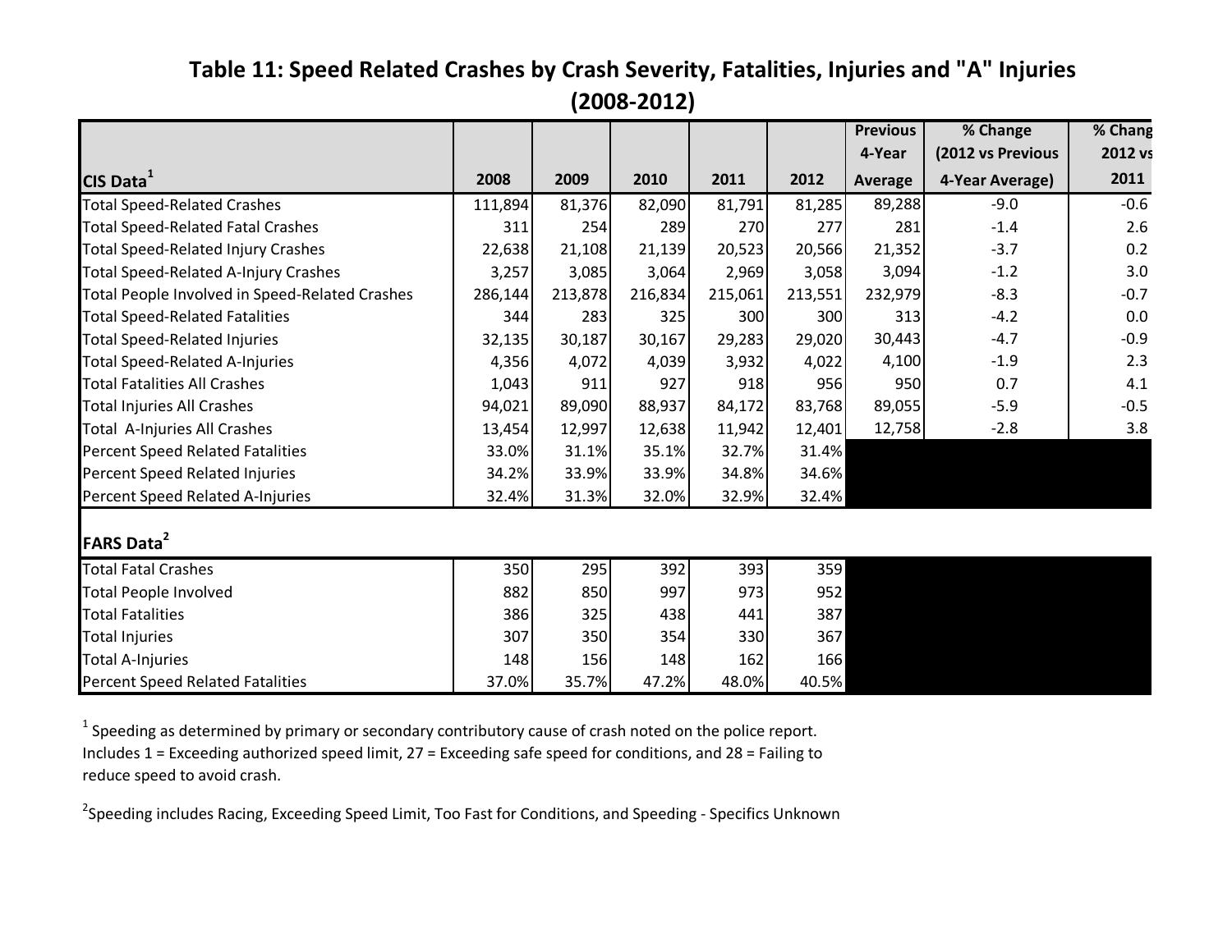# Table 11: Speed Related Crashes by Crash Severity, Fatalities, Injuries and "A" Injuries (2008-2012)

| CIS Data[1] | 2008 | 2009 | 2010 | 2011 | 2012 | Previous 4-Year Average | % Change (2012 vs Previous 4-Year Average) | % Chang 2012 vs 2011 |
|---|---|---|---|---|---|---|---|---|
| Total Speed-Related Crashes | 111,894 | 81,376 | 82,090 | 81,791 | 81,285 | 89,288 | -9.0 | -0.6 |
| Total Speed-Related Fatal Crashes | 311 | 254 | 289 | 270 | 277 | 281 | -1.4 | 2.6 |
| Total Speed-Related Injury Crashes | 22,638 | 21,108 | 21,139 | 20,523 | 20,566 | 21,352 | -3.7 | 0.2 |
| Total Speed-Related A-Injury Crashes | 3,257 | 3,085 | 3,064 | 2,969 | 3,058 | 3,094 | -1.2 | 3.0 |
| Total People Involved in Speed-Related Crashes | 286,144 | 213,878 | 216,834 | 215,061 | 213,551 | 232,979 | -8.3 | -0.7 |
| Total Speed-Related Fatalities | 344 | 283 | 325 | 300 | 300 | 313 | -4.2 | 0.0 |
| Total Speed-Related Injuries | 32,135 | 30,187 | 30,167 | 29,283 | 29,020 | 30,443 | -4.7 | -0.9 |
| Total Speed-Related A-Injuries | 4,356 | 4,072 | 4,039 | 3,932 | 4,022 | 4,100 | -1.9 | 2.3 |
| Total Fatalities All Crashes | 1,043 | 911 | 927 | 918 | 956 | 950 | 0.7 | 4.1 |
| Total Injuries All Crashes | 94,021 | 89,090 | 88,937 | 84,172 | 83,768 | 89,055 | -5.9 | -0.5 |
| Total A-Injuries All Crashes | 13,454 | 12,997 | 12,638 | 11,942 | 12,401 | 12,758 | -2.8 | 3.8 |
| Percent Speed Related Fatalities | 33.0% | 31.1% | 35.1% | 32.7% | 31.4% | | | |
| Percent Speed Related Injuries | 34.2% | 33.9% | 33.9% | 34.8% | 34.6% | | | |
| Percent Speed Related A-Injuries | 32.4% | 31.3% | 32.0% | 32.9% | 32.4% | | | |
| **FARS Data[2]** | | | | | | | | |
| Total Fatal Crashes | 350 | 295 | 392 | 393 | 359 | | | |
| Total People Involved | 882 | 850 | 997 | 973 | 952 | | | |
| Total Fatalities | 386 | 325 | 438 | 441 | 387 | | | |
| Total Injuries | 307 | 350 | 354 | 330 | 367 | | | |
| Total A-Injuries | 148 | 156 | 148 | 162 | 166 | | | |
| Percent Speed Related Fatalities | 37.0% | 35.7% | 47.2% | 48.0% | 40.5% | | | |

[1] Speeding as determined by primary or secondary contributory cause of crash noted on the police report. Includes 1 = Exceeding authorized speed limit, 27 = Exceeding safe speed for conditions, and 28 = Failing to reduce speed to avoid crash.

[2] Speeding includes Racing, Exceeding Speed Limit, Too Fast for Conditions, and Speeding - Specifics Unknown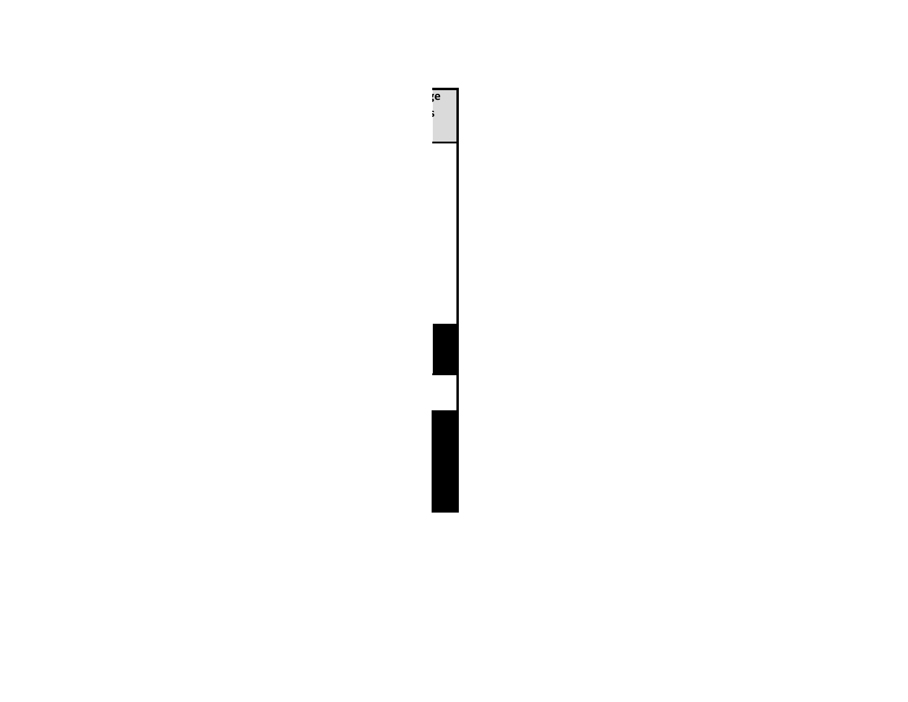| ge s |
| --- |
| |
| |
| |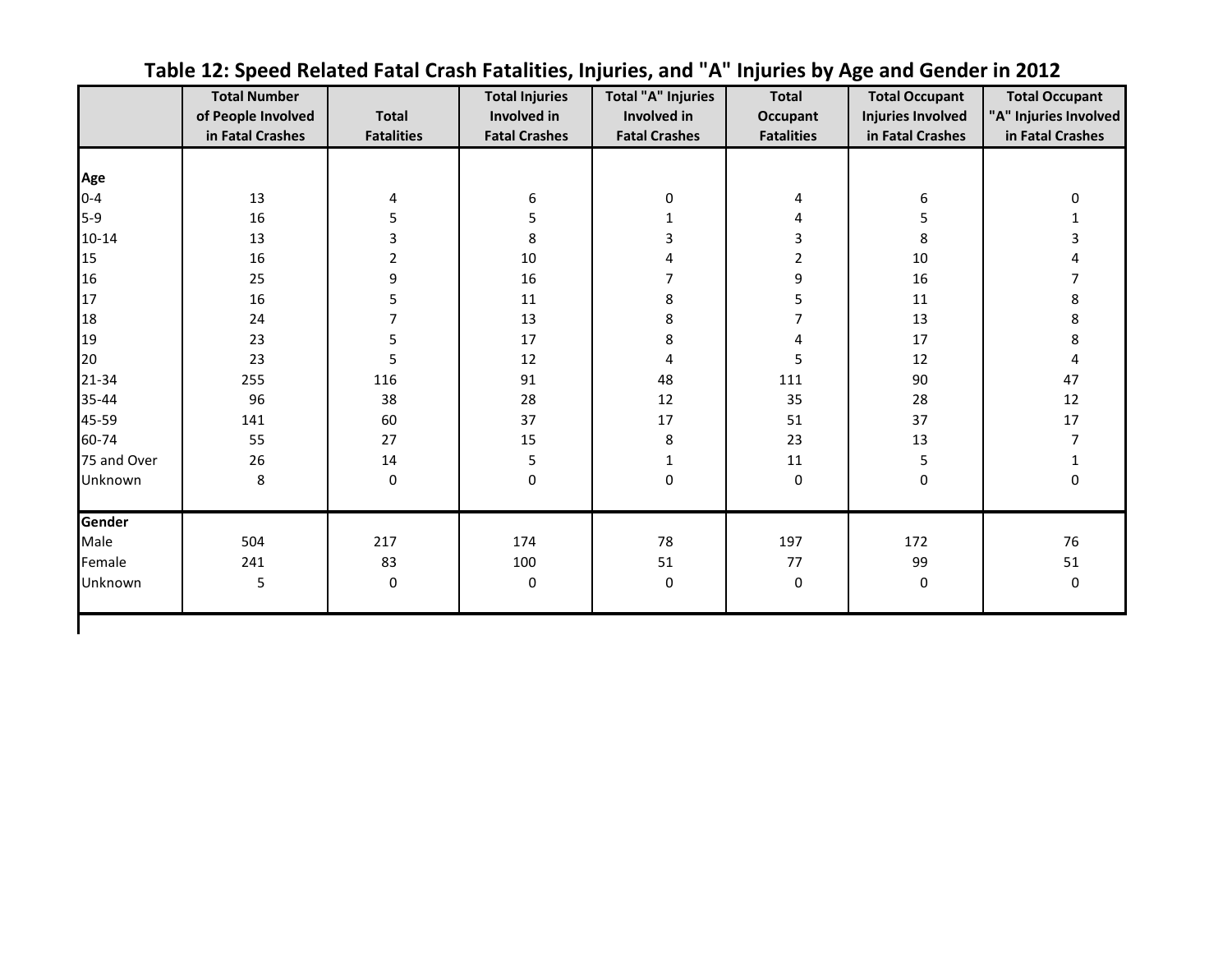## Table 12: Speed Related Fatal Crash Fatalities, Injuries, and "A" Injuries by Age and Gender in 2012

| | Total Number of People Involved in Fatal Crashes | Total Fatalities | Total Injuries Involved in Fatal Crashes | Total "A" Injuries Involved in Fatal Crashes | Total Occupant Fatalities | Total Occupant Injuries Involved in Fatal Crashes | Total Occupant "A" Injuries Involved in Fatal Crashes |
|---|---|---|---|---|---|---|---|
| **Age** | | | | | | | |
| 0-4 | 13 | 4 | 6 | 0 | 4 | 6 | 0 |
| 5-9 | 16 | 5 | 5 | 1 | 4 | 5 | 1 |
| 10-14 | 13 | 3 | 8 | 3 | 3 | 8 | 3 |
| 15 | 16 | 2 | 10 | 4 | 2 | 10 | 4 |
| 16 | 25 | 9 | 16 | 7 | 9 | 16 | 7 |
| 17 | 16 | 5 | 11 | 8 | 5 | 11 | 8 |
| 18 | 24 | 7 | 13 | 8 | 7 | 13 | 8 |
| 19 | 23 | 5 | 17 | 8 | 4 | 17 | 8 |
| 20 | 23 | 5 | 12 | 4 | 5 | 12 | 4 |
| 21-34 | 255 | 116 | 91 | 48 | 111 | 90 | 47 |
| 35-44 | 96 | 38 | 28 | 12 | 35 | 28 | 12 |
| 45-59 | 141 | 60 | 37 | 17 | 51 | 37 | 17 |
| 60-74 | 55 | 27 | 15 | 8 | 23 | 13 | 7 |
| 75 and Over | 26 | 14 | 5 | 1 | 11 | 5 | 1 |
| Unknown | 8 | 0 | 0 | 0 | 0 | 0 | 0 |
| **Gender** | | | | | | | |
| Male | 504 | 217 | 174 | 78 | 197 | 172 | 76 |
| Female | 241 | 83 | 100 | 51 | 77 | 99 | 51 |
| Unknown | 5 | 0 | 0 | 0 | 0 | 0 | 0 |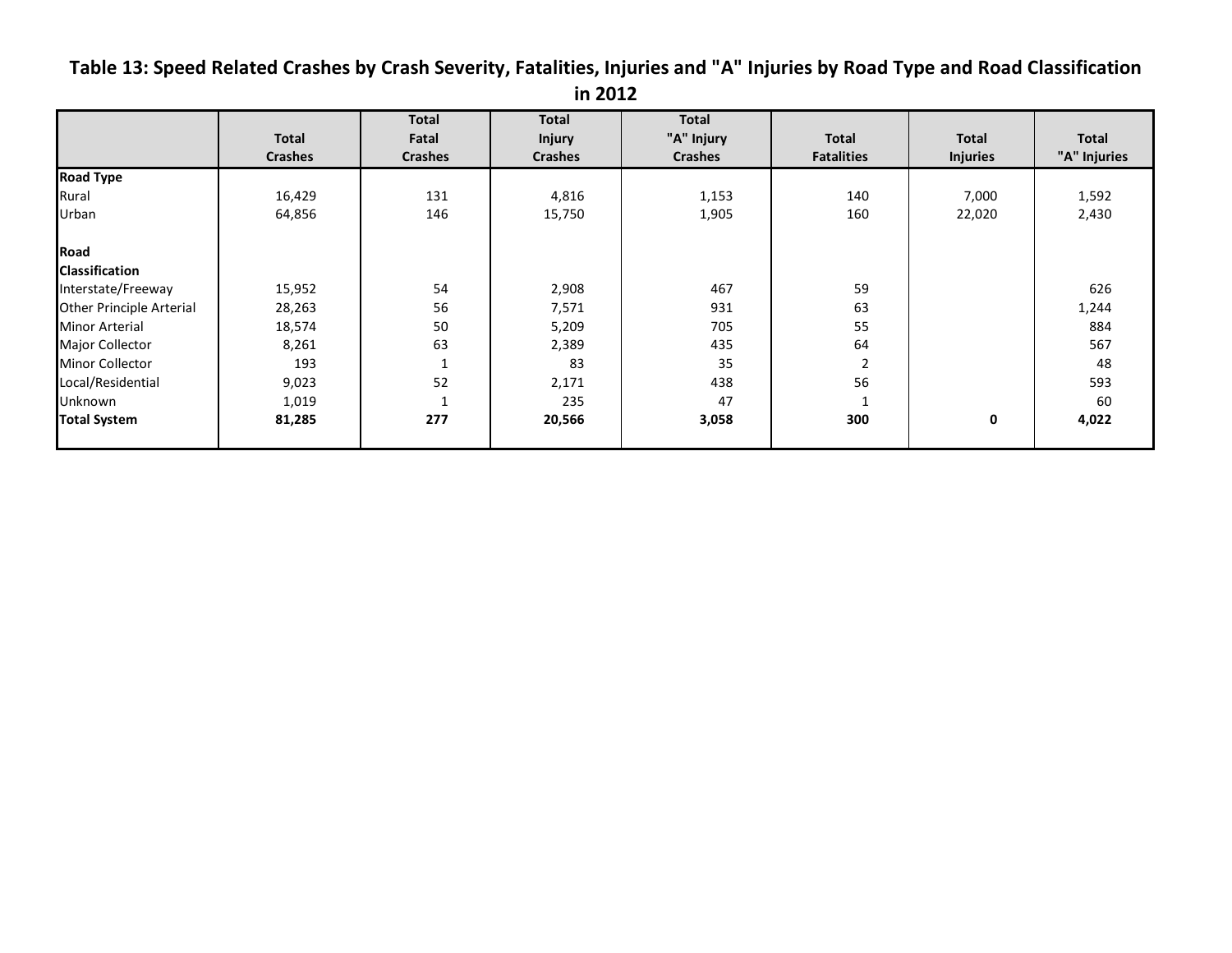# Table 13: Speed Related Crashes by Crash Severity, Fatalities, Injuries and "A" Injuries by Road Type and Road Classification in 2012

| | Total Crashes | Total Fatal Crashes | Total Injury Crashes | Total "A" Injury Crashes | Total Fatalities | Total Injuries | Total "A" Injuries |
|---|---|---|---|---|---|---|---|
| **Road Type** | | | | | | | |
| Rural | 16,429 | 131 | 4,816 | 1,153 | 140 | 7,000 | 1,592 |
| Urban | 64,856 | 146 | 15,750 | 1,905 | 160 | 22,020 | 2,430 |
| **Road Classification** | | | | | | | |
| Interstate/Freeway | 15,952 | 54 | 2,908 | 467 | 59 | | 626 |
| Other Principle Arterial | 28,263 | 56 | 7,571 | 931 | 63 | | 1,244 |
| Minor Arterial | 18,574 | 50 | 5,209 | 705 | 55 | | 884 |
| Major Collector | 8,261 | 63 | 2,389 | 435 | 64 | | 567 |
| Minor Collector | 193 | 1 | 83 | 35 | 2 | | 48 |
| Local/Residential | 9,023 | 52 | 2,171 | 438 | 56 | | 593 |
| Unknown | 1,019 | 1 | 235 | 47 | 1 | | 60 |
| **Total System** | **81,285** | **277** | **20,566** | **3,058** | **300** | **0** | **4,022** |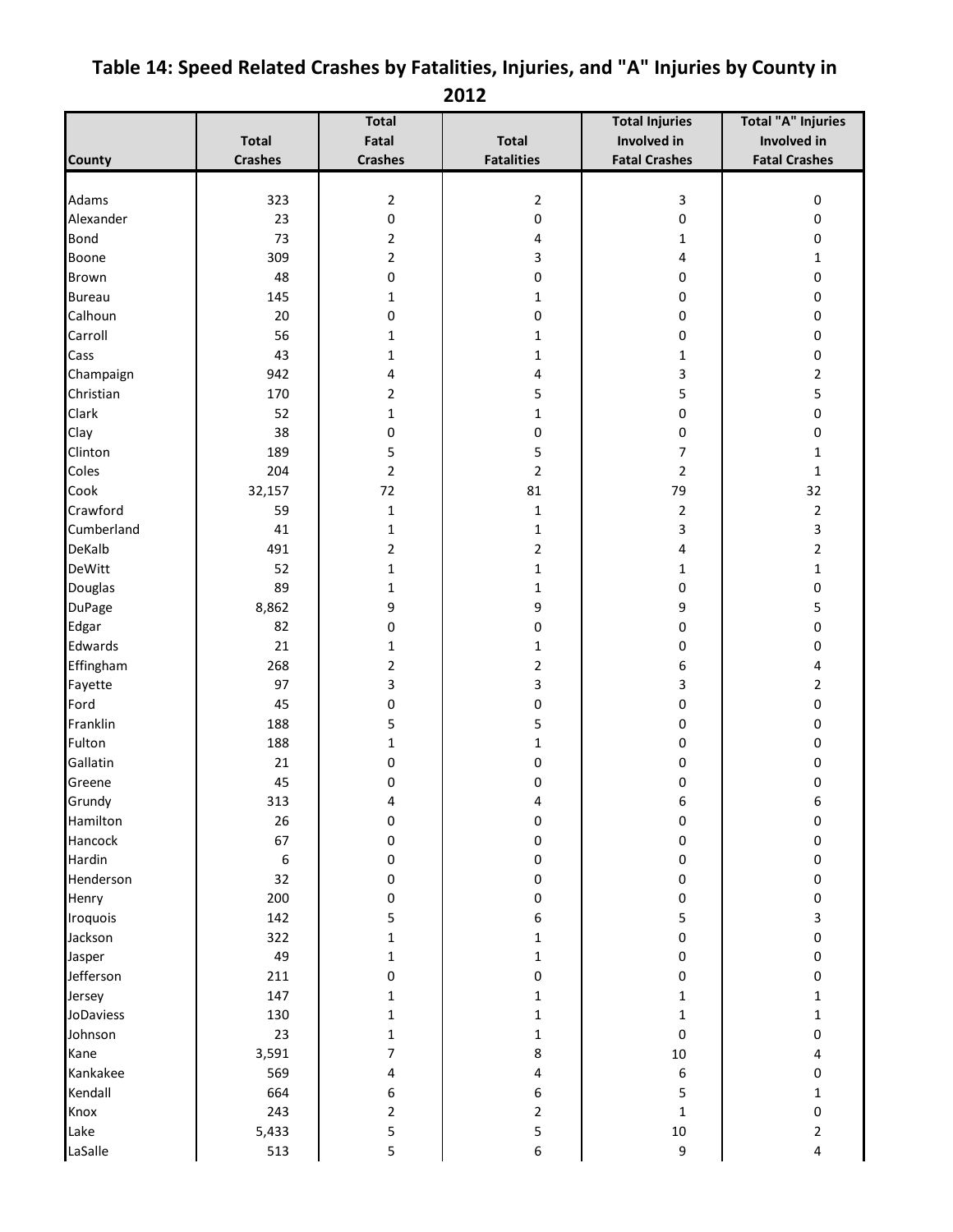# Table 14: Speed Related Crashes by Fatalities, Injuries, and "A" Injuries by County in 2012

| County | Total Crashes | Total Fatal Crashes | Total Fatalities | Total Injuries Involved in Fatal Crashes | Total "A" Injuries Involved in Fatal Crashes |
|---|---|---|---|---|---|
| Adams | 323 | 2 | 2 | 3 | 0 |
| Alexander | 23 | 0 | 0 | 0 | 0 |
| Bond | 73 | 2 | 4 | 1 | 0 |
| Boone | 309 | 2 | 3 | 4 | 1 |
| Brown | 48 | 0 | 0 | 0 | 0 |
| Bureau | 145 | 1 | 1 | 0 | 0 |
| Calhoun | 20 | 0 | 0 | 0 | 0 |
| Carroll | 56 | 1 | 1 | 0 | 0 |
| Cass | 43 | 1 | 1 | 1 | 0 |
| Champaign | 942 | 4 | 4 | 3 | 2 |
| Christian | 170 | 2 | 5 | 5 | 5 |
| Clark | 52 | 1 | 1 | 0 | 0 |
| Clay | 38 | 0 | 0 | 0 | 0 |
| Clinton | 189 | 5 | 5 | 7 | 1 |
| Coles | 204 | 2 | 2 | 2 | 1 |
| Cook | 32,157 | 72 | 81 | 79 | 32 |
| Crawford | 59 | 1 | 1 | 2 | 2 |
| Cumberland | 41 | 1 | 1 | 3 | 3 |
| DeKalb | 491 | 2 | 2 | 4 | 2 |
| DeWitt | 52 | 1 | 1 | 1 | 1 |
| Douglas | 89 | 1 | 1 | 0 | 0 |
| DuPage | 8,862 | 9 | 9 | 9 | 5 |
| Edgar | 82 | 0 | 0 | 0 | 0 |
| Edwards | 21 | 1 | 1 | 0 | 0 |
| Effingham | 268 | 2 | 2 | 6 | 4 |
| Fayette | 97 | 3 | 3 | 3 | 2 |
| Ford | 45 | 0 | 0 | 0 | 0 |
| Franklin | 188 | 5 | 5 | 0 | 0 |
| Fulton | 188 | 1 | 1 | 0 | 0 |
| Gallatin | 21 | 0 | 0 | 0 | 0 |
| Greene | 45 | 0 | 0 | 0 | 0 |
| Grundy | 313 | 4 | 4 | 6 | 6 |
| Hamilton | 26 | 0 | 0 | 0 | 0 |
| Hancock | 67 | 0 | 0 | 0 | 0 |
| Hardin | 6 | 0 | 0 | 0 | 0 |
| Henderson | 32 | 0 | 0 | 0 | 0 |
| Henry | 200 | 0 | 0 | 0 | 0 |
| Iroquois | 142 | 5 | 6 | 5 | 3 |
| Jackson | 322 | 1 | 1 | 0 | 0 |
| Jasper | 49 | 1 | 1 | 0 | 0 |
| Jefferson | 211 | 0 | 0 | 0 | 0 |
| Jersey | 147 | 1 | 1 | 1 | 1 |
| JoDaviess | 130 | 1 | 1 | 1 | 1 |
| Johnson | 23 | 1 | 1 | 0 | 0 |
| Kane | 3,591 | 7 | 8 | 10 | 4 |
| Kankakee | 569 | 4 | 4 | 6 | 0 |
| Kendall | 664 | 6 | 6 | 5 | 1 |
| Knox | 243 | 2 | 2 | 1 | 0 |
| Lake | 5,433 | 5 | 5 | 10 | 2 |
| LaSalle | 513 | 5 | 6 | 9 | 4 |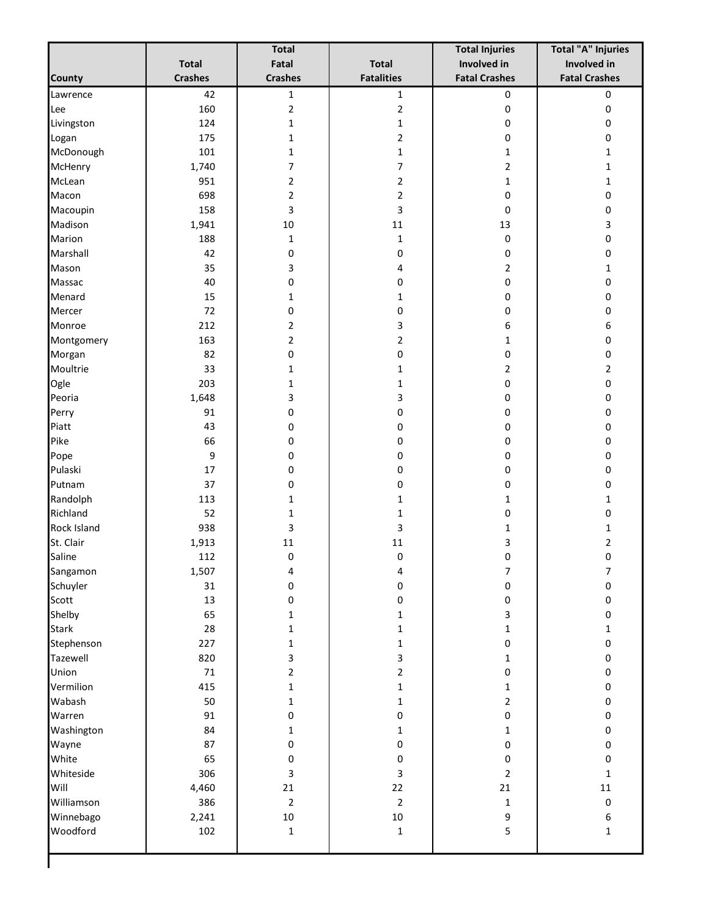| County | Total Crashes | Total Fatal Crashes | Total Fatalities | Total Injuries Involved in Fatal Crashes | Total "A" Injuries Involved in Fatal Crashes |
|---|---|---|---|---|---|
| Lawrence | 42 | 1 | 1 | 0 | 0 |
| Lee | 160 | 2 | 2 | 0 | 0 |
| Livingston | 124 | 1 | 1 | 0 | 0 |
| Logan | 175 | 1 | 2 | 0 | 0 |
| McDonough | 101 | 1 | 1 | 1 | 1 |
| McHenry | 1,740 | 7 | 7 | 2 | 1 |
| McLean | 951 | 2 | 2 | 1 | 1 |
| Macon | 698 | 2 | 2 | 0 | 0 |
| Macoupin | 158 | 3 | 3 | 0 | 0 |
| Madison | 1,941 | 10 | 11 | 13 | 3 |
| Marion | 188 | 1 | 1 | 0 | 0 |
| Marshall | 42 | 0 | 0 | 0 | 0 |
| Mason | 35 | 3 | 4 | 2 | 1 |
| Massac | 40 | 0 | 0 | 0 | 0 |
| Menard | 15 | 1 | 1 | 0 | 0 |
| Mercer | 72 | 0 | 0 | 0 | 0 |
| Monroe | 212 | 2 | 3 | 6 | 6 |
| Montgomery | 163 | 2 | 2 | 1 | 0 |
| Morgan | 82 | 0 | 0 | 0 | 0 |
| Moultrie | 33 | 1 | 1 | 2 | 2 |
| Ogle | 203 | 1 | 1 | 0 | 0 |
| Peoria | 1,648 | 3 | 3 | 0 | 0 |
| Perry | 91 | 0 | 0 | 0 | 0 |
| Piatt | 43 | 0 | 0 | 0 | 0 |
| Pike | 66 | 0 | 0 | 0 | 0 |
| Pope | 9 | 0 | 0 | 0 | 0 |
| Pulaski | 17 | 0 | 0 | 0 | 0 |
| Putnam | 37 | 0 | 0 | 0 | 0 |
| Randolph | 113 | 1 | 1 | 1 | 1 |
| Richland | 52 | 1 | 1 | 0 | 0 |
| Rock Island | 938 | 3 | 3 | 1 | 1 |
| St. Clair | 1,913 | 11 | 11 | 3 | 2 |
| Saline | 112 | 0 | 0 | 0 | 0 |
| Sangamon | 1,507 | 4 | 4 | 7 | 7 |
| Schuyler | 31 | 0 | 0 | 0 | 0 |
| Scott | 13 | 0 | 0 | 0 | 0 |
| Shelby | 65 | 1 | 1 | 3 | 0 |
| Stark | 28 | 1 | 1 | 1 | 1 |
| Stephenson | 227 | 1 | 1 | 0 | 0 |
| Tazewell | 820 | 3 | 3 | 1 | 0 |
| Union | 71 | 2 | 2 | 0 | 0 |
| Vermilion | 415 | 1 | 1 | 1 | 0 |
| Wabash | 50 | 1 | 1 | 2 | 0 |
| Warren | 91 | 0 | 0 | 0 | 0 |
| Washington | 84 | 1 | 1 | 1 | 0 |
| Wayne | 87 | 0 | 0 | 0 | 0 |
| White | 65 | 0 | 0 | 0 | 0 |
| Whiteside | 306 | 3 | 3 | 2 | 1 |
| Will | 4,460 | 21 | 22 | 21 | 11 |
| Williamson | 386 | 2 | 2 | 1 | 0 |
| Winnebago | 2,241 | 10 | 10 | 9 | 6 |
| Woodford | 102 | 1 | 1 | 5 | 1 |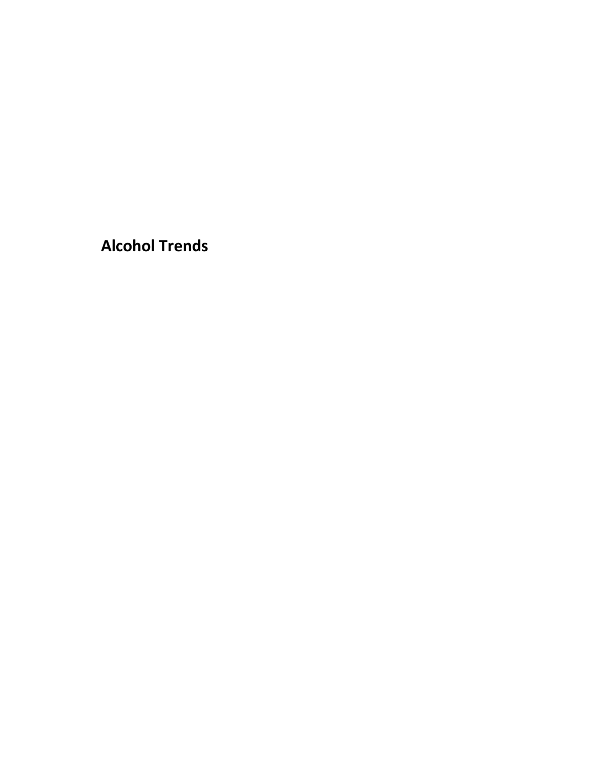# Alcohol Trends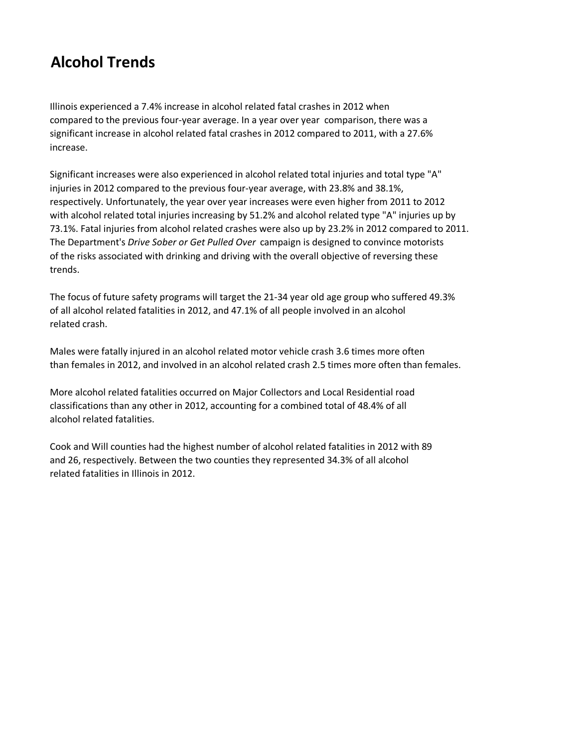# Alcohol Trends

Illinois experienced a 7.4% increase in alcohol related fatal crashes in 2012 when compared to the previous four-year average. In a year over year comparison, there was a significant increase in alcohol related fatal crashes in 2012 compared to 2011, with a 27.6% increase.

Significant increases were also experienced in alcohol related total injuries and total type "A" injuries in 2012 compared to the previous four-year average, with 23.8% and 38.1%, respectively. Unfortunately, the year over year increases were even higher from 2011 to 2012 with alcohol related total injuries increasing by 51.2% and alcohol related type "A" injuries up by 73.1%. Fatal injuries from alcohol related crashes were also up by 23.2% in 2012 compared to 2011. The Department's *Drive Sober or Get Pulled Over* campaign is designed to convince motorists of the risks associated with drinking and driving with the overall objective of reversing these trends.

The focus of future safety programs will target the 21-34 year old age group who suffered 49.3% of all alcohol related fatalities in 2012, and 47.1% of all people involved in an alcohol related crash.

Males were fatally injured in an alcohol related motor vehicle crash 3.6 times more often than females in 2012, and involved in an alcohol related crash 2.5 times more often than females.

More alcohol related fatalities occurred on Major Collectors and Local Residential road classifications than any other in 2012, accounting for a combined total of 48.4% of all alcohol related fatalities.

Cook and Will counties had the highest number of alcohol related fatalities in 2012 with 89 and 26, respectively. Between the two counties they represented 34.3% of all alcohol related fatalities in Illinois in 2012.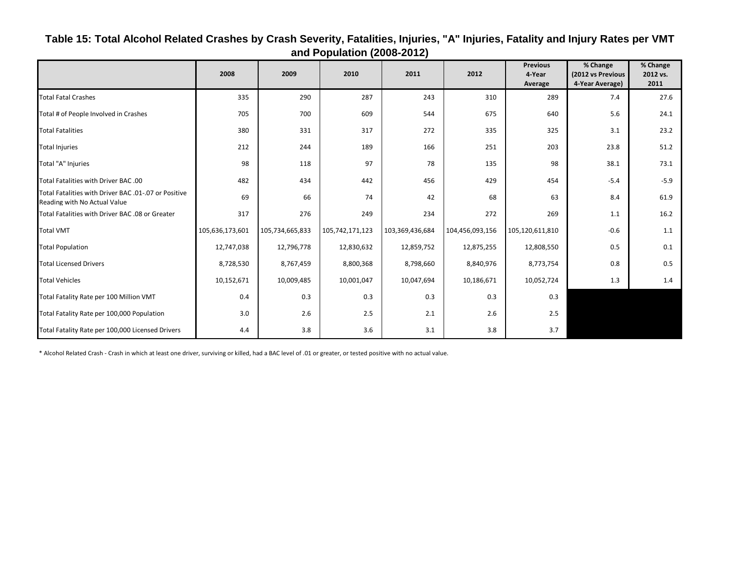# Table 15: Total Alcohol Related Crashes by Crash Severity, Fatalities, Injuries, "A" Injuries, Fatality and Injury Rates per VMT and Population (2008-2012)

| | 2008 | 2009 | 2010 | 2011 | 2012 | Previous 4-Year Average | % Change (2012 vs Previous 4-Year Average) | % Change 2012 vs. 2011 |
|---|---|---|---|---|---|---|---|---|
| Total Fatal Crashes | 335 | 290 | 287 | 243 | 310 | 289 | 7.4 | 27.6 |
| Total # of People Involved in Crashes | 705 | 700 | 609 | 544 | 675 | 640 | 5.6 | 24.1 |
| Total Fatalities | 380 | 331 | 317 | 272 | 335 | 325 | 3.1 | 23.2 |
| Total Injuries | 212 | 244 | 189 | 166 | 251 | 203 | 23.8 | 51.2 |
| Total "A" Injuries | 98 | 118 | 97 | 78 | 135 | 98 | 38.1 | 73.1 |
| Total Fatalities with Driver BAC .00 | 482 | 434 | 442 | 456 | 429 | 454 | -5.4 | -5.9 |
| Total Fatalities with Driver BAC .01-.07 or Positive Reading with No Actual Value | 69 | 66 | 74 | 42 | 68 | 63 | 8.4 | 61.9 |
| Total Fatalities with Driver BAC .08 or Greater | 317 | 276 | 249 | 234 | 272 | 269 | 1.1 | 16.2 |
| Total VMT | 105,636,173,601 | 105,734,665,833 | 105,742,171,123 | 103,369,436,684 | 104,456,093,156 | 105,120,611,810 | -0.6 | 1.1 |
| Total Population | 12,747,038 | 12,796,778 | 12,830,632 | 12,859,752 | 12,875,255 | 12,808,550 | 0.5 | 0.1 |
| Total Licensed Drivers | 8,728,530 | 8,767,459 | 8,800,368 | 8,798,660 | 8,840,976 | 8,773,754 | 0.8 | 0.5 |
| Total Vehicles | 10,152,671 | 10,009,485 | 10,001,047 | 10,047,694 | 10,186,671 | 10,052,724 | 1.3 | 1.4 |
| Total Fatality Rate per 100 Million VMT | 0.4 | 0.3 | 0.3 | 0.3 | 0.3 | 0.3 | | |
| Total Fatality Rate per 100,000 Population | 3.0 | 2.6 | 2.5 | 2.1 | 2.6 | 2.5 | | |
| Total Fatality Rate per 100,000 Licensed Drivers | 4.4 | 3.8 | 3.6 | 3.1 | 3.8 | 3.7 | | |

* Alcohol Related Crash - Crash in which at least one driver, surviving or killed, had a BAC level of .01 or greater, or tested positive with no actual value.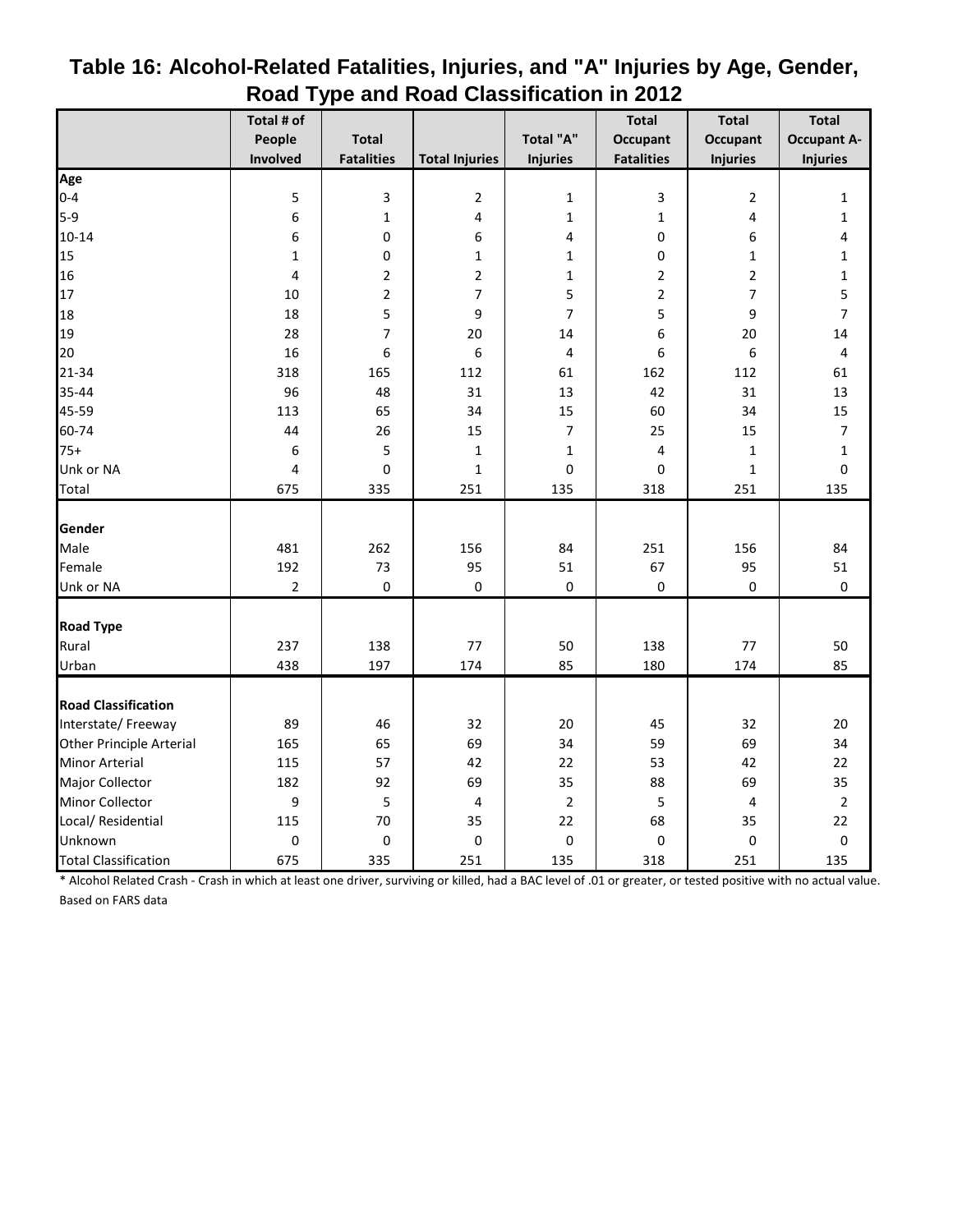# Table 16: Alcohol-Related Fatalities, Injuries, and "A" Injuries by Age, Gender, Road Type and Road Classification in 2012

| | Total # of People Involved | Total Fatalities | Total Injuries | Total "A" Injuries | Total Occupant Fatalities | Total Occupant Injuries | Total Occupant A-Injuries |
|---|---|---|---|---|---|---|---|
| **Age** | | | | | | | |
| 0-4 | 5 | 3 | 2 | 1 | 3 | 2 | 1 |
| 5-9 | 6 | 1 | 4 | 1 | 1 | 4 | 1 |
| 10-14 | 6 | 0 | 6 | 4 | 0 | 6 | 4 |
| 15 | 1 | 0 | 1 | 1 | 0 | 1 | 1 |
| 16 | 4 | 2 | 2 | 1 | 2 | 2 | 1 |
| 17 | 10 | 2 | 7 | 5 | 2 | 7 | 5 |
| 18 | 18 | 5 | 9 | 7 | 5 | 9 | 7 |
| 19 | 28 | 7 | 20 | 14 | 6 | 20 | 14 |
| 20 | 16 | 6 | 6 | 4 | 6 | 6 | 4 |
| 21-34 | 318 | 165 | 112 | 61 | 162 | 112 | 61 |
| 35-44 | 96 | 48 | 31 | 13 | 42 | 31 | 13 |
| 45-59 | 113 | 65 | 34 | 15 | 60 | 34 | 15 |
| 60-74 | 44 | 26 | 15 | 7 | 25 | 15 | 7 |
| 75+ | 6 | 5 | 1 | 1 | 4 | 1 | 1 |
| Unk or NA | 4 | 0 | 1 | 0 | 0 | 1 | 0 |
| Total | 675 | 335 | 251 | 135 | 318 | 251 | 135 |
| **Gender** | | | | | | | |
| Male | 481 | 262 | 156 | 84 | 251 | 156 | 84 |
| Female | 192 | 73 | 95 | 51 | 67 | 95 | 51 |
| Unk or NA | 2 | 0 | 0 | 0 | 0 | 0 | 0 |
| **Road Type** | | | | | | | |
| Rural | 237 | 138 | 77 | 50 | 138 | 77 | 50 |
| Urban | 438 | 197 | 174 | 85 | 180 | 174 | 85 |
| **Road Classification** | | | | | | | |
| Interstate/ Freeway | 89 | 46 | 32 | 20 | 45 | 32 | 20 |
| Other Principle Arterial | 165 | 65 | 69 | 34 | 59 | 69 | 34 |
| Minor Arterial | 115 | 57 | 42 | 22 | 53 | 42 | 22 |
| Major Collector | 182 | 92 | 69 | 35 | 88 | 69 | 35 |
| Minor Collector | 9 | 5 | 4 | 2 | 5 | 4 | 2 |
| Local/ Residential | 115 | 70 | 35 | 22 | 68 | 35 | 22 |
| Unknown | 0 | 0 | 0 | 0 | 0 | 0 | 0 |
| Total Classification | 675 | 335 | 251 | 135 | 318 | 251 | 135 |

* Alcohol Related Crash - Crash in which at least one driver, surviving or killed, had a BAC level of .01 or greater, or tested positive with no actual value.

Based on FARS data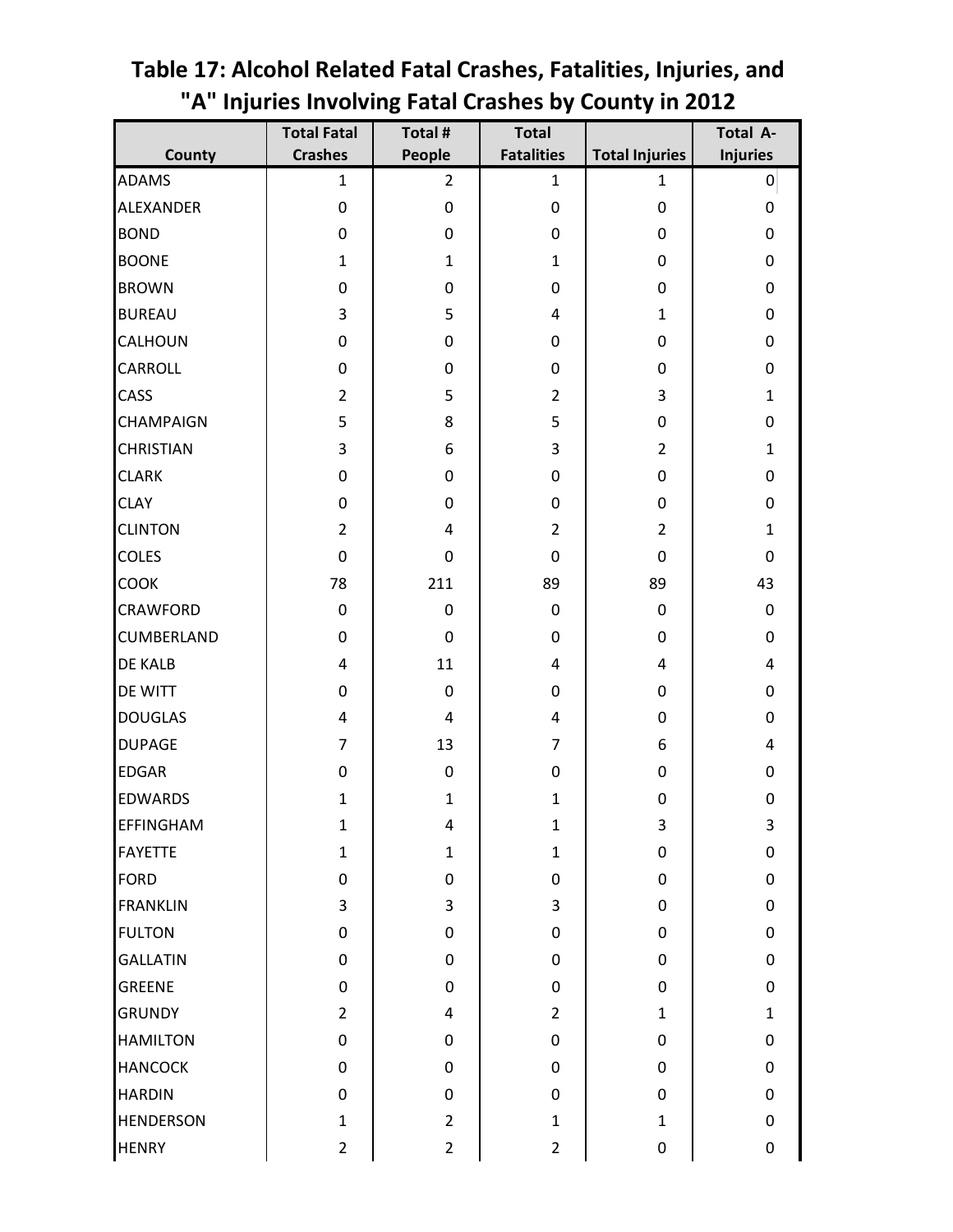# Table 17: Alcohol Related Fatal Crashes, Fatalities, Injuries, and "A" Injuries Involving Fatal Crashes by County in 2012

| County | Total Fatal Crashes | Total # People | Total Fatalities | Total Injuries | Total A-Injuries |
|---|---|---|---|---|---|
| ADAMS | 1 | 2 | 1 | 1 | 0 |
| ALEXANDER | 0 | 0 | 0 | 0 | 0 |
| BOND | 0 | 0 | 0 | 0 | 0 |
| BOONE | 1 | 1 | 1 | 0 | 0 |
| BROWN | 0 | 0 | 0 | 0 | 0 |
| BUREAU | 3 | 5 | 4 | 1 | 0 |
| CALHOUN | 0 | 0 | 0 | 0 | 0 |
| CARROLL | 0 | 0 | 0 | 0 | 0 |
| CASS | 2 | 5 | 2 | 3 | 1 |
| CHAMPAIGN | 5 | 8 | 5 | 0 | 0 |
| CHRISTIAN | 3 | 6 | 3 | 2 | 1 |
| CLARK | 0 | 0 | 0 | 0 | 0 |
| CLAY | 0 | 0 | 0 | 0 | 0 |
| CLINTON | 2 | 4 | 2 | 2 | 1 |
| COLES | 0 | 0 | 0 | 0 | 0 |
| COOK | 78 | 211 | 89 | 89 | 43 |
| CRAWFORD | 0 | 0 | 0 | 0 | 0 |
| CUMBERLAND | 0 | 0 | 0 | 0 | 0 |
| DE KALB | 4 | 11 | 4 | 4 | 4 |
| DE WITT | 0 | 0 | 0 | 0 | 0 |
| DOUGLAS | 4 | 4 | 4 | 0 | 0 |
| DUPAGE | 7 | 13 | 7 | 6 | 4 |
| EDGAR | 0 | 0 | 0 | 0 | 0 |
| EDWARDS | 1 | 1 | 1 | 0 | 0 |
| EFFINGHAM | 1 | 4 | 1 | 3 | 3 |
| FAYETTE | 1 | 1 | 1 | 0 | 0 |
| FORD | 0 | 0 | 0 | 0 | 0 |
| FRANKLIN | 3 | 3 | 3 | 0 | 0 |
| FULTON | 0 | 0 | 0 | 0 | 0 |
| GALLATIN | 0 | 0 | 0 | 0 | 0 |
| GREENE | 0 | 0 | 0 | 0 | 0 |
| GRUNDY | 2 | 4 | 2 | 1 | 1 |
| HAMILTON | 0 | 0 | 0 | 0 | 0 |
| HANCOCK | 0 | 0 | 0 | 0 | 0 |
| HARDIN | 0 | 0 | 0 | 0 | 0 |
| HENDERSON | 1 | 2 | 1 | 1 | 0 |
| HENRY | 2 | 2 | 2 | 0 | 0 |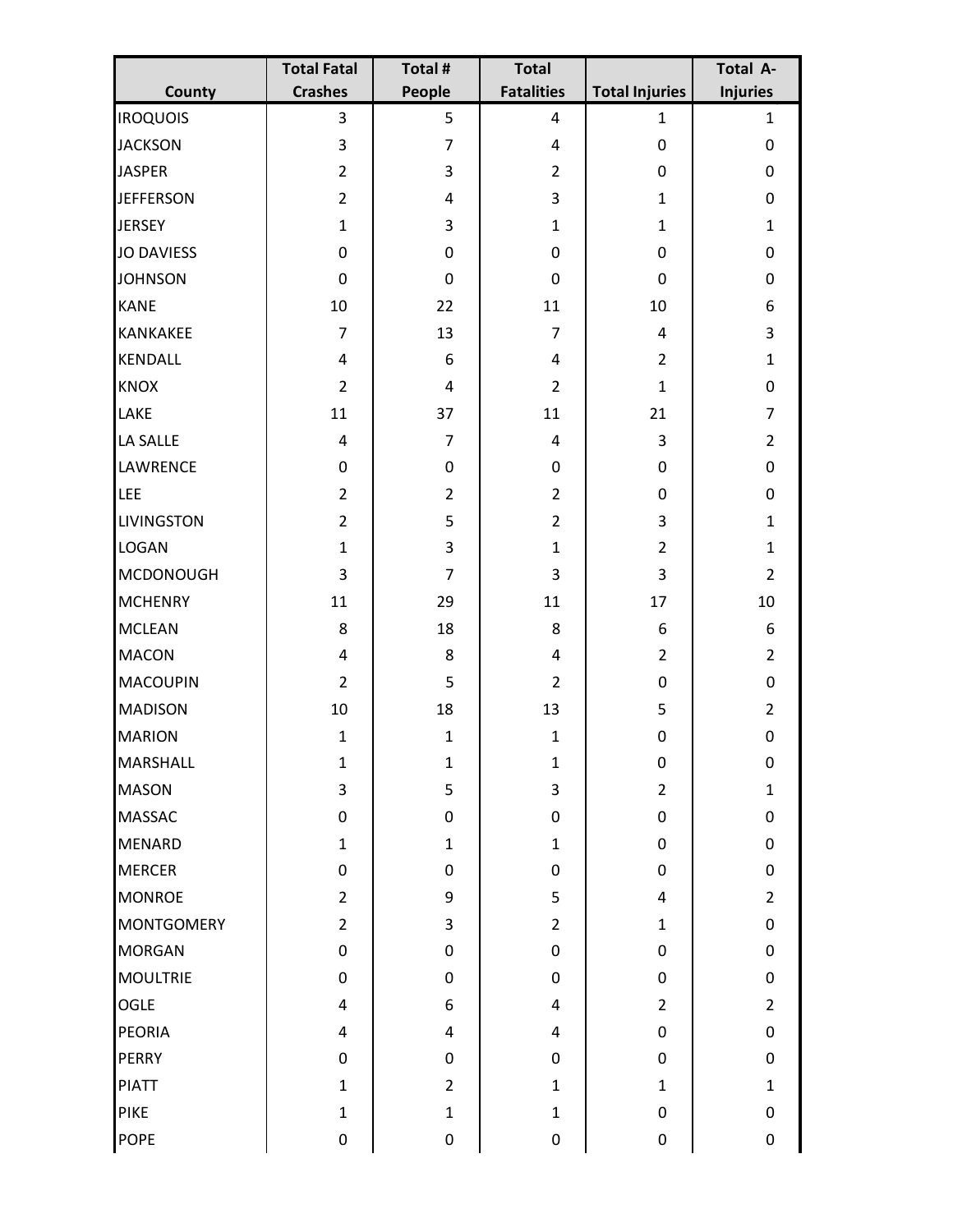| County | Total Fatal Crashes | Total # People | Total Fatalities | Total Injuries | Total A-Injuries |
|---|---|---|---|---|---|
| IROQUOIS | 3 | 5 | 4 | 1 | 1 |
| JACKSON | 3 | 7 | 4 | 0 | 0 |
| JASPER | 2 | 3 | 2 | 0 | 0 |
| JEFFERSON | 2 | 4 | 3 | 1 | 0 |
| JERSEY | 1 | 3 | 1 | 1 | 1 |
| JO DAVIESS | 0 | 0 | 0 | 0 | 0 |
| JOHNSON | 0 | 0 | 0 | 0 | 0 |
| KANE | 10 | 22 | 11 | 10 | 6 |
| KANKAKEE | 7 | 13 | 7 | 4 | 3 |
| KENDALL | 4 | 6 | 4 | 2 | 1 |
| KNOX | 2 | 4 | 2 | 1 | 0 |
| LAKE | 11 | 37 | 11 | 21 | 7 |
| LA SALLE | 4 | 7 | 4 | 3 | 2 |
| LAWRENCE | 0 | 0 | 0 | 0 | 0 |
| LEE | 2 | 2 | 2 | 0 | 0 |
| LIVINGSTON | 2 | 5 | 2 | 3 | 1 |
| LOGAN | 1 | 3 | 1 | 2 | 1 |
| MCDONOUGH | 3 | 7 | 3 | 3 | 2 |
| MCHENRY | 11 | 29 | 11 | 17 | 10 |
| MCLEAN | 8 | 18 | 8 | 6 | 6 |
| MACON | 4 | 8 | 4 | 2 | 2 |
| MACOUPIN | 2 | 5 | 2 | 0 | 0 |
| MADISON | 10 | 18 | 13 | 5 | 2 |
| MARION | 1 | 1 | 1 | 0 | 0 |
| MARSHALL | 1 | 1 | 1 | 0 | 0 |
| MASON | 3 | 5 | 3 | 2 | 1 |
| MASSAC | 0 | 0 | 0 | 0 | 0 |
| MENARD | 1 | 1 | 1 | 0 | 0 |
| MERCER | 0 | 0 | 0 | 0 | 0 |
| MONROE | 2 | 9 | 5 | 4 | 2 |
| MONTGOMERY | 2 | 3 | 2 | 1 | 0 |
| MORGAN | 0 | 0 | 0 | 0 | 0 |
| MOULTRIE | 0 | 0 | 0 | 0 | 0 |
| OGLE | 4 | 6 | 4 | 2 | 2 |
| PEORIA | 4 | 4 | 4 | 0 | 0 |
| PERRY | 0 | 0 | 0 | 0 | 0 |
| PIATT | 1 | 2 | 1 | 1 | 1 |
| PIKE | 1 | 1 | 1 | 0 | 0 |
| POPE | 0 | 0 | 0 | 0 | 0 |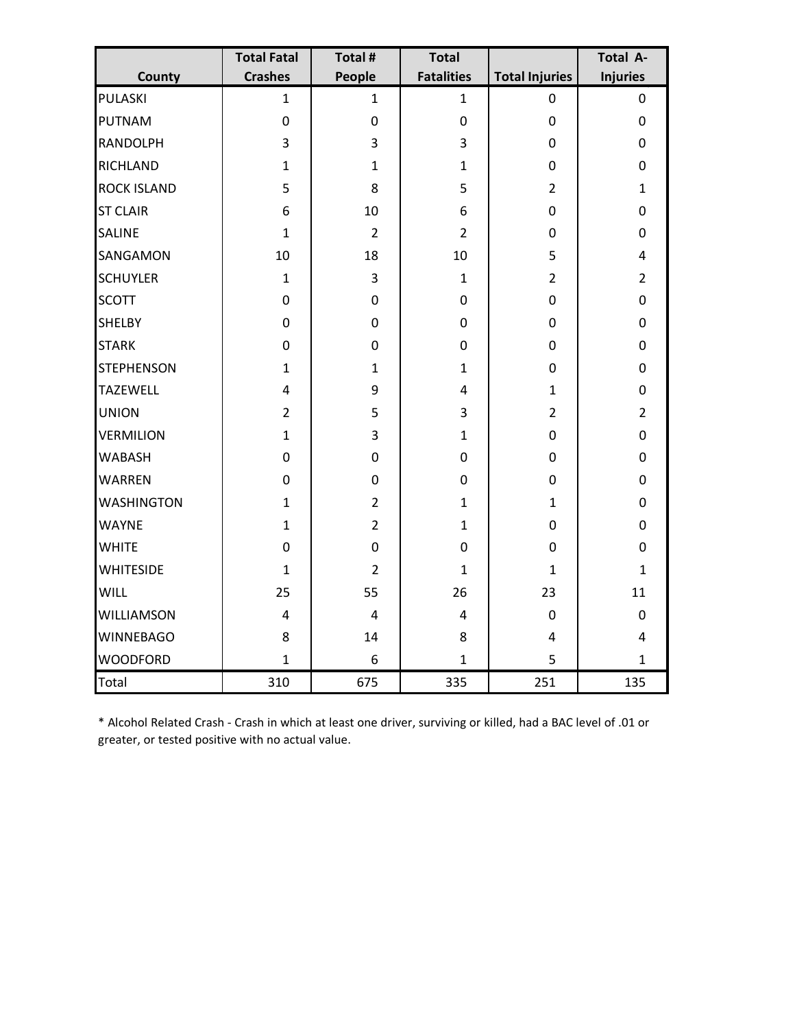| County | Total Fatal Crashes | Total # People | Total Fatalities | Total Injuries | Total A-Injuries |
|---|---|---|---|---|---|
| PULASKI | 1 | 1 | 1 | 0 | 0 |
| PUTNAM | 0 | 0 | 0 | 0 | 0 |
| RANDOLPH | 3 | 3 | 3 | 0 | 0 |
| RICHLAND | 1 | 1 | 1 | 0 | 0 |
| ROCK ISLAND | 5 | 8 | 5 | 2 | 1 |
| ST CLAIR | 6 | 10 | 6 | 0 | 0 |
| SALINE | 1 | 2 | 2 | 0 | 0 |
| SANGAMON | 10 | 18 | 10 | 5 | 4 |
| SCHUYLER | 1 | 3 | 1 | 2 | 2 |
| SCOTT | 0 | 0 | 0 | 0 | 0 |
| SHELBY | 0 | 0 | 0 | 0 | 0 |
| STARK | 0 | 0 | 0 | 0 | 0 |
| STEPHENSON | 1 | 1 | 1 | 0 | 0 |
| TAZEWELL | 4 | 9 | 4 | 1 | 0 |
| UNION | 2 | 5 | 3 | 2 | 2 |
| VERMILION | 1 | 3 | 1 | 0 | 0 |
| WABASH | 0 | 0 | 0 | 0 | 0 |
| WARREN | 0 | 0 | 0 | 0 | 0 |
| WASHINGTON | 1 | 2 | 1 | 1 | 0 |
| WAYNE | 1 | 2 | 1 | 0 | 0 |
| WHITE | 0 | 0 | 0 | 0 | 0 |
| WHITESIDE | 1 | 2 | 1 | 1 | 1 |
| WILL | 25 | 55 | 26 | 23 | 11 |
| WILLIAMSON | 4 | 4 | 4 | 0 | 0 |
| WINNEBAGO | 8 | 14 | 8 | 4 | 4 |
| WOODFORD | 1 | 6 | 1 | 5 | 1 |
| Total | 310 | 675 | 335 | 251 | 135 |

* Alcohol Related Crash - Crash in which at least one driver, surviving or killed, had a BAC level of .01 or greater, or tested positive with no actual value.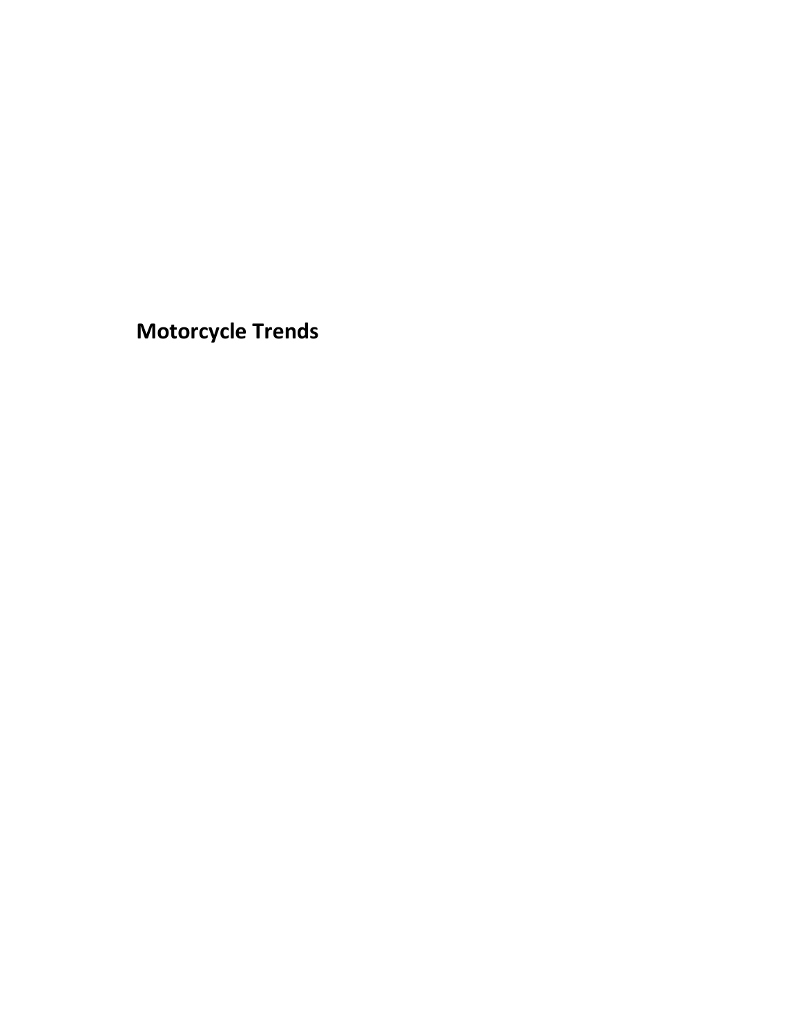# Motorcycle Trends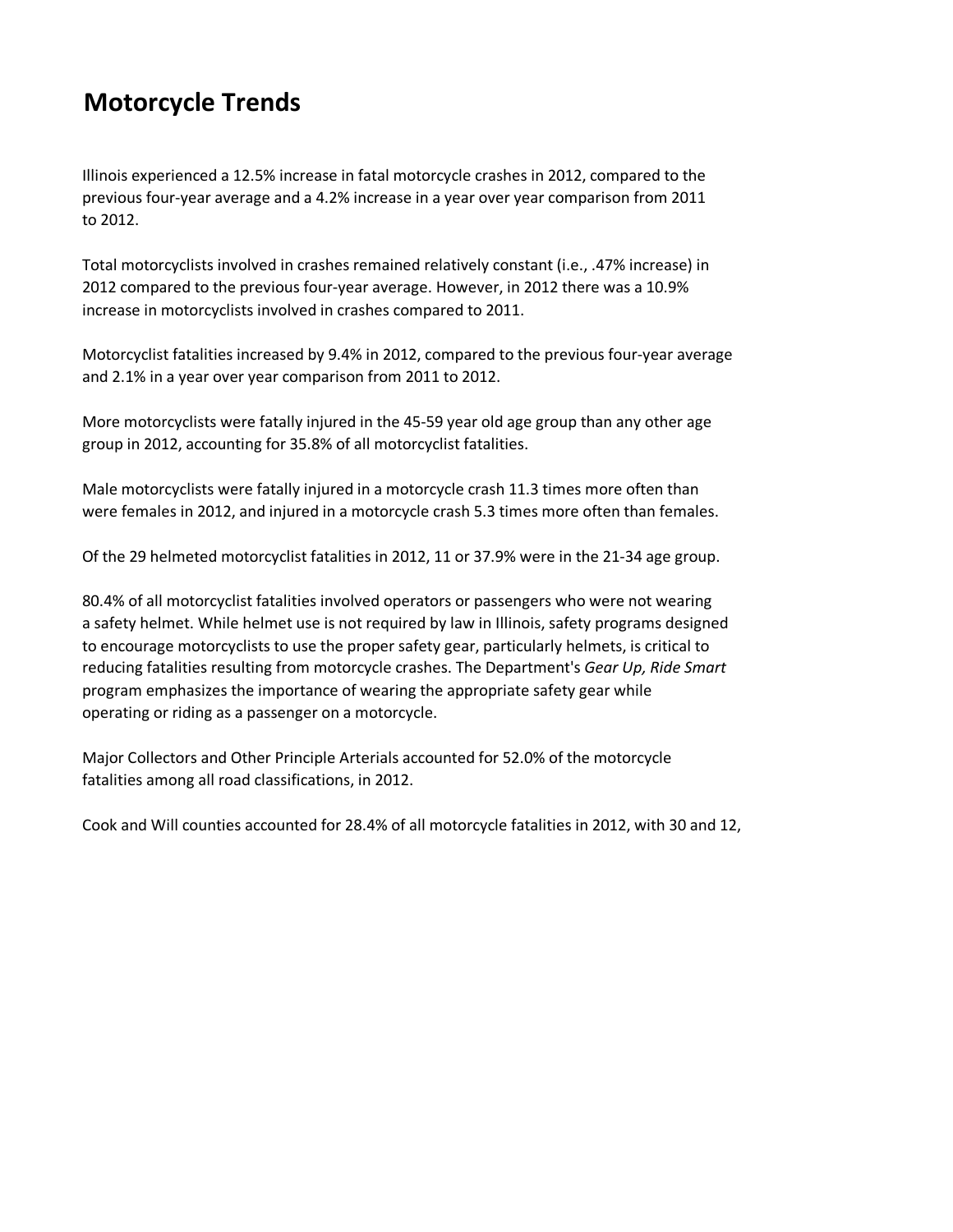# Motorcycle Trends

Illinois experienced a 12.5% increase in fatal motorcycle crashes in 2012, compared to the previous four-year average and a 4.2% increase in a year over year comparison from 2011 to 2012.

Total motorcyclists involved in crashes remained relatively constant (i.e., .47% increase) in 2012 compared to the previous four-year average. However, in 2012 there was a 10.9% increase in motorcyclists involved in crashes compared to 2011.

Motorcyclist fatalities increased by 9.4% in 2012, compared to the previous four-year average and 2.1% in a year over year comparison from 2011 to 2012.

More motorcyclists were fatally injured in the 45-59 year old age group than any other age group in 2012, accounting for 35.8% of all motorcyclist fatalities.

Male motorcyclists were fatally injured in a motorcycle crash 11.3 times more often than were females in 2012, and injured in a motorcycle crash 5.3 times more often than females.

Of the 29 helmeted motorcyclist fatalities in 2012, 11 or 37.9% were in the 21-34 age group.

80.4% of all motorcyclist fatalities involved operators or passengers who were not wearing a safety helmet. While helmet use is not required by law in Illinois, safety programs designed to encourage motorcyclists to use the proper safety gear, particularly helmets, is critical to reducing fatalities resulting from motorcycle crashes. The Department's *Gear Up, Ride Smart* program emphasizes the importance of wearing the appropriate safety gear while operating or riding as a passenger on a motorcycle.

Major Collectors and Other Principle Arterials accounted for 52.0% of the motorcycle fatalities among all road classifications, in 2012.

Cook and Will counties accounted for 28.4% of all motorcycle fatalities in 2012, with 30 and 12,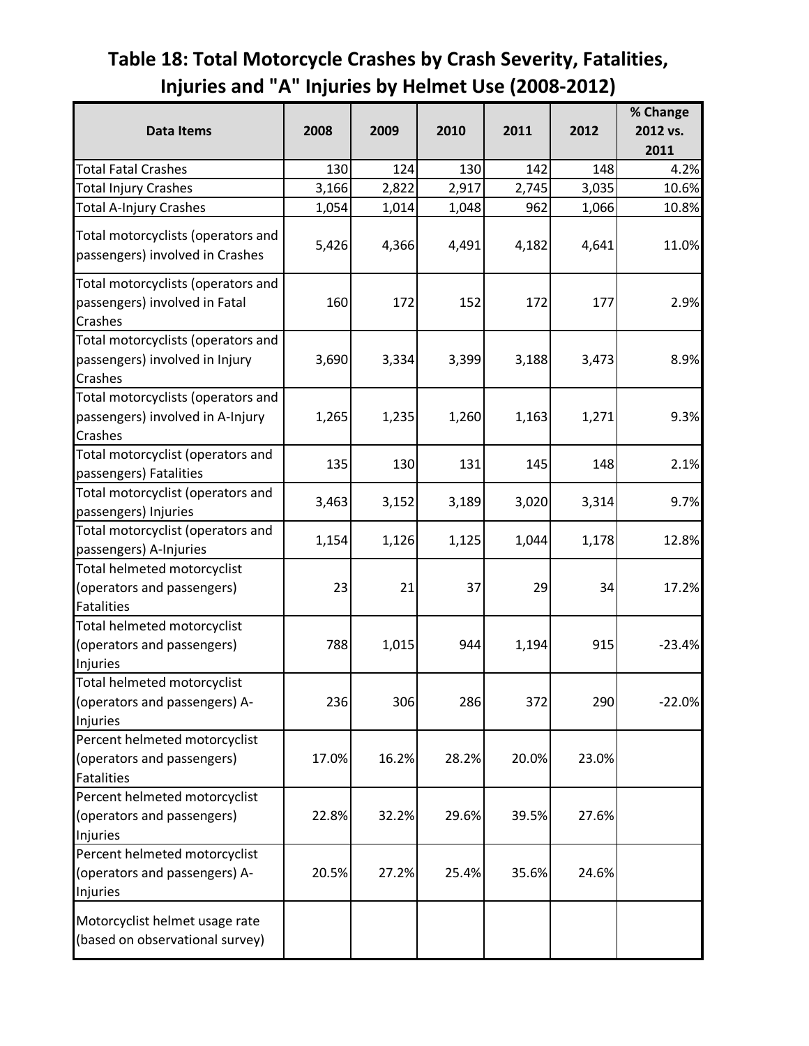## Table 18: Total Motorcycle Crashes by Crash Severity, Fatalities, Injuries and "A" Injuries by Helmet Use (2008-2012)

| Data Items | 2008 | 2009 | 2010 | 2011 | 2012 | % Change 2012 vs. 2011 |
|---|---|---|---|---|---|---|
| Total Fatal Crashes | 130 | 124 | 130 | 142 | 148 | 4.2% |
| Total Injury Crashes | 3,166 | 2,822 | 2,917 | 2,745 | 3,035 | 10.6% |
| Total A-Injury Crashes | 1,054 | 1,014 | 1,048 | 962 | 1,066 | 10.8% |
| Total motorcyclists (operators and passengers) involved in Crashes | 5,426 | 4,366 | 4,491 | 4,182 | 4,641 | 11.0% |
| Total motorcyclists (operators and passengers) involved in Fatal Crashes | 160 | 172 | 152 | 172 | 177 | 2.9% |
| Total motorcyclists (operators and passengers) involved in Injury Crashes | 3,690 | 3,334 | 3,399 | 3,188 | 3,473 | 8.9% |
| Total motorcyclists (operators and passengers) involved in A-Injury Crashes | 1,265 | 1,235 | 1,260 | 1,163 | 1,271 | 9.3% |
| Total motorcyclist (operators and passengers) Fatalities | 135 | 130 | 131 | 145 | 148 | 2.1% |
| Total motorcyclist (operators and passengers) Injuries | 3,463 | 3,152 | 3,189 | 3,020 | 3,314 | 9.7% |
| Total motorcyclist (operators and passengers) A-Injuries | 1,154 | 1,126 | 1,125 | 1,044 | 1,178 | 12.8% |
| Total helmeted motorcyclist (operators and passengers) Fatalities | 23 | 21 | 37 | 29 | 34 | 17.2% |
| Total helmeted motorcyclist (operators and passengers) Injuries | 788 | 1,015 | 944 | 1,194 | 915 | -23.4% |
| Total helmeted motorcyclist (operators and passengers) A-Injuries | 236 | 306 | 286 | 372 | 290 | -22.0% |
| Percent helmeted motorcyclist (operators and passengers) Fatalities | 17.0% | 16.2% | 28.2% | 20.0% | 23.0% | |
| Percent helmeted motorcyclist (operators and passengers) Injuries | 22.8% | 32.2% | 29.6% | 39.5% | 27.6% | |
| Percent helmeted motorcyclist (operators and passengers) A-Injuries | 20.5% | 27.2% | 25.4% | 35.6% | 24.6% | |
| Motorcyclist helmet usage rate (based on observational survey) | | | | | | |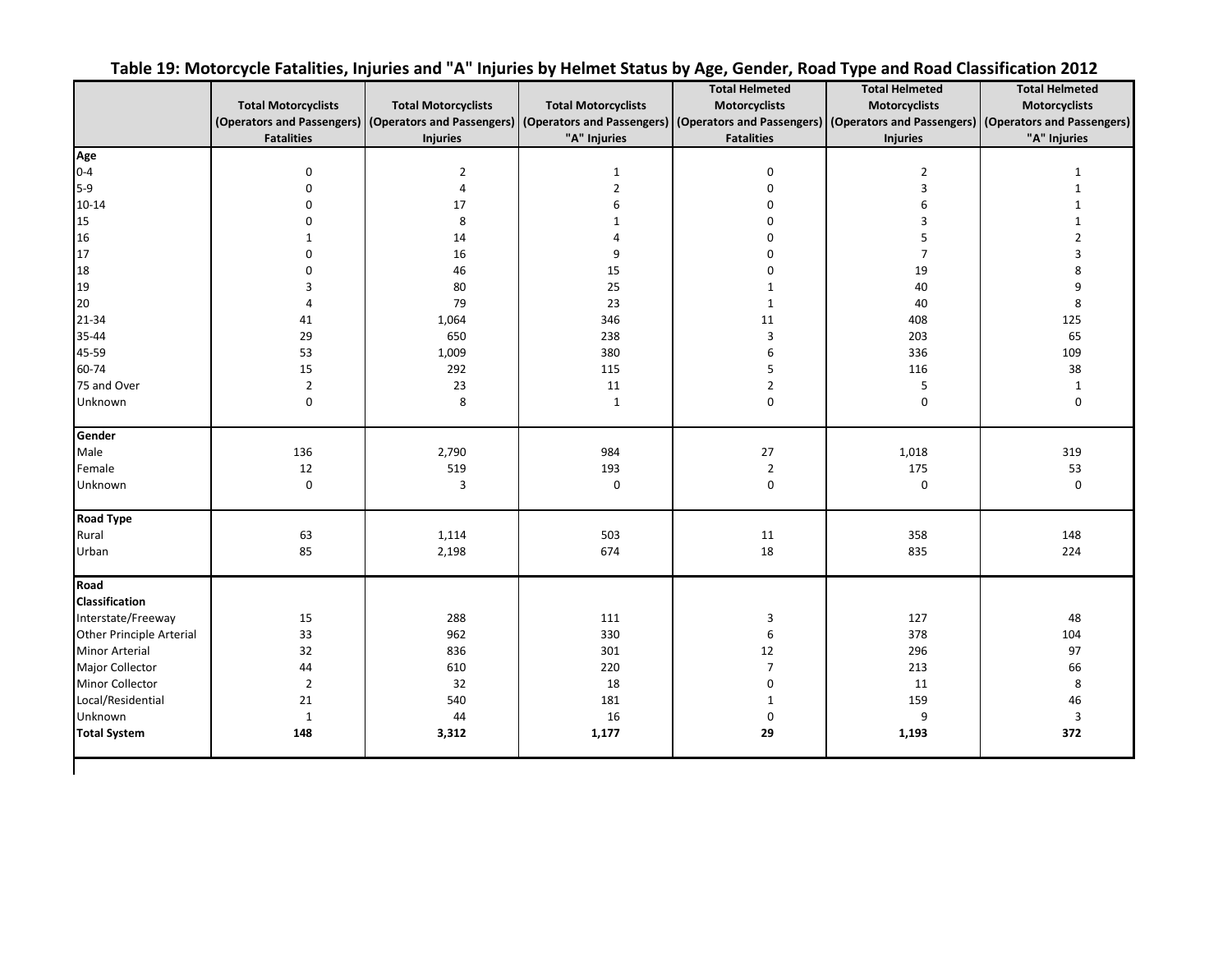## Table 19: Motorcycle Fatalities, Injuries and "A" Injuries by Helmet Status by Age, Gender, Road Type and Road Classification 2012

| | Total Motorcyclists (Operators and Passengers) Fatalities | Total Motorcyclists (Operators and Passengers) Injuries | Total Motorcyclists (Operators and Passengers) "A" Injuries | Total Helmeted Motorcyclists (Operators and Passengers) Fatalities | Total Helmeted Motorcyclists (Operators and Passengers) Injuries | Total Helmeted Motorcyclists (Operators and Passengers) "A" Injuries |
|---|---|---|---|---|---|---|
| **Age** | | | | | | |
| 0-4 | 0 | 2 | 1 | 0 | 2 | 1 |
| 5-9 | 0 | 4 | 2 | 0 | 3 | 1 |
| 10-14 | 0 | 17 | 6 | 0 | 6 | 1 |
| 15 | 0 | 8 | 1 | 0 | 3 | 1 |
| 16 | 1 | 14 | 4 | 0 | 5 | 2 |
| 17 | 0 | 16 | 9 | 0 | 7 | 3 |
| 18 | 0 | 46 | 15 | 0 | 19 | 8 |
| 19 | 3 | 80 | 25 | 1 | 40 | 9 |
| 20 | 4 | 79 | 23 | 1 | 40 | 8 |
| 21-34 | 41 | 1,064 | 346 | 11 | 408 | 125 |
| 35-44 | 29 | 650 | 238 | 3 | 203 | 65 |
| 45-59 | 53 | 1,009 | 380 | 6 | 336 | 109 |
| 60-74 | 15 | 292 | 115 | 5 | 116 | 38 |
| 75 and Over | 2 | 23 | 11 | 2 | 5 | 1 |
| Unknown | 0 | 8 | 1 | 0 | 0 | 0 |
| **Gender** | | | | | | |
| Male | 136 | 2,790 | 984 | 27 | 1,018 | 319 |
| Female | 12 | 519 | 193 | 2 | 175 | 53 |
| Unknown | 0 | 3 | 0 | 0 | 0 | 0 |
| **Road Type** | | | | | | |
| Rural | 63 | 1,114 | 503 | 11 | 358 | 148 |
| Urban | 85 | 2,198 | 674 | 18 | 835 | 224 |
| **Road Classification** | | | | | | |
| Interstate/Freeway | 15 | 288 | 111 | 3 | 127 | 48 |
| Other Principle Arterial | 33 | 962 | 330 | 6 | 378 | 104 |
| Minor Arterial | 32 | 836 | 301 | 12 | 296 | 97 |
| Major Collector | 44 | 610 | 220 | 7 | 213 | 66 |
| Minor Collector | 2 | 32 | 18 | 0 | 11 | 8 |
| Local/Residential | 21 | 540 | 181 | 1 | 159 | 46 |
| Unknown | 1 | 44 | 16 | 0 | 9 | 3 |
| **Total System** | **148** | **3,312** | **1,177** | **29** | **1,193** | **372** |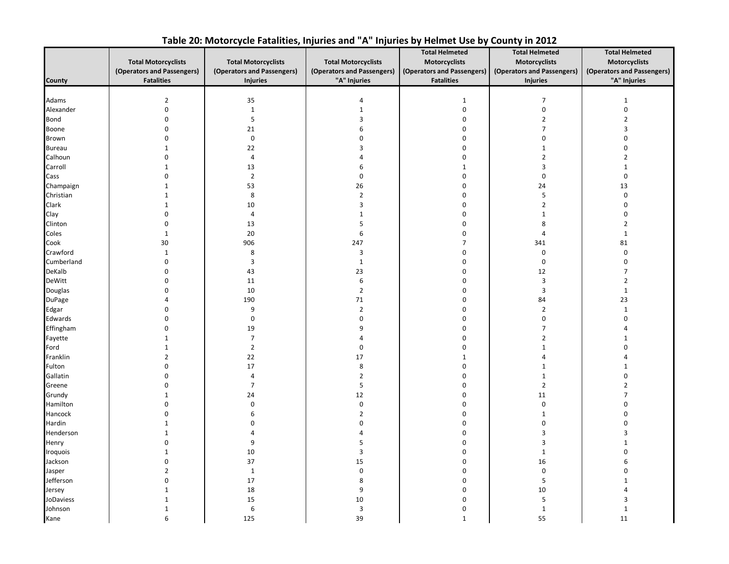# Table 20: Motorcycle Fatalities, Injuries and "A" Injuries by Helmet Use by County in 2012

| County | Total Motorcyclists (Operators and Passengers) Fatalities | Total Motorcyclists (Operators and Passengers) Injuries | Total Motorcyclists (Operators and Passengers) "A" Injuries | Total Helmeted Motorcyclists (Operators and Passengers) Fatalities | Total Helmeted Motorcyclists (Operators and Passengers) Injuries | Total Helmeted Motorcyclists (Operators and Passengers) "A" Injuries |
|---|---|---|---|---|---|---|
| Adams | 2 | 35 | 4 | 1 | 7 | 1 |
| Alexander | 0 | 1 | 1 | 0 | 0 | 0 |
| Bond | 0 | 5 | 3 | 0 | 2 | 2 |
| Boone | 0 | 21 | 6 | 0 | 7 | 3 |
| Brown | 0 | 0 | 0 | 0 | 0 | 0 |
| Bureau | 1 | 22 | 3 | 0 | 1 | 0 |
| Calhoun | 0 | 4 | 4 | 0 | 2 | 2 |
| Carroll | 1 | 13 | 6 | 1 | 3 | 1 |
| Cass | 0 | 2 | 0 | 0 | 0 | 0 |
| Champaign | 1 | 53 | 26 | 0 | 24 | 13 |
| Christian | 1 | 8 | 2 | 0 | 5 | 0 |
| Clark | 1 | 10 | 3 | 0 | 2 | 0 |
| Clay | 0 | 4 | 1 | 0 | 1 | 0 |
| Clinton | 0 | 13 | 5 | 0 | 8 | 2 |
| Coles | 1 | 20 | 6 | 0 | 4 | 1 |
| Cook | 30 | 906 | 247 | 7 | 341 | 81 |
| Crawford | 1 | 8 | 3 | 0 | 0 | 0 |
| Cumberland | 0 | 3 | 1 | 0 | 0 | 0 |
| DeKalb | 0 | 43 | 23 | 0 | 12 | 7 |
| DeWitt | 0 | 11 | 6 | 0 | 3 | 2 |
| Douglas | 0 | 10 | 2 | 0 | 3 | 1 |
| DuPage | 4 | 190 | 71 | 0 | 84 | 23 |
| Edgar | 0 | 9 | 2 | 0 | 2 | 1 |
| Edwards | 0 | 0 | 0 | 0 | 0 | 0 |
| Effingham | 0 | 19 | 9 | 0 | 7 | 4 |
| Fayette | 1 | 7 | 4 | 0 | 2 | 1 |
| Ford | 1 | 2 | 0 | 0 | 1 | 0 |
| Franklin | 2 | 22 | 17 | 1 | 4 | 4 |
| Fulton | 0 | 17 | 8 | 0 | 1 | 1 |
| Gallatin | 0 | 4 | 2 | 0 | 1 | 0 |
| Greene | 0 | 7 | 5 | 0 | 2 | 2 |
| Grundy | 1 | 24 | 12 | 0 | 11 | 7 |
| Hamilton | 0 | 0 | 0 | 0 | 0 | 0 |
| Hancock | 0 | 6 | 2 | 0 | 1 | 0 |
| Hardin | 1 | 0 | 0 | 0 | 0 | 0 |
| Henderson | 1 | 4 | 4 | 0 | 3 | 3 |
| Henry | 0 | 9 | 5 | 0 | 3 | 1 |
| Iroquois | 1 | 10 | 3 | 0 | 1 | 0 |
| Jackson | 0 | 37 | 15 | 0 | 16 | 6 |
| Jasper | 2 | 1 | 0 | 0 | 0 | 0 |
| Jefferson | 0 | 17 | 8 | 0 | 5 | 1 |
| Jersey | 1 | 18 | 9 | 0 | 10 | 4 |
| JoDaviess | 1 | 15 | 10 | 0 | 5 | 3 |
| Johnson | 1 | 6 | 3 | 0 | 1 | 1 |
| Kane | 6 | 125 | 39 | 1 | 55 | 11 |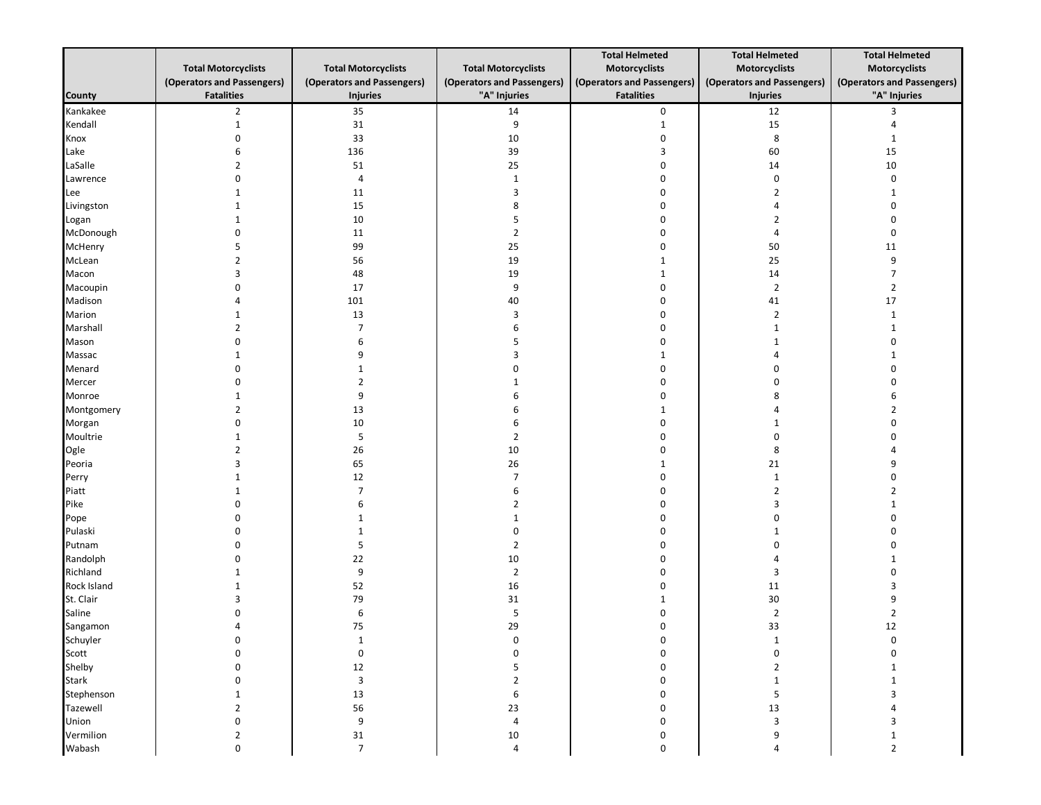| County | Total Motorcyclists (Operators and Passengers) Fatalities | Total Motorcyclists (Operators and Passengers) Injuries | Total Motorcyclists (Operators and Passengers) "A" Injuries | Total Helmeted Motorcyclists (Operators and Passengers) Fatalities | Total Helmeted Motorcyclists (Operators and Passengers) Injuries | Total Helmeted Motorcyclists (Operators and Passengers) "A" Injuries |
|---|---|---|---|---|---|---|
| Kankakee | 2 | 35 | 14 | 0 | 12 | 3 |
| Kendall | 1 | 31 | 9 | 1 | 15 | 4 |
| Knox | 0 | 33 | 10 | 0 | 8 | 1 |
| Lake | 6 | 136 | 39 | 3 | 60 | 15 |
| LaSalle | 2 | 51 | 25 | 0 | 14 | 10 |
| Lawrence | 0 | 4 | 1 | 0 | 0 | 0 |
| Lee | 1 | 11 | 3 | 0 | 2 | 1 |
| Livingston | 1 | 15 | 8 | 0 | 4 | 0 |
| Logan | 1 | 10 | 5 | 0 | 2 | 0 |
| McDonough | 0 | 11 | 2 | 0 | 4 | 0 |
| McHenry | 5 | 99 | 25 | 0 | 50 | 11 |
| McLean | 2 | 56 | 19 | 1 | 25 | 9 |
| Macon | 3 | 48 | 19 | 1 | 14 | 7 |
| Macoupin | 0 | 17 | 9 | 0 | 2 | 2 |
| Madison | 4 | 101 | 40 | 0 | 41 | 17 |
| Marion | 1 | 13 | 3 | 0 | 2 | 1 |
| Marshall | 2 | 7 | 6 | 0 | 1 | 1 |
| Mason | 0 | 6 | 5 | 0 | 1 | 0 |
| Massac | 1 | 9 | 3 | 1 | 4 | 1 |
| Menard | 0 | 1 | 0 | 0 | 0 | 0 |
| Mercer | 0 | 2 | 1 | 0 | 0 | 0 |
| Monroe | 1 | 9 | 6 | 0 | 8 | 6 |
| Montgomery | 2 | 13 | 6 | 1 | 4 | 2 |
| Morgan | 0 | 10 | 6 | 0 | 1 | 0 |
| Moultrie | 1 | 5 | 2 | 0 | 0 | 0 |
| Ogle | 2 | 26 | 10 | 0 | 8 | 4 |
| Peoria | 3 | 65 | 26 | 1 | 21 | 9 |
| Perry | 1 | 12 | 7 | 0 | 1 | 0 |
| Piatt | 1 | 7 | 6 | 0 | 2 | 2 |
| Pike | 0 | 6 | 2 | 0 | 3 | 1 |
| Pope | 0 | 1 | 1 | 0 | 0 | 0 |
| Pulaski | 0 | 1 | 0 | 0 | 1 | 0 |
| Putnam | 0 | 5 | 2 | 0 | 0 | 0 |
| Randolph | 0 | 22 | 10 | 0 | 4 | 1 |
| Richland | 1 | 9 | 2 | 0 | 3 | 0 |
| Rock Island | 1 | 52 | 16 | 0 | 11 | 3 |
| St. Clair | 3 | 79 | 31 | 1 | 30 | 9 |
| Saline | 0 | 6 | 5 | 0 | 2 | 2 |
| Sangamon | 4 | 75 | 29 | 0 | 33 | 12 |
| Schuyler | 0 | 1 | 0 | 0 | 1 | 0 |
| Scott | 0 | 0 | 0 | 0 | 0 | 0 |
| Shelby | 0 | 12 | 5 | 0 | 2 | 1 |
| Stark | 0 | 3 | 2 | 0 | 1 | 1 |
| Stephenson | 1 | 13 | 6 | 0 | 5 | 3 |
| Tazewell | 2 | 56 | 23 | 0 | 13 | 4 |
| Union | 0 | 9 | 4 | 0 | 3 | 3 |
| Vermilion | 2 | 31 | 10 | 0 | 9 | 1 |
| Wabash | 0 | 7 | 4 | 0 | 4 | 2 |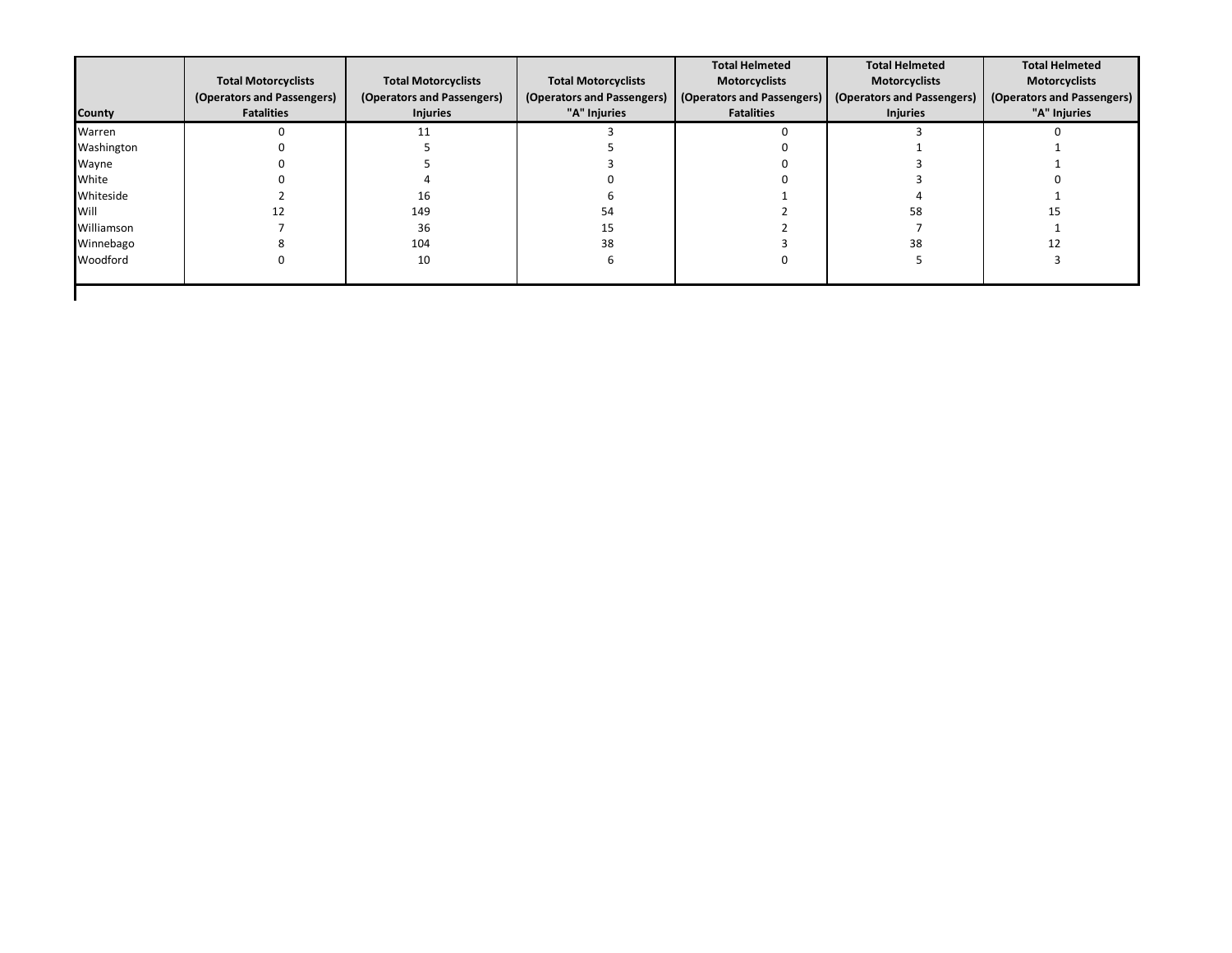| County | Total Motorcyclists (Operators and Passengers) Fatalities | Total Motorcyclists (Operators and Passengers) Injuries | Total Motorcyclists (Operators and Passengers) "A" Injuries | Total Helmeted Motorcyclists (Operators and Passengers) Fatalities | Total Helmeted Motorcyclists (Operators and Passengers) Injuries | Total Helmeted Motorcyclists (Operators and Passengers) "A" Injuries |
|---|---|---|---|---|---|---|
| Warren | 0 | 11 | 3 | 0 | 3 | 0 |
| Washington | 0 | 5 | 5 | 0 | 1 | 1 |
| Wayne | 0 | 5 | 3 | 0 | 3 | 1 |
| White | 0 | 4 | 0 | 0 | 3 | 0 |
| Whiteside | 2 | 16 | 6 | 1 | 4 | 1 |
| Will | 12 | 149 | 54 | 2 | 58 | 15 |
| Williamson | 7 | 36 | 15 | 2 | 7 | 1 |
| Winnebago | 8 | 104 | 38 | 3 | 38 | 12 |
| Woodford | 0 | 10 | 6 | 0 | 5 | 3 |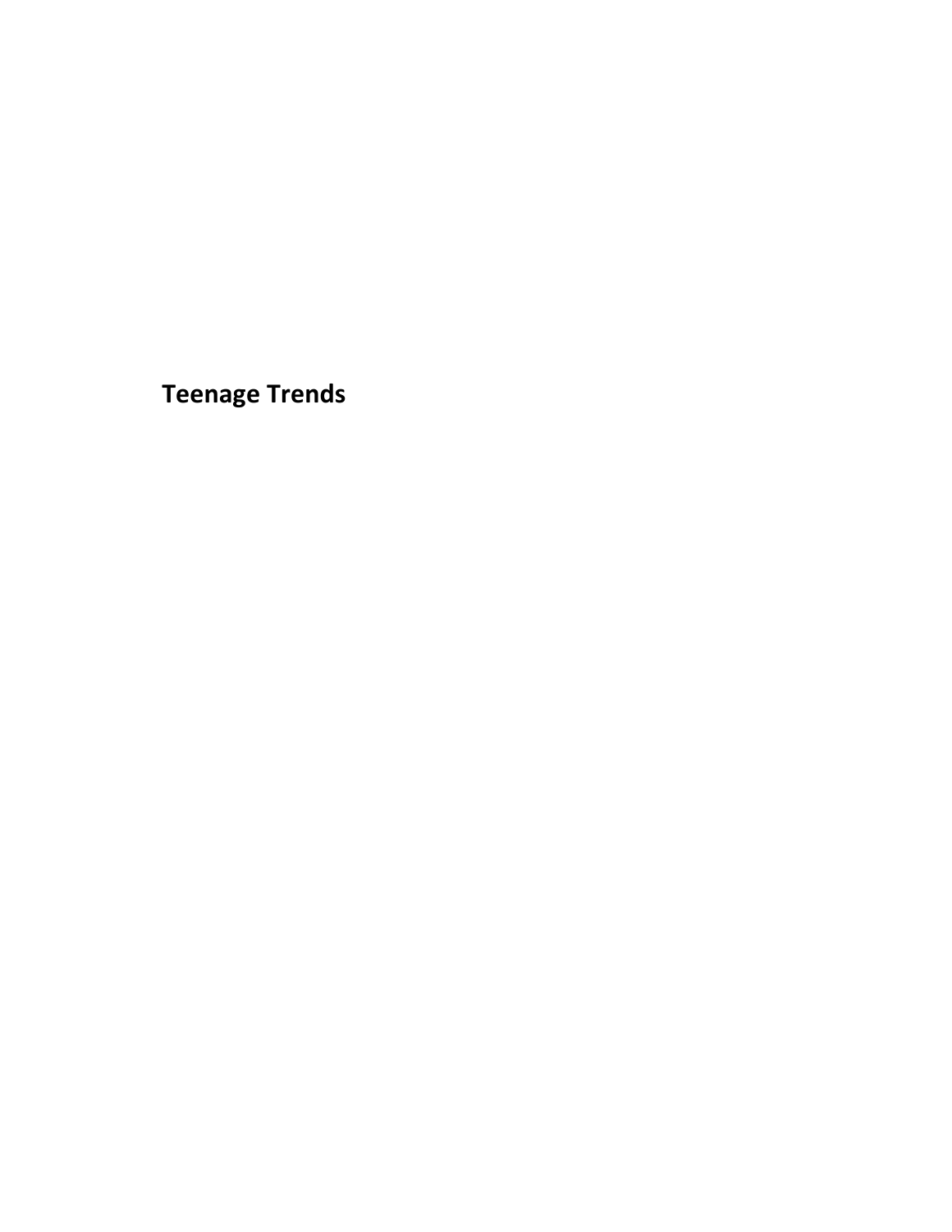# Teenage Trends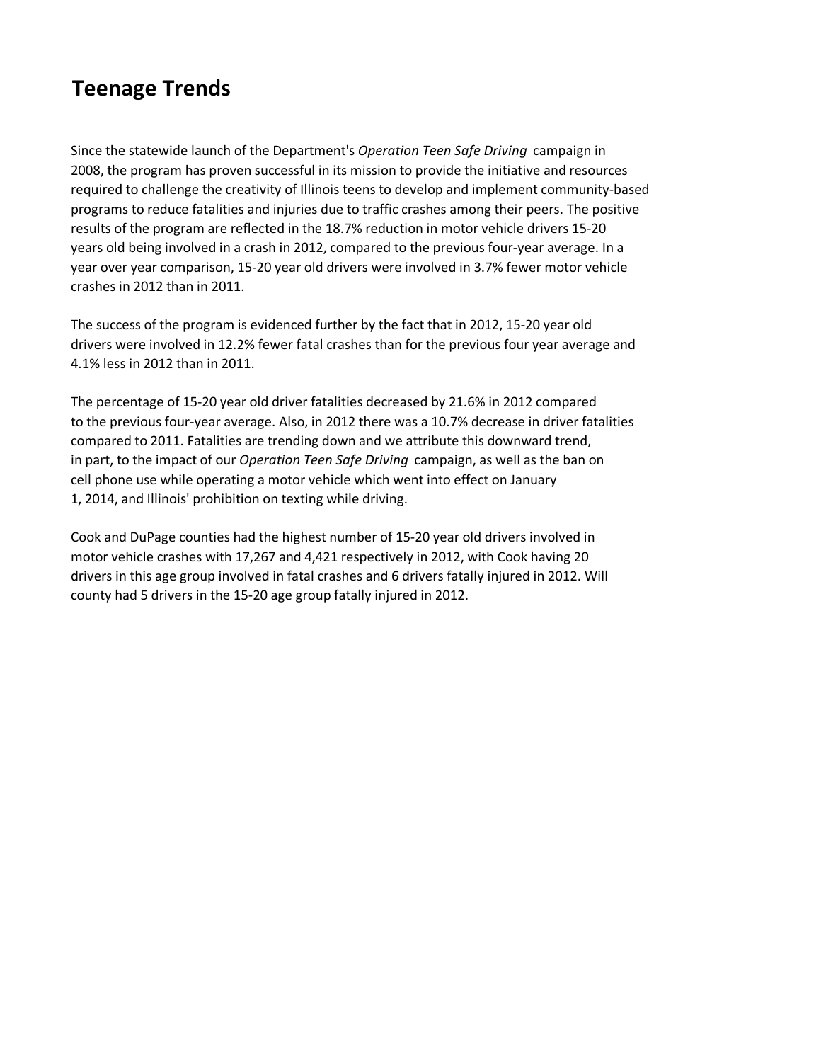# Teenage Trends

Since the statewide launch of the Department's *Operation Teen Safe Driving* campaign in 2008, the program has proven successful in its mission to provide the initiative and resources required to challenge the creativity of Illinois teens to develop and implement community-based programs to reduce fatalities and injuries due to traffic crashes among their peers. The positive results of the program are reflected in the 18.7% reduction in motor vehicle drivers 15-20 years old being involved in a crash in 2012, compared to the previous four-year average. In a year over year comparison, 15-20 year old drivers were involved in 3.7% fewer motor vehicle crashes in 2012 than in 2011.

The success of the program is evidenced further by the fact that in 2012, 15-20 year old drivers were involved in 12.2% fewer fatal crashes than for the previous four year average and 4.1% less in 2012 than in 2011.

The percentage of 15-20 year old driver fatalities decreased by 21.6% in 2012 compared to the previous four-year average. Also, in 2012 there was a 10.7% decrease in driver fatalities compared to 2011. Fatalities are trending down and we attribute this downward trend, in part, to the impact of our *Operation Teen Safe Driving* campaign, as well as the ban on cell phone use while operating a motor vehicle which went into effect on January 1, 2014, and Illinois' prohibition on texting while driving.

Cook and DuPage counties had the highest number of 15-20 year old drivers involved in motor vehicle crashes with 17,267 and 4,421 respectively in 2012, with Cook having 20 drivers in this age group involved in fatal crashes and 6 drivers fatally injured in 2012. Will county had 5 drivers in the 15-20 age group fatally injured in 2012.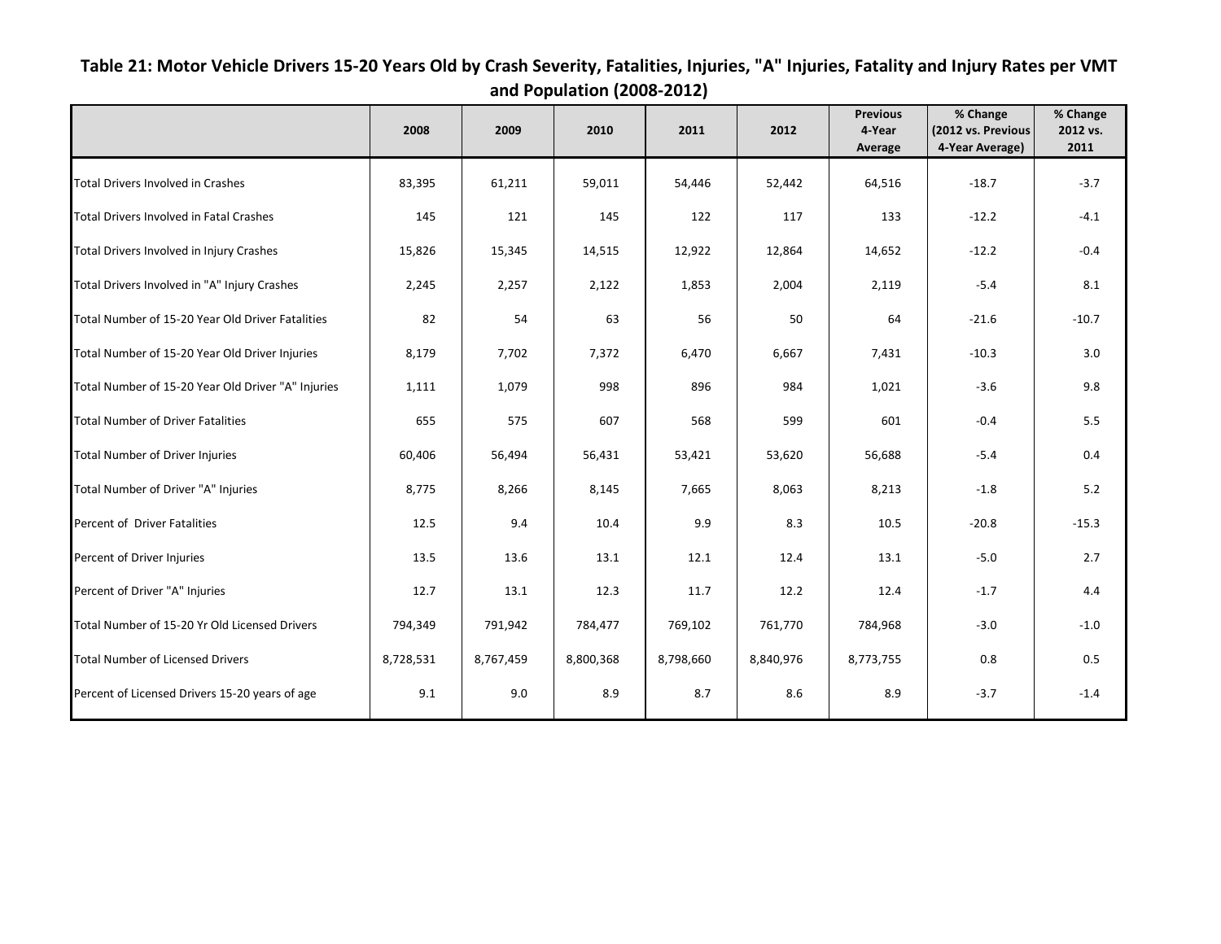**Table 21: Motor Vehicle Drivers 15-20 Years Old by Crash Severity, Fatalities, Injuries, "A" Injuries, Fatality and Injury Rates per VMT and Population (2008-2012)**

| | 2008 | 2009 | 2010 | 2011 | 2012 | Previous 4-Year Average | % Change (2012 vs. Previous 4-Year Average) | % Change 2012 vs. 2011 |
|---|---|---|---|---|---|---|---|---|
| Total Drivers Involved in Crashes | 83,395 | 61,211 | 59,011 | 54,446 | 52,442 | 64,516 | -18.7 | -3.7 |
| Total Drivers Involved in Fatal Crashes | 145 | 121 | 145 | 122 | 117 | 133 | -12.2 | -4.1 |
| Total Drivers Involved in Injury Crashes | 15,826 | 15,345 | 14,515 | 12,922 | 12,864 | 14,652 | -12.2 | -0.4 |
| Total Drivers Involved in "A" Injury Crashes | 2,245 | 2,257 | 2,122 | 1,853 | 2,004 | 2,119 | -5.4 | 8.1 |
| Total Number of 15-20 Year Old Driver Fatalities | 82 | 54 | 63 | 56 | 50 | 64 | -21.6 | -10.7 |
| Total Number of 15-20 Year Old Driver Injuries | 8,179 | 7,702 | 7,372 | 6,470 | 6,667 | 7,431 | -10.3 | 3.0 |
| Total Number of 15-20 Year Old Driver "A" Injuries | 1,111 | 1,079 | 998 | 896 | 984 | 1,021 | -3.6 | 9.8 |
| Total Number of Driver Fatalities | 655 | 575 | 607 | 568 | 599 | 601 | -0.4 | 5.5 |
| Total Number of Driver Injuries | 60,406 | 56,494 | 56,431 | 53,421 | 53,620 | 56,688 | -5.4 | 0.4 |
| Total Number of Driver "A" Injuries | 8,775 | 8,266 | 8,145 | 7,665 | 8,063 | 8,213 | -1.8 | 5.2 |
| Percent of Driver Fatalities | 12.5 | 9.4 | 10.4 | 9.9 | 8.3 | 10.5 | -20.8 | -15.3 |
| Percent of Driver Injuries | 13.5 | 13.6 | 13.1 | 12.1 | 12.4 | 13.1 | -5.0 | 2.7 |
| Percent of Driver "A" Injuries | 12.7 | 13.1 | 12.3 | 11.7 | 12.2 | 12.4 | -1.7 | 4.4 |
| Total Number of 15-20 Yr Old Licensed Drivers | 794,349 | 791,942 | 784,477 | 769,102 | 761,770 | 784,968 | -3.0 | -1.0 |
| Total Number of Licensed Drivers | 8,728,531 | 8,767,459 | 8,800,368 | 8,798,660 | 8,840,976 | 8,773,755 | 0.8 | 0.5 |
| Percent of Licensed Drivers 15-20 years of age | 9.1 | 9.0 | 8.9 | 8.7 | 8.6 | 8.9 | -3.7 | -1.4 |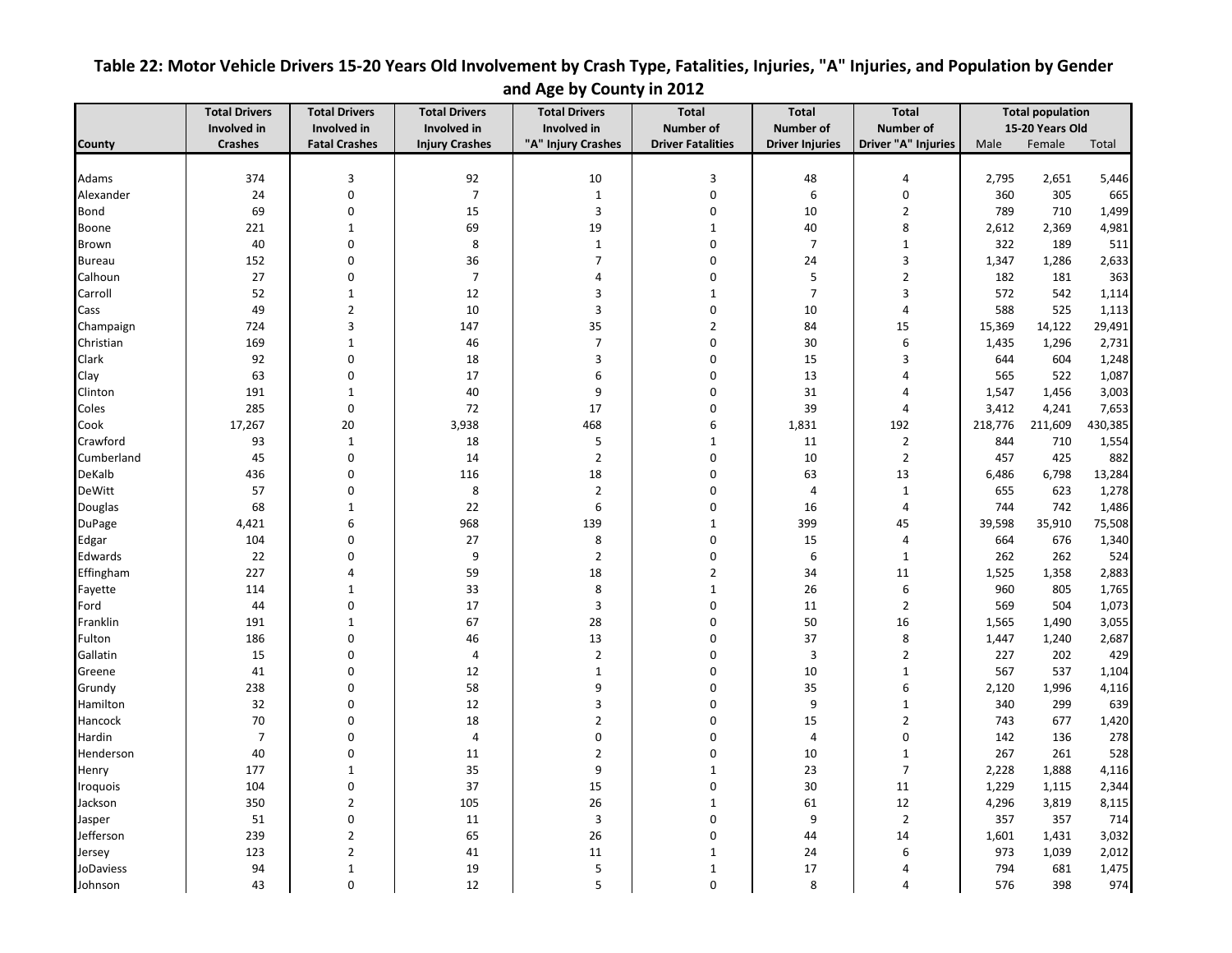# Table 22: Motor Vehicle Drivers 15-20 Years Old Involvement by Crash Type, Fatalities, Injuries, "A" Injuries, and Population by Gender and Age by County in 2012

| County | Total Drivers Involved in Crashes | Total Drivers Involved in Fatal Crashes | Total Drivers Involved in Injury Crashes | Total Drivers Involved in "A" Injury Crashes | Total Number of Driver Fatalities | Total Number of Driver Injuries | Total Number of Driver "A" Injuries | Total population 15-20 Years Old | | |
|---|---|---|---|---|---|---|---|---|---|---|
| | | | | | | | | Male | Female | Total |
| Adams | 374 | 3 | 92 | 10 | 3 | 48 | 4 | 2,795 | 2,651 | 5,446 |
| Alexander | 24 | 0 | 7 | 1 | 0 | 6 | 0 | 360 | 305 | 665 |
| Bond | 69 | 0 | 15 | 3 | 0 | 10 | 2 | 789 | 710 | 1,499 |
| Boone | 221 | 1 | 69 | 19 | 1 | 40 | 8 | 2,612 | 2,369 | 4,981 |
| Brown | 40 | 0 | 8 | 1 | 0 | 7 | 1 | 322 | 189 | 511 |
| Bureau | 152 | 0 | 36 | 7 | 0 | 24 | 3 | 1,347 | 1,286 | 2,633 |
| Calhoun | 27 | 0 | 7 | 4 | 0 | 5 | 2 | 182 | 181 | 363 |
| Carroll | 52 | 1 | 12 | 3 | 1 | 7 | 3 | 572 | 542 | 1,114 |
| Cass | 49 | 2 | 10 | 3 | 0 | 10 | 4 | 588 | 525 | 1,113 |
| Champaign | 724 | 3 | 147 | 35 | 2 | 84 | 15 | 15,369 | 14,122 | 29,491 |
| Christian | 169 | 1 | 46 | 7 | 0 | 30 | 6 | 1,435 | 1,296 | 2,731 |
| Clark | 92 | 0 | 18 | 3 | 0 | 15 | 3 | 644 | 604 | 1,248 |
| Clay | 63 | 0 | 17 | 6 | 0 | 13 | 4 | 565 | 522 | 1,087 |
| Clinton | 191 | 1 | 40 | 9 | 0 | 31 | 4 | 1,547 | 1,456 | 3,003 |
| Coles | 285 | 0 | 72 | 17 | 0 | 39 | 4 | 3,412 | 4,241 | 7,653 |
| Cook | 17,267 | 20 | 3,938 | 468 | 6 | 1,831 | 192 | 218,776 | 211,609 | 430,385 |
| Crawford | 93 | 1 | 18 | 5 | 1 | 11 | 2 | 844 | 710 | 1,554 |
| Cumberland | 45 | 0 | 14 | 2 | 0 | 10 | 2 | 457 | 425 | 882 |
| DeKalb | 436 | 0 | 116 | 18 | 0 | 63 | 13 | 6,486 | 6,798 | 13,284 |
| DeWitt | 57 | 0 | 8 | 2 | 0 | 4 | 1 | 655 | 623 | 1,278 |
| Douglas | 68 | 1 | 22 | 6 | 0 | 16 | 4 | 744 | 742 | 1,486 |
| DuPage | 4,421 | 6 | 968 | 139 | 1 | 399 | 45 | 39,598 | 35,910 | 75,508 |
| Edgar | 104 | 0 | 27 | 8 | 0 | 15 | 4 | 664 | 676 | 1,340 |
| Edwards | 22 | 0 | 9 | 2 | 0 | 6 | 1 | 262 | 262 | 524 |
| Effingham | 227 | 4 | 59 | 18 | 2 | 34 | 11 | 1,525 | 1,358 | 2,883 |
| Fayette | 114 | 1 | 33 | 8 | 1 | 26 | 6 | 960 | 805 | 1,765 |
| Ford | 44 | 0 | 17 | 3 | 0 | 11 | 2 | 569 | 504 | 1,073 |
| Franklin | 191 | 1 | 67 | 28 | 0 | 50 | 16 | 1,565 | 1,490 | 3,055 |
| Fulton | 186 | 0 | 46 | 13 | 0 | 37 | 8 | 1,447 | 1,240 | 2,687 |
| Gallatin | 15 | 0 | 4 | 2 | 0 | 3 | 2 | 227 | 202 | 429 |
| Greene | 41 | 0 | 12 | 1 | 0 | 10 | 1 | 567 | 537 | 1,104 |
| Grundy | 238 | 0 | 58 | 9 | 0 | 35 | 6 | 2,120 | 1,996 | 4,116 |
| Hamilton | 32 | 0 | 12 | 3 | 0 | 9 | 1 | 340 | 299 | 639 |
| Hancock | 70 | 0 | 18 | 2 | 0 | 15 | 2 | 743 | 677 | 1,420 |
| Hardin | 7 | 0 | 4 | 0 | 0 | 4 | 0 | 142 | 136 | 278 |
| Henderson | 40 | 0 | 11 | 2 | 0 | 10 | 1 | 267 | 261 | 528 |
| Henry | 177 | 1 | 35 | 9 | 1 | 23 | 7 | 2,228 | 1,888 | 4,116 |
| Iroquois | 104 | 0 | 37 | 15 | 0 | 30 | 11 | 1,229 | 1,115 | 2,344 |
| Jackson | 350 | 2 | 105 | 26 | 1 | 61 | 12 | 4,296 | 3,819 | 8,115 |
| Jasper | 51 | 0 | 11 | 3 | 0 | 9 | 2 | 357 | 357 | 714 |
| Jefferson | 239 | 2 | 65 | 26 | 0 | 44 | 14 | 1,601 | 1,431 | 3,032 |
| Jersey | 123 | 2 | 41 | 11 | 1 | 24 | 6 | 973 | 1,039 | 2,012 |
| JoDaviess | 94 | 1 | 19 | 5 | 1 | 17 | 4 | 794 | 681 | 1,475 |
| Johnson | 43 | 0 | 12 | 5 | 0 | 8 | 4 | 576 | 398 | 974 |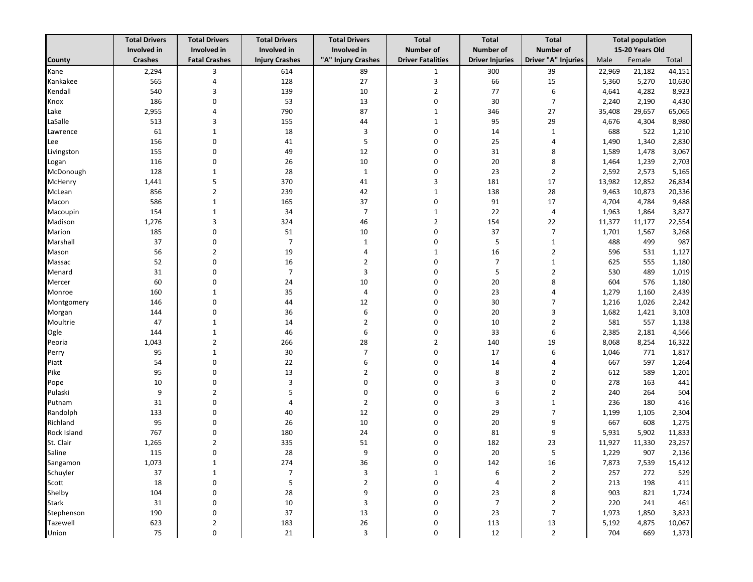| County | Total Drivers Involved in Crashes | Total Drivers Involved in Fatal Crashes | Total Drivers Involved in Injury Crashes | Total Drivers Involved in "A" Injury Crashes | Total Number of Driver Fatalities | Total Number of Driver Injuries | Total Number of Driver "A" Injuries | Total population 15-20 Years Old | | |
|---|---|---|---|---|---|---|---|---|---|---|
| | | | | | | | | Male | Female | Total |
| Kane | 2,294 | 3 | 614 | 89 | 1 | 300 | 39 | 22,969 | 21,182 | 44,151 |
| Kankakee | 565 | 4 | 128 | 27 | 3 | 66 | 15 | 5,360 | 5,270 | 10,630 |
| Kendall | 540 | 3 | 139 | 10 | 2 | 77 | 6 | 4,641 | 4,282 | 8,923 |
| Knox | 186 | 0 | 53 | 13 | 0 | 30 | 7 | 2,240 | 2,190 | 4,430 |
| Lake | 2,955 | 4 | 790 | 87 | 1 | 346 | 27 | 35,408 | 29,657 | 65,065 |
| LaSalle | 513 | 3 | 155 | 44 | 1 | 95 | 29 | 4,676 | 4,304 | 8,980 |
| Lawrence | 61 | 1 | 18 | 3 | 0 | 14 | 1 | 688 | 522 | 1,210 |
| Lee | 156 | 0 | 41 | 5 | 0 | 25 | 4 | 1,490 | 1,340 | 2,830 |
| Livingston | 155 | 0 | 49 | 12 | 0 | 31 | 8 | 1,589 | 1,478 | 3,067 |
| Logan | 116 | 0 | 26 | 10 | 0 | 20 | 8 | 1,464 | 1,239 | 2,703 |
| McDonough | 128 | 1 | 28 | 1 | 0 | 23 | 2 | 2,592 | 2,573 | 5,165 |
| McHenry | 1,441 | 5 | 370 | 41 | 3 | 181 | 17 | 13,982 | 12,852 | 26,834 |
| McLean | 856 | 2 | 239 | 42 | 1 | 138 | 28 | 9,463 | 10,873 | 20,336 |
| Macon | 586 | 1 | 165 | 37 | 0 | 91 | 17 | 4,704 | 4,784 | 9,488 |
| Macoupin | 154 | 1 | 34 | 7 | 1 | 22 | 4 | 1,963 | 1,864 | 3,827 |
| Madison | 1,276 | 3 | 324 | 46 | 2 | 154 | 22 | 11,377 | 11,177 | 22,554 |
| Marion | 185 | 0 | 51 | 10 | 0 | 37 | 7 | 1,701 | 1,567 | 3,268 |
| Marshall | 37 | 0 | 7 | 1 | 0 | 5 | 1 | 488 | 499 | 987 |
| Mason | 56 | 2 | 19 | 4 | 1 | 16 | 2 | 596 | 531 | 1,127 |
| Massac | 52 | 0 | 16 | 2 | 0 | 7 | 1 | 625 | 555 | 1,180 |
| Menard | 31 | 0 | 7 | 3 | 0 | 5 | 2 | 530 | 489 | 1,019 |
| Mercer | 60 | 0 | 24 | 10 | 0 | 20 | 8 | 604 | 576 | 1,180 |
| Monroe | 160 | 1 | 35 | 4 | 0 | 23 | 4 | 1,279 | 1,160 | 2,439 |
| Montgomery | 146 | 0 | 44 | 12 | 0 | 30 | 7 | 1,216 | 1,026 | 2,242 |
| Morgan | 144 | 0 | 36 | 6 | 0 | 20 | 3 | 1,682 | 1,421 | 3,103 |
| Moultrie | 47 | 1 | 14 | 2 | 0 | 10 | 2 | 581 | 557 | 1,138 |
| Ogle | 144 | 1 | 46 | 6 | 0 | 33 | 6 | 2,385 | 2,181 | 4,566 |
| Peoria | 1,043 | 2 | 266 | 28 | 2 | 140 | 19 | 8,068 | 8,254 | 16,322 |
| Perry | 95 | 1 | 30 | 7 | 0 | 17 | 6 | 1,046 | 771 | 1,817 |
| Piatt | 54 | 0 | 22 | 6 | 0 | 14 | 4 | 667 | 597 | 1,264 |
| Pike | 95 | 0 | 13 | 2 | 0 | 8 | 2 | 612 | 589 | 1,201 |
| Pope | 10 | 0 | 3 | 0 | 0 | 3 | 0 | 278 | 163 | 441 |
| Pulaski | 9 | 2 | 5 | 0 | 0 | 6 | 2 | 240 | 264 | 504 |
| Putnam | 31 | 0 | 4 | 2 | 0 | 3 | 1 | 236 | 180 | 416 |
| Randolph | 133 | 0 | 40 | 12 | 0 | 29 | 7 | 1,199 | 1,105 | 2,304 |
| Richland | 95 | 0 | 26 | 10 | 0 | 20 | 9 | 667 | 608 | 1,275 |
| Rock Island | 767 | 0 | 180 | 24 | 0 | 81 | 9 | 5,931 | 5,902 | 11,833 |
| St. Clair | 1,265 | 2 | 335 | 51 | 0 | 182 | 23 | 11,927 | 11,330 | 23,257 |
| Saline | 115 | 0 | 28 | 9 | 0 | 20 | 5 | 1,229 | 907 | 2,136 |
| Sangamon | 1,073 | 1 | 274 | 36 | 0 | 142 | 16 | 7,873 | 7,539 | 15,412 |
| Schuyler | 37 | 1 | 7 | 3 | 1 | 6 | 2 | 257 | 272 | 529 |
| Scott | 18 | 0 | 5 | 2 | 0 | 4 | 2 | 213 | 198 | 411 |
| Shelby | 104 | 0 | 28 | 9 | 0 | 23 | 8 | 903 | 821 | 1,724 |
| Stark | 31 | 0 | 10 | 3 | 0 | 7 | 2 | 220 | 241 | 461 |
| Stephenson | 190 | 0 | 37 | 13 | 0 | 23 | 7 | 1,973 | 1,850 | 3,823 |
| Tazewell | 623 | 2 | 183 | 26 | 0 | 113 | 13 | 5,192 | 4,875 | 10,067 |
| Union | 75 | 0 | 21 | 3 | 0 | 12 | 2 | 704 | 669 | 1,373 |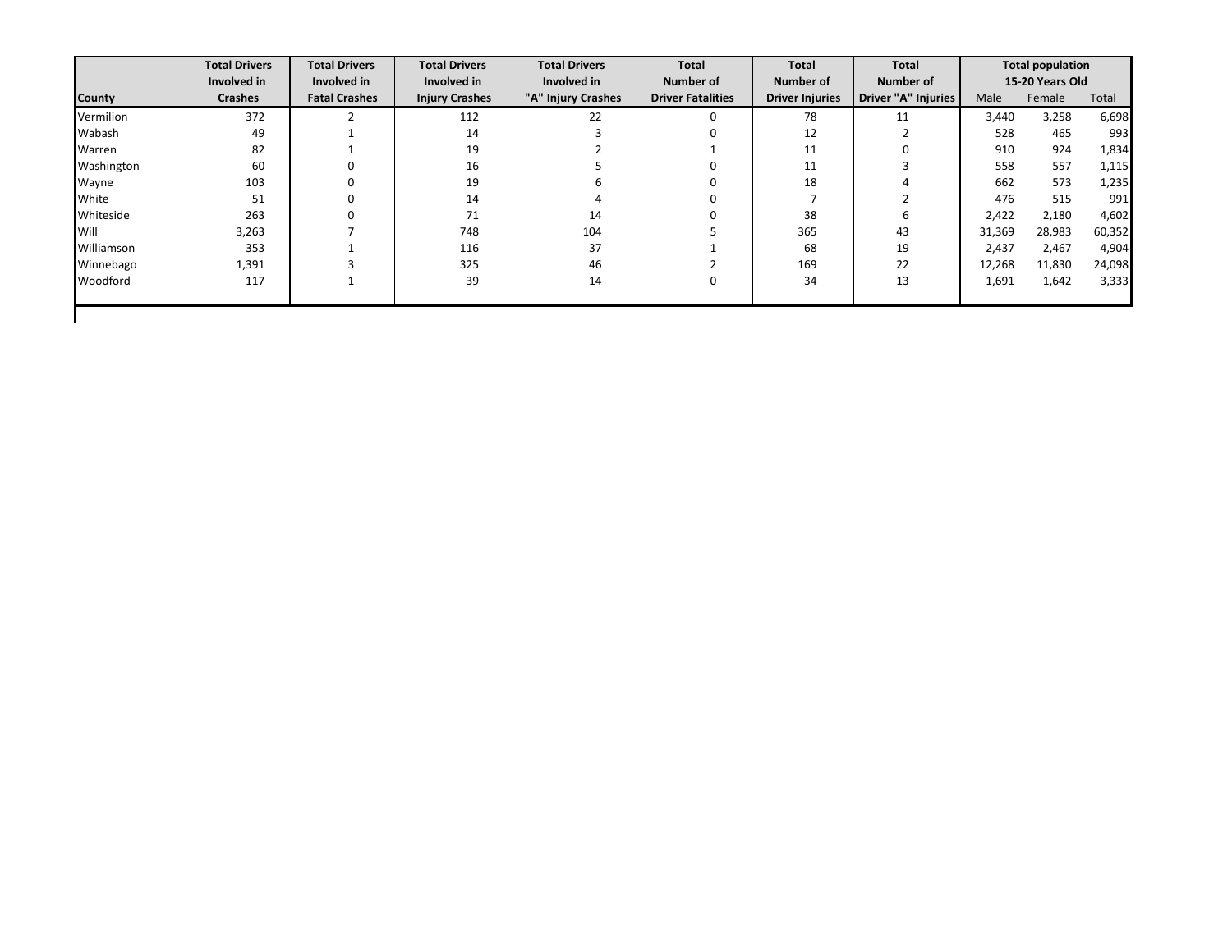| County | Total Drivers Involved in Crashes | Total Drivers Involved in Fatal Crashes | Total Drivers Involved in Injury Crashes | Total Drivers Involved in "A" Injury Crashes | Total Number of Driver Fatalities | Total Number of Driver Injuries | Total Number of Driver "A" Injuries | Total population 15-20 Years Old | | |
|---|---|---|---|---|---|---|---|---|---|---|
| | | | | | | | | Male | Female | Total |
| Vermilion | 372 | 2 | 112 | 22 | 0 | 78 | 11 | 3,440 | 3,258 | 6,698 |
| Wabash | 49 | 1 | 14 | 3 | 0 | 12 | 2 | 528 | 465 | 993 |
| Warren | 82 | 1 | 19 | 2 | 1 | 11 | 0 | 910 | 924 | 1,834 |
| Washington | 60 | 0 | 16 | 5 | 0 | 11 | 3 | 558 | 557 | 1,115 |
| Wayne | 103 | 0 | 19 | 6 | 0 | 18 | 4 | 662 | 573 | 1,235 |
| White | 51 | 0 | 14 | 4 | 0 | 7 | 2 | 476 | 515 | 991 |
| Whiteside | 263 | 0 | 71 | 14 | 0 | 38 | 6 | 2,422 | 2,180 | 4,602 |
| Will | 3,263 | 7 | 748 | 104 | 5 | 365 | 43 | 31,369 | 28,983 | 60,352 |
| Williamson | 353 | 1 | 116 | 37 | 1 | 68 | 19 | 2,437 | 2,467 | 4,904 |
| Winnebago | 1,391 | 3 | 325 | 46 | 2 | 169 | 22 | 12,268 | 11,830 | 24,098 |
| Woodford | 117 | 1 | 39 | 14 | 0 | 34 | 13 | 1,691 | 1,642 | 3,333 |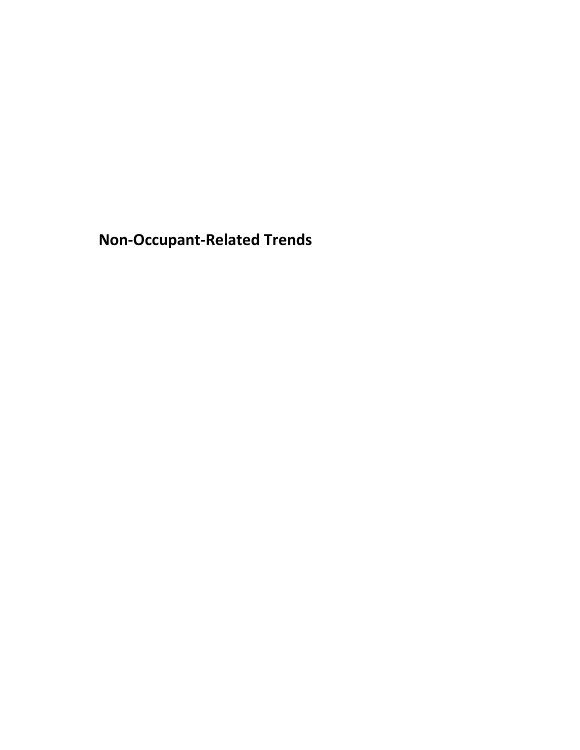# Non-Occupant-Related Trends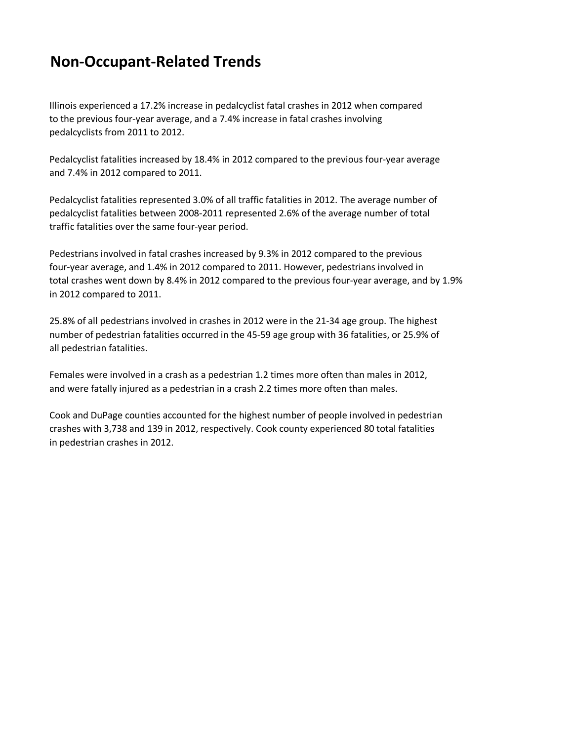# Non-Occupant-Related Trends

Illinois experienced a 17.2% increase in pedalcyclist fatal crashes in 2012 when compared to the previous four-year average, and a 7.4% increase in fatal crashes involving pedalcyclists from 2011 to 2012.

Pedalcyclist fatalities increased by 18.4% in 2012 compared to the previous four-year average and 7.4% in 2012 compared to 2011.

Pedalcyclist fatalities represented 3.0% of all traffic fatalities in 2012. The average number of pedalcyclist fatalities between 2008-2011 represented 2.6% of the average number of total traffic fatalities over the same four-year period.

Pedestrians involved in fatal crashes increased by 9.3% in 2012 compared to the previous four-year average, and 1.4% in 2012 compared to 2011. However, pedestrians involved in total crashes went down by 8.4% in 2012 compared to the previous four-year average, and by 1.9% in 2012 compared to 2011.

25.8% of all pedestrians involved in crashes in 2012 were in the 21-34 age group. The highest number of pedestrian fatalities occurred in the 45-59 age group with 36 fatalities, or 25.9% of all pedestrian fatalities.

Females were involved in a crash as a pedestrian 1.2 times more often than males in 2012, and were fatally injured as a pedestrian in a crash 2.2 times more often than males.

Cook and DuPage counties accounted for the highest number of people involved in pedestrian crashes with 3,738 and 139 in 2012, respectively. Cook county experienced 80 total fatalities in pedestrian crashes in 2012.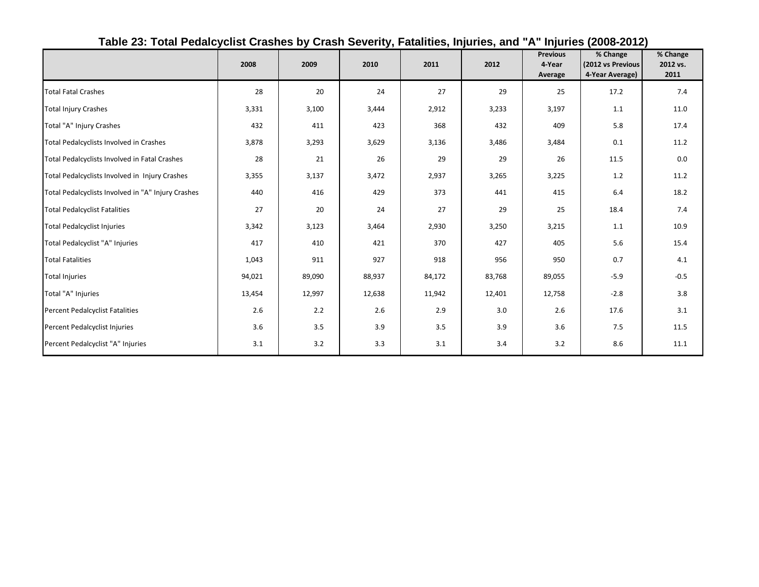## Table 23: Total Pedalcyclist Crashes by Crash Severity, Fatalities, Injuries, and "A" Injuries (2008-2012)

| | 2008 | 2009 | 2010 | 2011 | 2012 | Previous 4-Year Average | % Change (2012 vs Previous 4-Year Average) | % Change 2012 vs. 2011 |
|---|---|---|---|---|---|---|---|---|
| Total Fatal Crashes | 28 | 20 | 24 | 27 | 29 | 25 | 17.2 | 7.4 |
| Total Injury Crashes | 3,331 | 3,100 | 3,444 | 2,912 | 3,233 | 3,197 | 1.1 | 11.0 |
| Total "A" Injury Crashes | 432 | 411 | 423 | 368 | 432 | 409 | 5.8 | 17.4 |
| Total Pedalcyclists Involved in Crashes | 3,878 | 3,293 | 3,629 | 3,136 | 3,486 | 3,484 | 0.1 | 11.2 |
| Total Pedalcyclists Involved in Fatal Crashes | 28 | 21 | 26 | 29 | 29 | 26 | 11.5 | 0.0 |
| Total Pedalcyclists Involved in Injury Crashes | 3,355 | 3,137 | 3,472 | 2,937 | 3,265 | 3,225 | 1.2 | 11.2 |
| Total Pedalcyclists Involved in "A" Injury Crashes | 440 | 416 | 429 | 373 | 441 | 415 | 6.4 | 18.2 |
| Total Pedalcyclist Fatalities | 27 | 20 | 24 | 27 | 29 | 25 | 18.4 | 7.4 |
| Total Pedalcyclist Injuries | 3,342 | 3,123 | 3,464 | 2,930 | 3,250 | 3,215 | 1.1 | 10.9 |
| Total Pedalcyclist "A" Injuries | 417 | 410 | 421 | 370 | 427 | 405 | 5.6 | 15.4 |
| Total Fatalities | 1,043 | 911 | 927 | 918 | 956 | 950 | 0.7 | 4.1 |
| Total Injuries | 94,021 | 89,090 | 88,937 | 84,172 | 83,768 | 89,055 | -5.9 | -0.5 |
| Total "A" Injuries | 13,454 | 12,997 | 12,638 | 11,942 | 12,401 | 12,758 | -2.8 | 3.8 |
| Percent Pedalcyclist Fatalities | 2.6 | 2.2 | 2.6 | 2.9 | 3.0 | 2.6 | 17.6 | 3.1 |
| Percent Pedalcyclist Injuries | 3.6 | 3.5 | 3.9 | 3.5 | 3.9 | 3.6 | 7.5 | 11.5 |
| Percent Pedalcyclist "A" Injuries | 3.1 | 3.2 | 3.3 | 3.1 | 3.4 | 3.2 | 8.6 | 11.1 |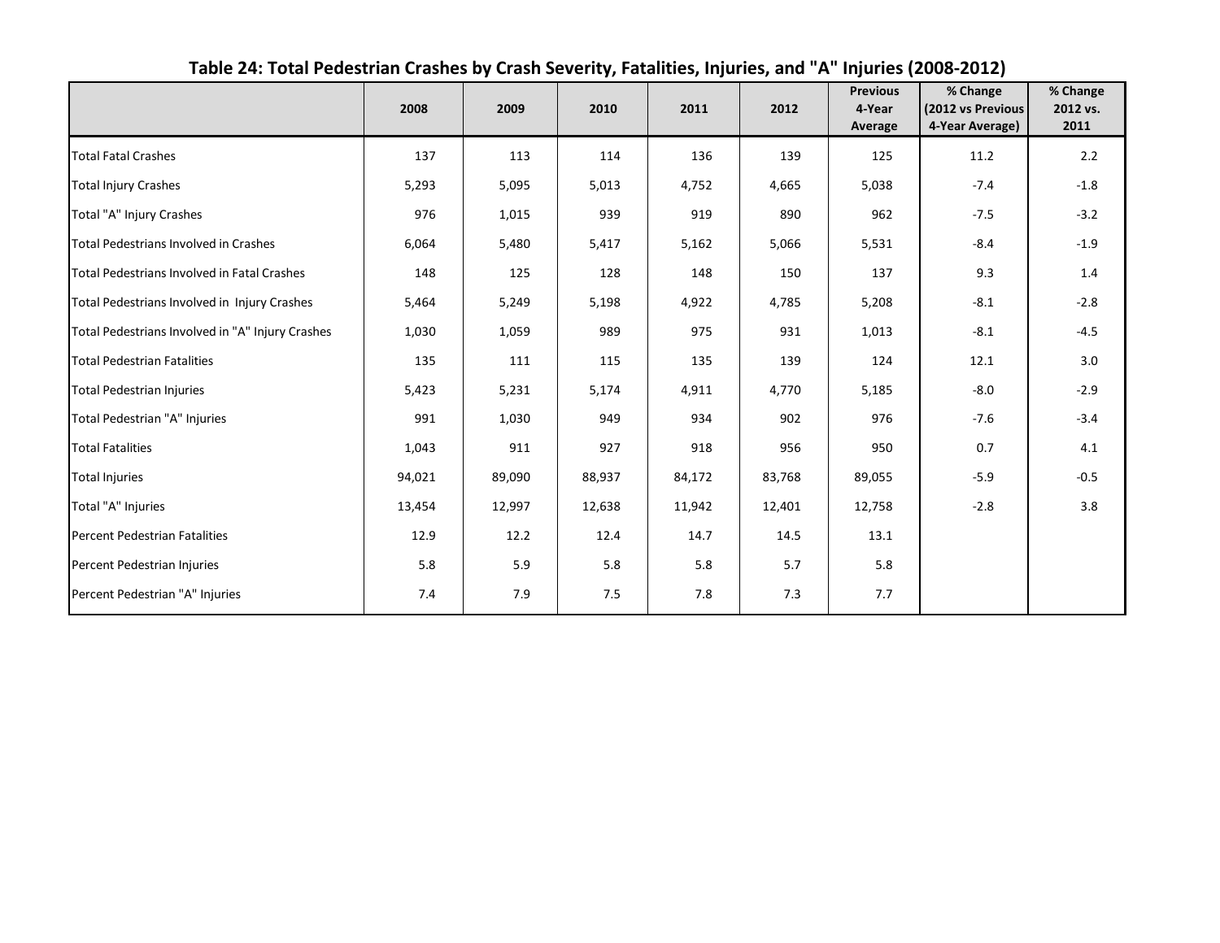## Table 24: Total Pedestrian Crashes by Crash Severity, Fatalities, Injuries, and "A" Injuries (2008-2012)

| | 2008 | 2009 | 2010 | 2011 | 2012 | Previous 4-Year Average | % Change (2012 vs Previous 4-Year Average) | % Change 2012 vs. 2011 |
|---|---|---|---|---|---|---|---|---|
| Total Fatal Crashes | 137 | 113 | 114 | 136 | 139 | 125 | 11.2 | 2.2 |
| Total Injury Crashes | 5,293 | 5,095 | 5,013 | 4,752 | 4,665 | 5,038 | -7.4 | -1.8 |
| Total "A" Injury Crashes | 976 | 1,015 | 939 | 919 | 890 | 962 | -7.5 | -3.2 |
| Total Pedestrians Involved in Crashes | 6,064 | 5,480 | 5,417 | 5,162 | 5,066 | 5,531 | -8.4 | -1.9 |
| Total Pedestrians Involved in Fatal Crashes | 148 | 125 | 128 | 148 | 150 | 137 | 9.3 | 1.4 |
| Total Pedestrians Involved in Injury Crashes | 5,464 | 5,249 | 5,198 | 4,922 | 4,785 | 5,208 | -8.1 | -2.8 |
| Total Pedestrians Involved in "A" Injury Crashes | 1,030 | 1,059 | 989 | 975 | 931 | 1,013 | -8.1 | -4.5 |
| Total Pedestrian Fatalities | 135 | 111 | 115 | 135 | 139 | 124 | 12.1 | 3.0 |
| Total Pedestrian Injuries | 5,423 | 5,231 | 5,174 | 4,911 | 4,770 | 5,185 | -8.0 | -2.9 |
| Total Pedestrian "A" Injuries | 991 | 1,030 | 949 | 934 | 902 | 976 | -7.6 | -3.4 |
| Total Fatalities | 1,043 | 911 | 927 | 918 | 956 | 950 | 0.7 | 4.1 |
| Total Injuries | 94,021 | 89,090 | 88,937 | 84,172 | 83,768 | 89,055 | -5.9 | -0.5 |
| Total "A" Injuries | 13,454 | 12,997 | 12,638 | 11,942 | 12,401 | 12,758 | -2.8 | 3.8 |
| Percent Pedestrian Fatalities | 12.9 | 12.2 | 12.4 | 14.7 | 14.5 | 13.1 | | |
| Percent Pedestrian Injuries | 5.8 | 5.9 | 5.8 | 5.8 | 5.7 | 5.8 | | |
| Percent Pedestrian "A" Injuries | 7.4 | 7.9 | 7.5 | 7.8 | 7.3 | 7.7 | | |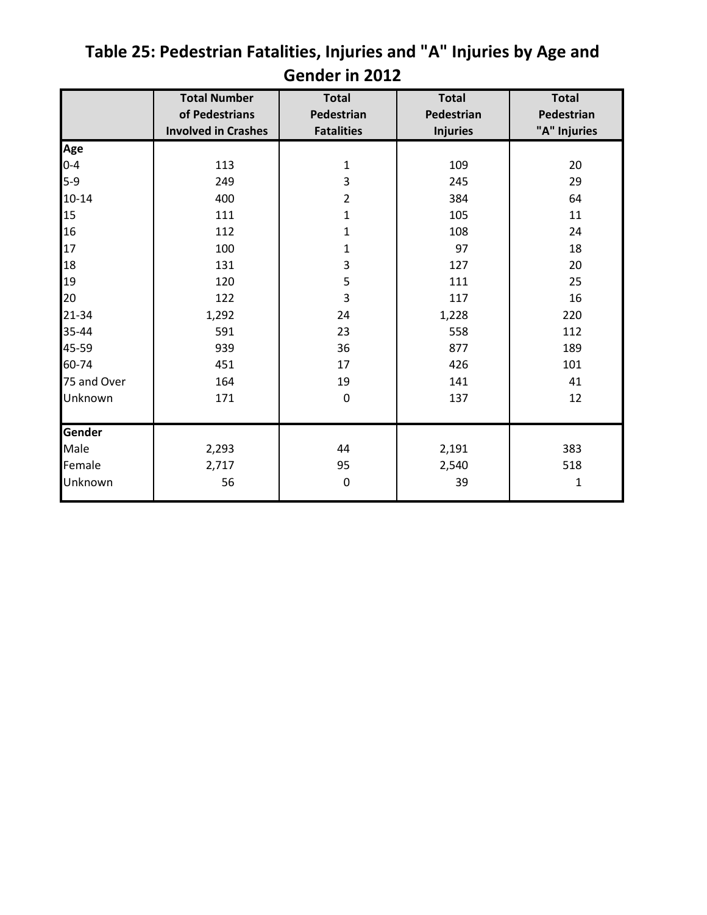# Table 25: Pedestrian Fatalities, Injuries and "A" Injuries by Age and Gender in 2012

| | Total Number of Pedestrians Involved in Crashes | Total Pedestrian Fatalities | Total Pedestrian Injuries | Total Pedestrian "A" Injuries |
|---|---|---|---|---|
| **Age** | | | | |
| 0-4 | 113 | 1 | 109 | 20 |
| 5-9 | 249 | 3 | 245 | 29 |
| 10-14 | 400 | 2 | 384 | 64 |
| 15 | 111 | 1 | 105 | 11 |
| 16 | 112 | 1 | 108 | 24 |
| 17 | 100 | 1 | 97 | 18 |
| 18 | 131 | 3 | 127 | 20 |
| 19 | 120 | 5 | 111 | 25 |
| 20 | 122 | 3 | 117 | 16 |
| 21-34 | 1,292 | 24 | 1,228 | 220 |
| 35-44 | 591 | 23 | 558 | 112 |
| 45-59 | 939 | 36 | 877 | 189 |
| 60-74 | 451 | 17 | 426 | 101 |
| 75 and Over | 164 | 19 | 141 | 41 |
| Unknown | 171 | 0 | 137 | 12 |
| **Gender** | | | | |
| Male | 2,293 | 44 | 2,191 | 383 |
| Female | 2,717 | 95 | 2,540 | 518 |
| Unknown | 56 | 0 | 39 | 1 |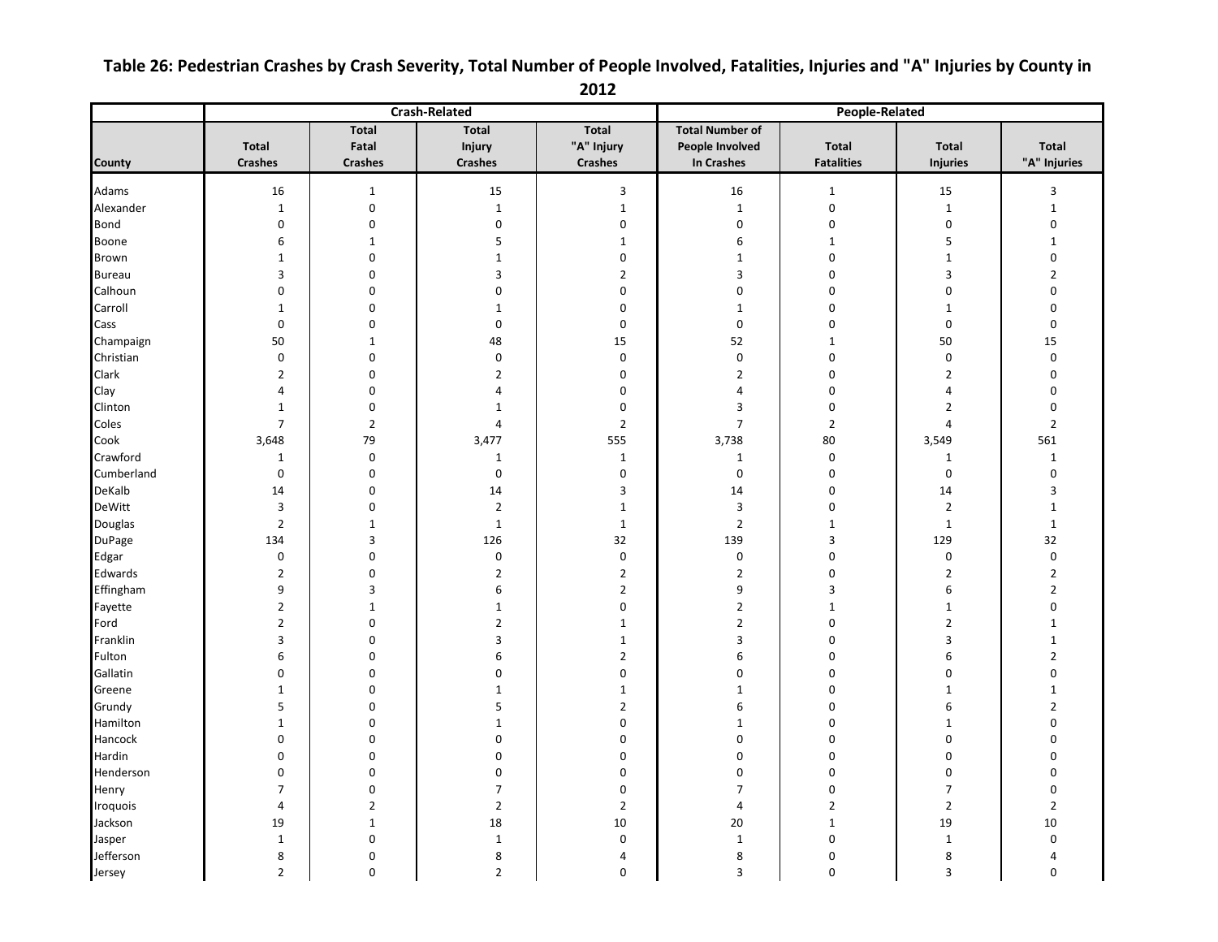## Table 26: Pedestrian Crashes by Crash Severity, Total Number of People Involved, Fatalities, Injuries and "A" Injuries by County in 2012

| | Crash-Related | | | | People-Related | | | |
|---|---|---|---|---|---|---|---|---|
| County | Total Crashes | Total Fatal Crashes | Total Injury Crashes | Total "A" Injury Crashes | Total Number of People Involved In Crashes | Total Fatalities | Total Injuries | Total "A" Injuries |
| Adams | 16 | 1 | 15 | 3 | 16 | 1 | 15 | 3 |
| Alexander | 1 | 0 | 1 | 1 | 1 | 0 | 1 | 1 |
| Bond | 0 | 0 | 0 | 0 | 0 | 0 | 0 | 0 |
| Boone | 6 | 1 | 5 | 1 | 6 | 1 | 5 | 1 |
| Brown | 1 | 0 | 1 | 0 | 1 | 0 | 1 | 0 |
| Bureau | 3 | 0 | 3 | 2 | 3 | 0 | 3 | 2 |
| Calhoun | 0 | 0 | 0 | 0 | 0 | 0 | 0 | 0 |
| Carroll | 1 | 0 | 1 | 0 | 1 | 0 | 1 | 0 |
| Cass | 0 | 0 | 0 | 0 | 0 | 0 | 0 | 0 |
| Champaign | 50 | 1 | 48 | 15 | 52 | 1 | 50 | 15 |
| Christian | 0 | 0 | 0 | 0 | 0 | 0 | 0 | 0 |
| Clark | 2 | 0 | 2 | 0 | 2 | 0 | 2 | 0 |
| Clay | 4 | 0 | 4 | 0 | 4 | 0 | 4 | 0 |
| Clinton | 1 | 0 | 1 | 0 | 3 | 0 | 2 | 0 |
| Coles | 7 | 2 | 4 | 2 | 7 | 2 | 4 | 2 |
| Cook | 3,648 | 79 | 3,477 | 555 | 3,738 | 80 | 3,549 | 561 |
| Crawford | 1 | 0 | 1 | 1 | 1 | 0 | 1 | 1 |
| Cumberland | 0 | 0 | 0 | 0 | 0 | 0 | 0 | 0 |
| DeKalb | 14 | 0 | 14 | 3 | 14 | 0 | 14 | 3 |
| DeWitt | 3 | 0 | 2 | 1 | 3 | 0 | 2 | 1 |
| Douglas | 2 | 1 | 1 | 1 | 2 | 1 | 1 | 1 |
| DuPage | 134 | 3 | 126 | 32 | 139 | 3 | 129 | 32 |
| Edgar | 0 | 0 | 0 | 0 | 0 | 0 | 0 | 0 |
| Edwards | 2 | 0 | 2 | 2 | 2 | 0 | 2 | 2 |
| Effingham | 9 | 3 | 6 | 2 | 9 | 3 | 6 | 2 |
| Fayette | 2 | 1 | 1 | 0 | 2 | 1 | 1 | 0 |
| Ford | 2 | 0 | 2 | 1 | 2 | 0 | 2 | 1 |
| Franklin | 3 | 0 | 3 | 1 | 3 | 0 | 3 | 1 |
| Fulton | 6 | 0 | 6 | 2 | 6 | 0 | 6 | 2 |
| Gallatin | 0 | 0 | 0 | 0 | 0 | 0 | 0 | 0 |
| Greene | 1 | 0 | 1 | 1 | 1 | 0 | 1 | 1 |
| Grundy | 5 | 0 | 5 | 2 | 6 | 0 | 6 | 2 |
| Hamilton | 1 | 0 | 1 | 0 | 1 | 0 | 1 | 0 |
| Hancock | 0 | 0 | 0 | 0 | 0 | 0 | 0 | 0 |
| Hardin | 0 | 0 | 0 | 0 | 0 | 0 | 0 | 0 |
| Henderson | 0 | 0 | 0 | 0 | 0 | 0 | 0 | 0 |
| Henry | 7 | 0 | 7 | 0 | 7 | 0 | 7 | 0 |
| Iroquois | 4 | 2 | 2 | 2 | 4 | 2 | 2 | 2 |
| Jackson | 19 | 1 | 18 | 10 | 20 | 1 | 19 | 10 |
| Jasper | 1 | 0 | 1 | 0 | 1 | 0 | 1 | 0 |
| Jefferson | 8 | 0 | 8 | 4 | 8 | 0 | 8 | 4 |
| Jersey | 2 | 0 | 2 | 0 | 3 | 0 | 3 | 0 |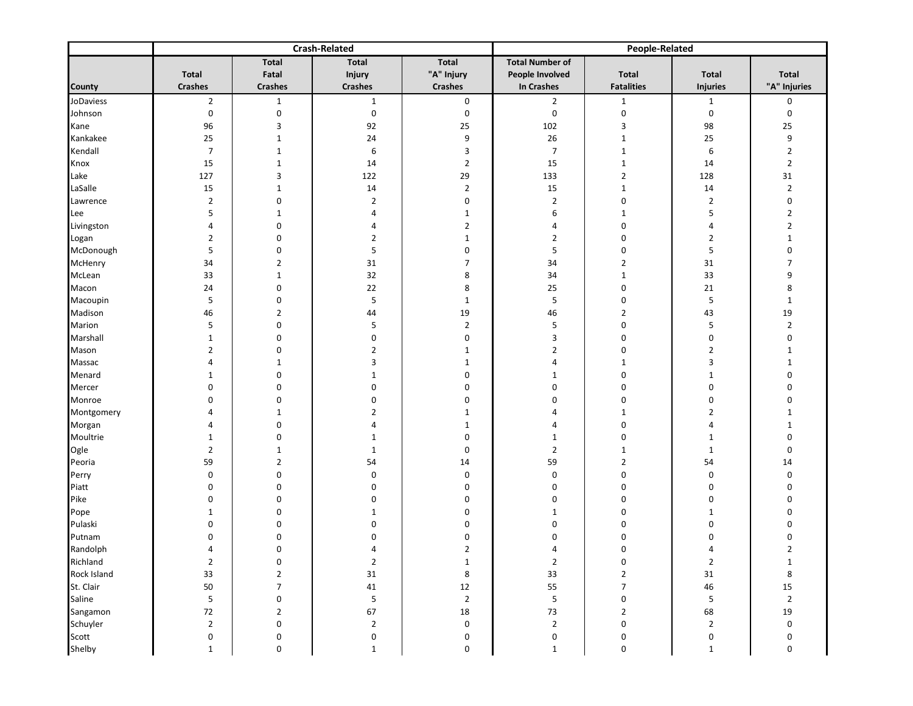| | Crash-Related | | | | People-Related | | | |
|---|---|---|---|---|---|---|---|---|
| County | Total Crashes | Total Fatal Crashes | Total Injury Crashes | Total "A" Injury Crashes | Total Number of People Involved In Crashes | Total Fatalities | Total Injuries | Total "A" Injuries |
| JoDaviess | 2 | 1 | 1 | 0 | 2 | 1 | 1 | 0 |
| Johnson | 0 | 0 | 0 | 0 | 0 | 0 | 0 | 0 |
| Kane | 96 | 3 | 92 | 25 | 102 | 3 | 98 | 25 |
| Kankakee | 25 | 1 | 24 | 9 | 26 | 1 | 25 | 9 |
| Kendall | 7 | 1 | 6 | 3 | 7 | 1 | 6 | 2 |
| Knox | 15 | 1 | 14 | 2 | 15 | 1 | 14 | 2 |
| Lake | 127 | 3 | 122 | 29 | 133 | 2 | 128 | 31 |
| LaSalle | 15 | 1 | 14 | 2 | 15 | 1 | 14 | 2 |
| Lawrence | 2 | 0 | 2 | 0 | 2 | 0 | 2 | 0 |
| Lee | 5 | 1 | 4 | 1 | 6 | 1 | 5 | 2 |
| Livingston | 4 | 0 | 4 | 2 | 4 | 0 | 4 | 2 |
| Logan | 2 | 0 | 2 | 1 | 2 | 0 | 2 | 1 |
| McDonough | 5 | 0 | 5 | 0 | 5 | 0 | 5 | 0 |
| McHenry | 34 | 2 | 31 | 7 | 34 | 2 | 31 | 7 |
| McLean | 33 | 1 | 32 | 8 | 34 | 1 | 33 | 9 |
| Macon | 24 | 0 | 22 | 8 | 25 | 0 | 21 | 8 |
| Macoupin | 5 | 0 | 5 | 1 | 5 | 0 | 5 | 1 |
| Madison | 46 | 2 | 44 | 19 | 46 | 2 | 43 | 19 |
| Marion | 5 | 0 | 5 | 2 | 5 | 0 | 5 | 2 |
| Marshall | 1 | 0 | 0 | 0 | 3 | 0 | 0 | 0 |
| Mason | 2 | 0 | 2 | 1 | 2 | 0 | 2 | 1 |
| Massac | 4 | 1 | 3 | 1 | 4 | 1 | 3 | 1 |
| Menard | 1 | 0 | 1 | 0 | 1 | 0 | 1 | 0 |
| Mercer | 0 | 0 | 0 | 0 | 0 | 0 | 0 | 0 |
| Monroe | 0 | 0 | 0 | 0 | 0 | 0 | 0 | 0 |
| Montgomery | 4 | 1 | 2 | 1 | 4 | 1 | 2 | 1 |
| Morgan | 4 | 0 | 4 | 1 | 4 | 0 | 4 | 1 |
| Moultrie | 1 | 0 | 1 | 0 | 1 | 0 | 1 | 0 |
| Ogle | 2 | 1 | 1 | 0 | 2 | 1 | 1 | 0 |
| Peoria | 59 | 2 | 54 | 14 | 59 | 2 | 54 | 14 |
| Perry | 0 | 0 | 0 | 0 | 0 | 0 | 0 | 0 |
| Piatt | 0 | 0 | 0 | 0 | 0 | 0 | 0 | 0 |
| Pike | 0 | 0 | 0 | 0 | 0 | 0 | 0 | 0 |
| Pope | 1 | 0 | 1 | 0 | 1 | 0 | 1 | 0 |
| Pulaski | 0 | 0 | 0 | 0 | 0 | 0 | 0 | 0 |
| Putnam | 0 | 0 | 0 | 0 | 0 | 0 | 0 | 0 |
| Randolph | 4 | 0 | 4 | 2 | 4 | 0 | 4 | 2 |
| Richland | 2 | 0 | 2 | 1 | 2 | 0 | 2 | 1 |
| Rock Island | 33 | 2 | 31 | 8 | 33 | 2 | 31 | 8 |
| St. Clair | 50 | 7 | 41 | 12 | 55 | 7 | 46 | 15 |
| Saline | 5 | 0 | 5 | 2 | 5 | 0 | 5 | 2 |
| Sangamon | 72 | 2 | 67 | 18 | 73 | 2 | 68 | 19 |
| Schuyler | 2 | 0 | 2 | 0 | 2 | 0 | 2 | 0 |
| Scott | 0 | 0 | 0 | 0 | 0 | 0 | 0 | 0 |
| Shelby | 1 | 0 | 1 | 0 | 1 | 0 | 1 | 0 |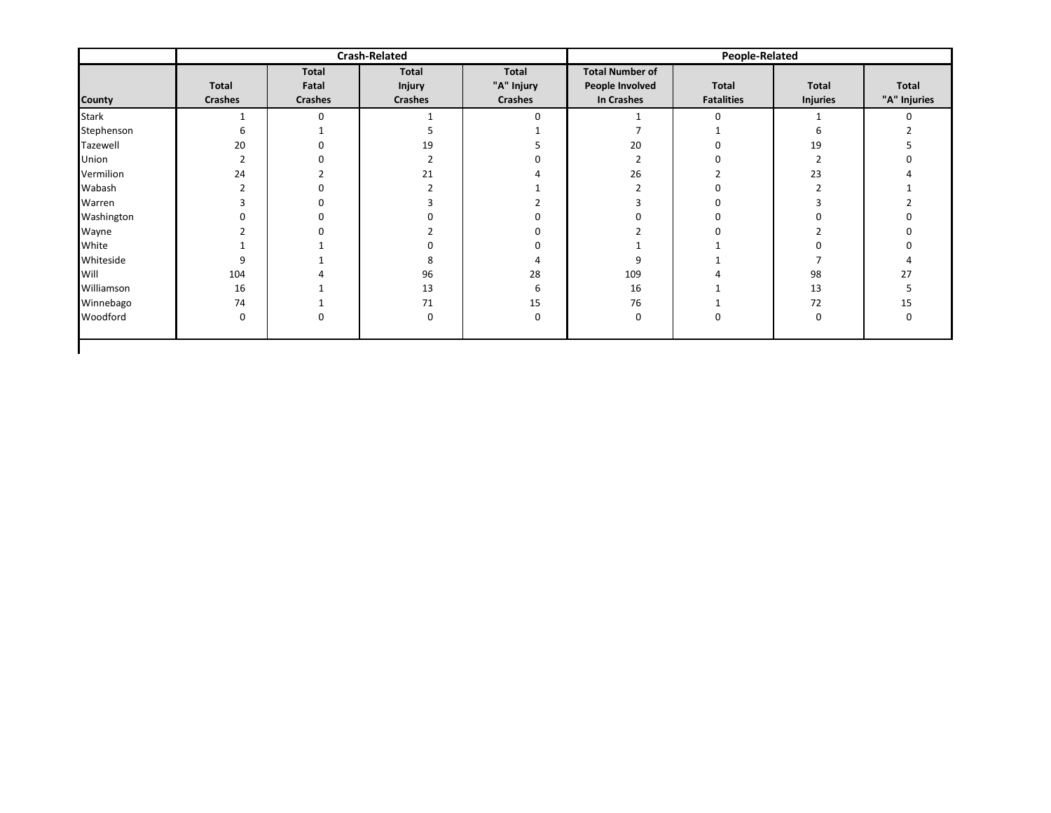| | Crash-Related | | | | People-Related | | | |
|---|---|---|---|---|---|---|---|---|
| County | Total Crashes | Total Fatal Crashes | Total Injury Crashes | Total "A" Injury Crashes | Total Number of People Involved In Crashes | Total Fatalities | Total Injuries | Total "A" Injuries |
| Stark | 1 | 0 | 1 | 0 | 1 | 0 | 1 | 0 |
| Stephenson | 6 | 1 | 5 | 1 | 7 | 1 | 6 | 2 |
| Tazewell | 20 | 0 | 19 | 5 | 20 | 0 | 19 | 5 |
| Union | 2 | 0 | 2 | 0 | 2 | 0 | 2 | 0 |
| Vermilion | 24 | 2 | 21 | 4 | 26 | 2 | 23 | 4 |
| Wabash | 2 | 0 | 2 | 1 | 2 | 0 | 2 | 1 |
| Warren | 3 | 0 | 3 | 2 | 3 | 0 | 3 | 2 |
| Washington | 0 | 0 | 0 | 0 | 0 | 0 | 0 | 0 |
| Wayne | 2 | 0 | 2 | 0 | 2 | 0 | 2 | 0 |
| White | 1 | 1 | 0 | 0 | 1 | 1 | 0 | 0 |
| Whiteside | 9 | 1 | 8 | 4 | 9 | 1 | 7 | 4 |
| Will | 104 | 4 | 96 | 28 | 109 | 4 | 98 | 27 |
| Williamson | 16 | 1 | 13 | 6 | 16 | 1 | 13 | 5 |
| Winnebago | 74 | 1 | 71 | 15 | 76 | 1 | 72 | 15 |
| Woodford | 0 | 0 | 0 | 0 | 0 | 0 | 0 | 0 |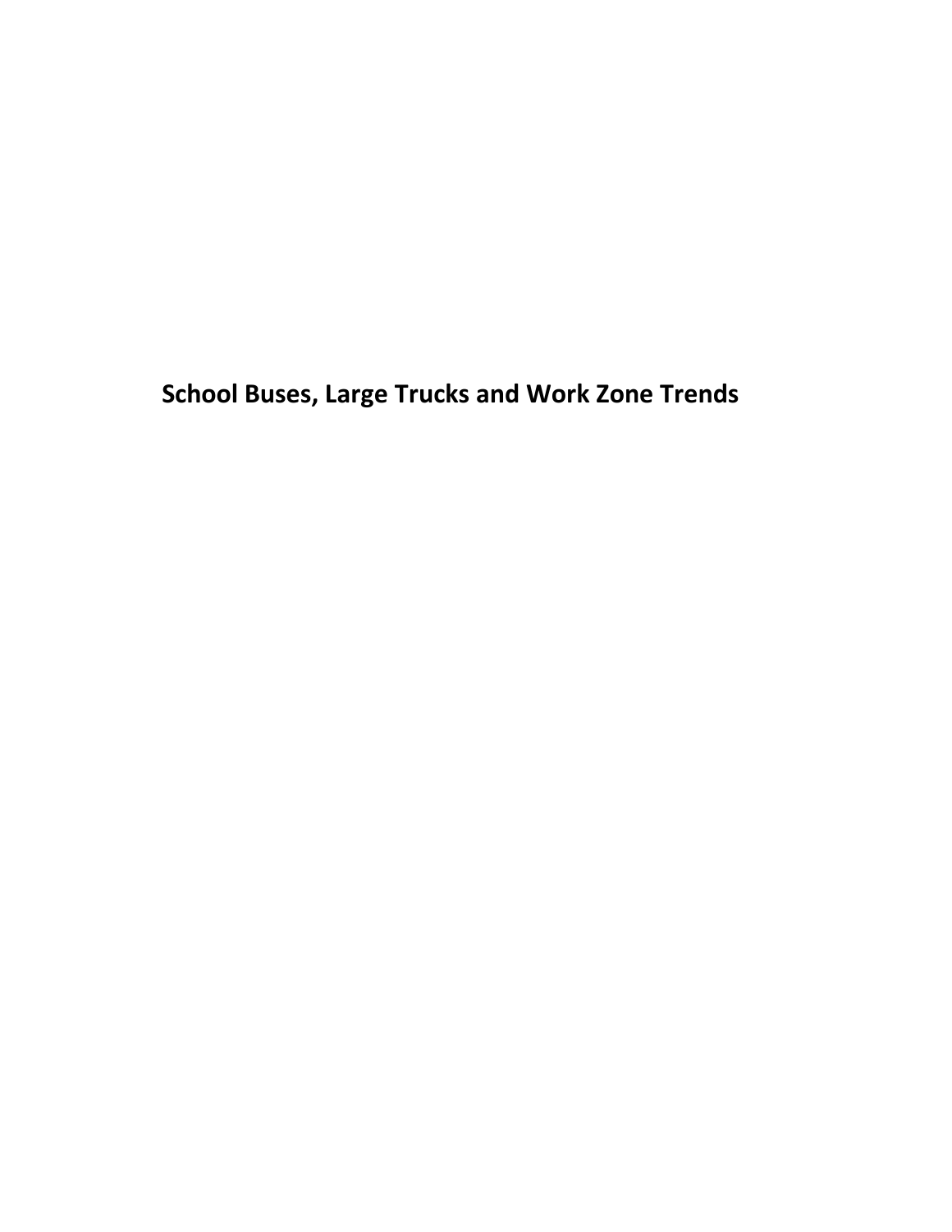# School Buses, Large Trucks and Work Zone Trends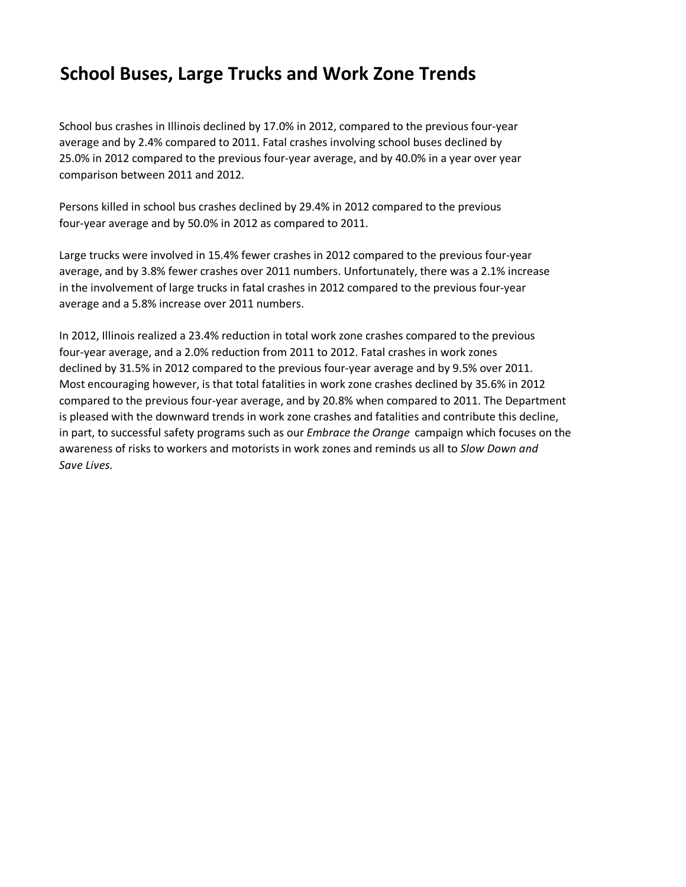# School Buses, Large Trucks and Work Zone Trends

School bus crashes in Illinois declined by 17.0% in 2012, compared to the previous four-year average and by 2.4% compared to 2011. Fatal crashes involving school buses declined by 25.0% in 2012 compared to the previous four-year average, and by 40.0% in a year over year comparison between 2011 and 2012.

Persons killed in school bus crashes declined by 29.4% in 2012 compared to the previous four-year average and by 50.0% in 2012 as compared to 2011.

Large trucks were involved in 15.4% fewer crashes in 2012 compared to the previous four-year average, and by 3.8% fewer crashes over 2011 numbers. Unfortunately, there was a 2.1% increase in the involvement of large trucks in fatal crashes in 2012 compared to the previous four-year average and a 5.8% increase over 2011 numbers.

In 2012, Illinois realized a 23.4% reduction in total work zone crashes compared to the previous four-year average, and a 2.0% reduction from 2011 to 2012. Fatal crashes in work zones declined by 31.5% in 2012 compared to the previous four-year average and by 9.5% over 2011. Most encouraging however, is that total fatalities in work zone crashes declined by 35.6% in 2012 compared to the previous four-year average, and by 20.8% when compared to 2011. The Department is pleased with the downward trends in work zone crashes and fatalities and contribute this decline, in part, to successful safety programs such as our *Embrace the Orange* campaign which focuses on the awareness of risks to workers and motorists in work zones and reminds us all to *Slow Down and Save Lives.*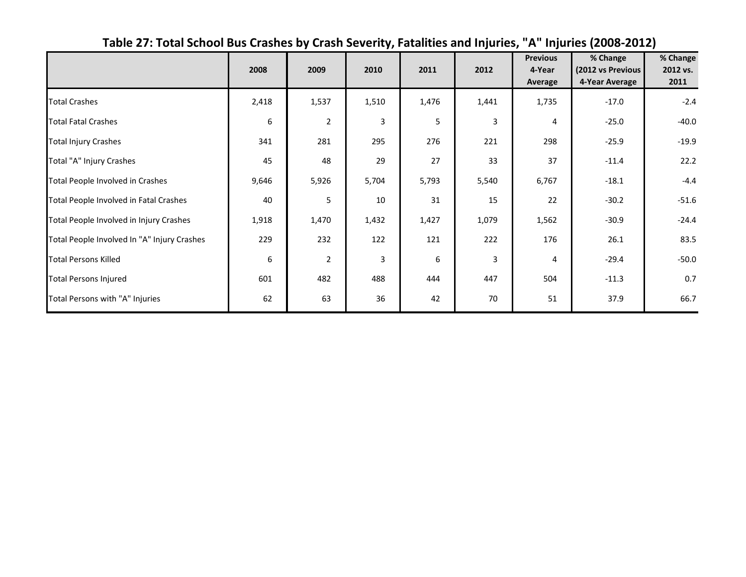## Table 27: Total School Bus Crashes by Crash Severity, Fatalities and Injuries, "A" Injuries (2008-2012)

| | 2008 | 2009 | 2010 | 2011 | 2012 | Previous 4-Year Average | % Change (2012 vs Previous 4-Year Average | % Change 2012 vs. 2011 |
|---|---|---|---|---|---|---|---|---|
| Total Crashes | 2,418 | 1,537 | 1,510 | 1,476 | 1,441 | 1,735 | -17.0 | -2.4 |
| Total Fatal Crashes | 6 | 2 | 3 | 5 | 3 | 4 | -25.0 | -40.0 |
| Total Injury Crashes | 341 | 281 | 295 | 276 | 221 | 298 | -25.9 | -19.9 |
| Total "A" Injury Crashes | 45 | 48 | 29 | 27 | 33 | 37 | -11.4 | 22.2 |
| Total People Involved in Crashes | 9,646 | 5,926 | 5,704 | 5,793 | 5,540 | 6,767 | -18.1 | -4.4 |
| Total People Involved in Fatal Crashes | 40 | 5 | 10 | 31 | 15 | 22 | -30.2 | -51.6 |
| Total People Involved in Injury Crashes | 1,918 | 1,470 | 1,432 | 1,427 | 1,079 | 1,562 | -30.9 | -24.4 |
| Total People Involved In "A" Injury Crashes | 229 | 232 | 122 | 121 | 222 | 176 | 26.1 | 83.5 |
| Total Persons Killed | 6 | 2 | 3 | 6 | 3 | 4 | -29.4 | -50.0 |
| Total Persons Injured | 601 | 482 | 488 | 444 | 447 | 504 | -11.3 | 0.7 |
| Total Persons with "A" Injuries | 62 | 63 | 36 | 42 | 70 | 51 | 37.9 | 66.7 |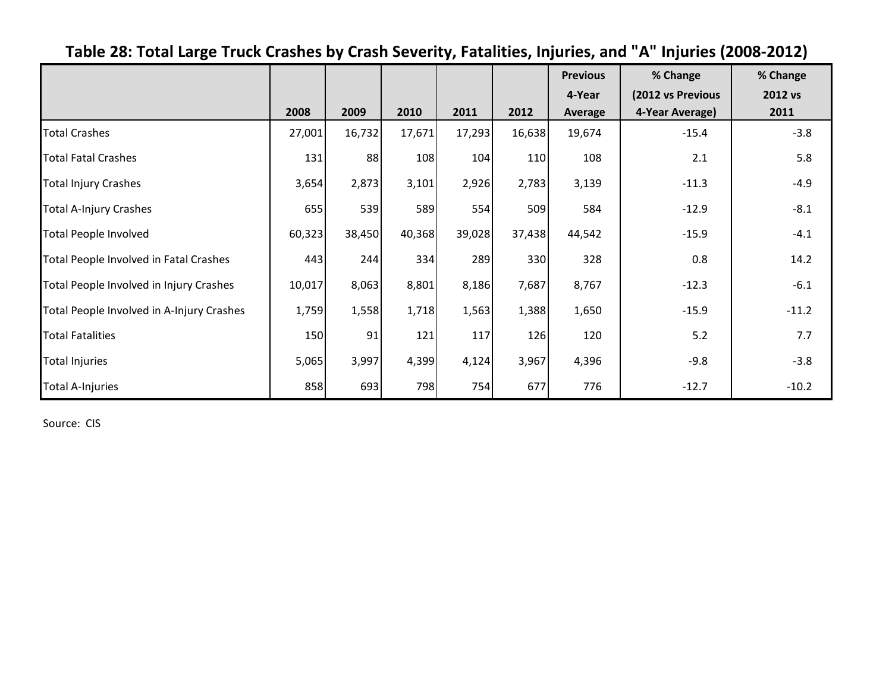## Table 28: Total Large Truck Crashes by Crash Severity, Fatalities, Injuries, and "A" Injuries (2008-2012)

| | 2008 | 2009 | 2010 | 2011 | 2012 | Previous 4-Year Average | % Change (2012 vs Previous 4-Year Average) | % Change 2012 vs 2011 |
|---|---|---|---|---|---|---|---|---|
| Total Crashes | 27,001 | 16,732 | 17,671 | 17,293 | 16,638 | 19,674 | -15.4 | -3.8 |
| Total Fatal Crashes | 131 | 88 | 108 | 104 | 110 | 108 | 2.1 | 5.8 |
| Total Injury Crashes | 3,654 | 2,873 | 3,101 | 2,926 | 2,783 | 3,139 | -11.3 | -4.9 |
| Total A-Injury Crashes | 655 | 539 | 589 | 554 | 509 | 584 | -12.9 | -8.1 |
| Total People Involved | 60,323 | 38,450 | 40,368 | 39,028 | 37,438 | 44,542 | -15.9 | -4.1 |
| Total People Involved in Fatal Crashes | 443 | 244 | 334 | 289 | 330 | 328 | 0.8 | 14.2 |
| Total People Involved in Injury Crashes | 10,017 | 8,063 | 8,801 | 8,186 | 7,687 | 8,767 | -12.3 | -6.1 |
| Total People Involved in A-Injury Crashes | 1,759 | 1,558 | 1,718 | 1,563 | 1,388 | 1,650 | -15.9 | -11.2 |
| Total Fatalities | 150 | 91 | 121 | 117 | 126 | 120 | 5.2 | 7.7 |
| Total Injuries | 5,065 | 3,997 | 4,399 | 4,124 | 3,967 | 4,396 | -9.8 | -3.8 |
| Total A-Injuries | 858 | 693 | 798 | 754 | 677 | 776 | -12.7 | -10.2 |

Source: CIS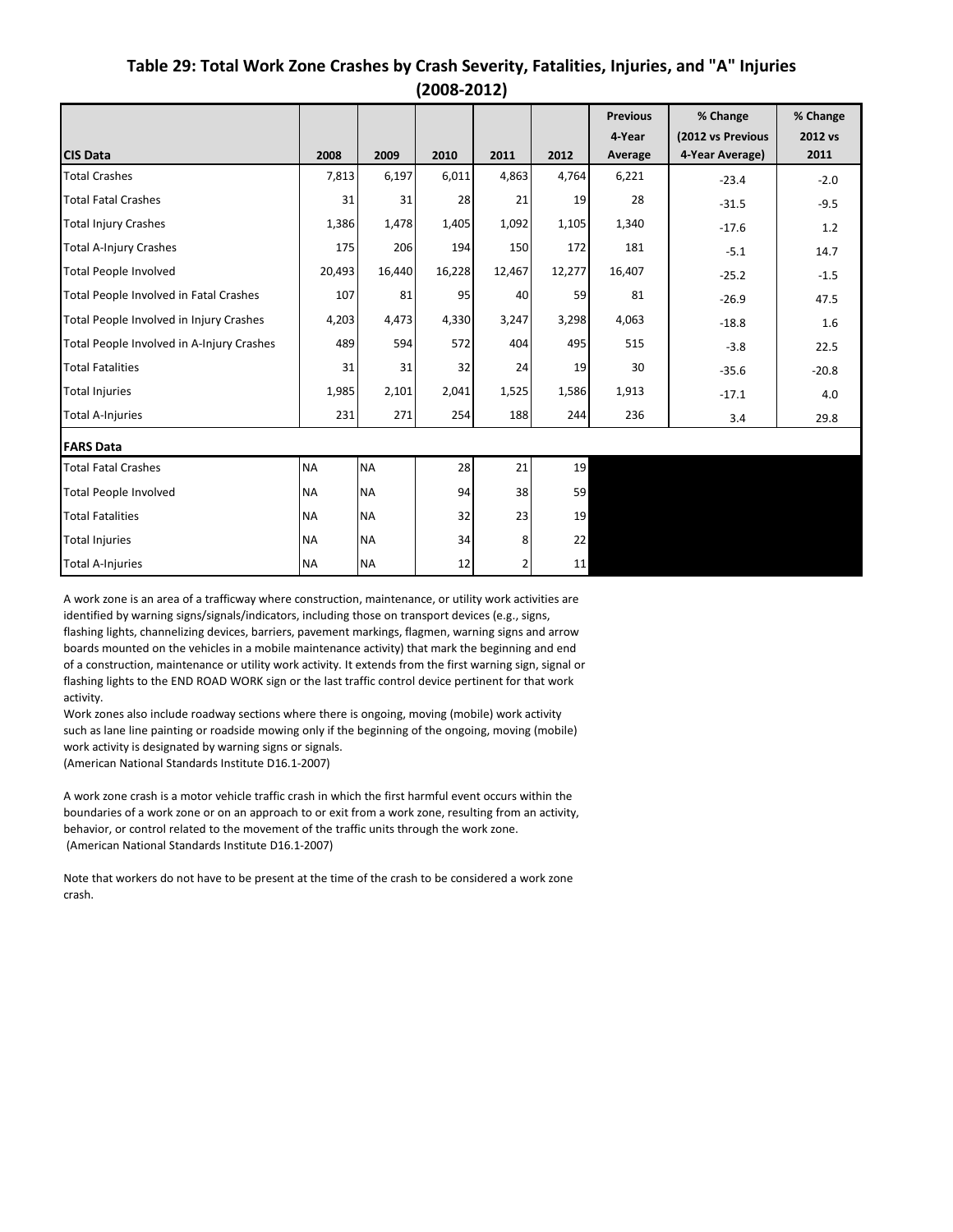## Table 29: Total Work Zone Crashes by Crash Severity, Fatalities, Injuries, and "A" Injuries (2008-2012)

| CIS Data | 2008 | 2009 | 2010 | 2011 | 2012 | Previous 4-Year Average | % Change (2012 vs Previous 4-Year Average) | % Change 2012 vs 2011 |
|---|---|---|---|---|---|---|---|---|
| Total Crashes | 7,813 | 6,197 | 6,011 | 4,863 | 4,764 | 6,221 | -23.4 | -2.0 |
| Total Fatal Crashes | 31 | 31 | 28 | 21 | 19 | 28 | -31.5 | -9.5 |
| Total Injury Crashes | 1,386 | 1,478 | 1,405 | 1,092 | 1,105 | 1,340 | -17.6 | 1.2 |
| Total A-Injury Crashes | 175 | 206 | 194 | 150 | 172 | 181 | -5.1 | 14.7 |
| Total People Involved | 20,493 | 16,440 | 16,228 | 12,467 | 12,277 | 16,407 | -25.2 | -1.5 |
| Total People Involved in Fatal Crashes | 107 | 81 | 95 | 40 | 59 | 81 | -26.9 | 47.5 |
| Total People Involved in Injury Crashes | 4,203 | 4,473 | 4,330 | 3,247 | 3,298 | 4,063 | -18.8 | 1.6 |
| Total People Involved in A-Injury Crashes | 489 | 594 | 572 | 404 | 495 | 515 | -3.8 | 22.5 |
| Total Fatalities | 31 | 31 | 32 | 24 | 19 | 30 | -35.6 | -20.8 |
| Total Injuries | 1,985 | 2,101 | 2,041 | 1,525 | 1,586 | 1,913 | -17.1 | 4.0 |
| Total A-Injuries | 231 | 271 | 254 | 188 | 244 | 236 | 3.4 | 29.8 |
| **FARS Data** | | | | | | | | |
| Total Fatal Crashes | NA | NA | 28 | 21 | 19 | | | |
| Total People Involved | NA | NA | 94 | 38 | 59 | | | |
| Total Fatalities | NA | NA | 32 | 23 | 19 | | | |
| Total Injuries | NA | NA | 34 | 8 | 22 | | | |
| Total A-Injuries | NA | NA | 12 | 2 | 11 | | | |

A work zone is an area of a trafficway where construction, maintenance, or utility work activities are identified by warning signs/signals/indicators, including those on transport devices (e.g., signs, flashing lights, channelizing devices, barriers, pavement markings, flagmen, warning signs and arrow boards mounted on the vehicles in a mobile maintenance activity) that mark the beginning and end of a construction, maintenance or utility work activity. It extends from the first warning sign, signal or flashing lights to the END ROAD WORK sign or the last traffic control device pertinent for that work activity.

Work zones also include roadway sections where there is ongoing, moving (mobile) work activity such as lane line painting or roadside mowing only if the beginning of the ongoing, moving (mobile) work activity is designated by warning signs or signals.
(American National Standards Institute D16.1-2007)

A work zone crash is a motor vehicle traffic crash in which the first harmful event occurs within the boundaries of a work zone or on an approach to or exit from a work zone, resulting from an activity, behavior, or control related to the movement of the traffic units through the work zone.
(American National Standards Institute D16.1-2007)

Note that workers do not have to be present at the time of the crash to be considered a work zone crash.